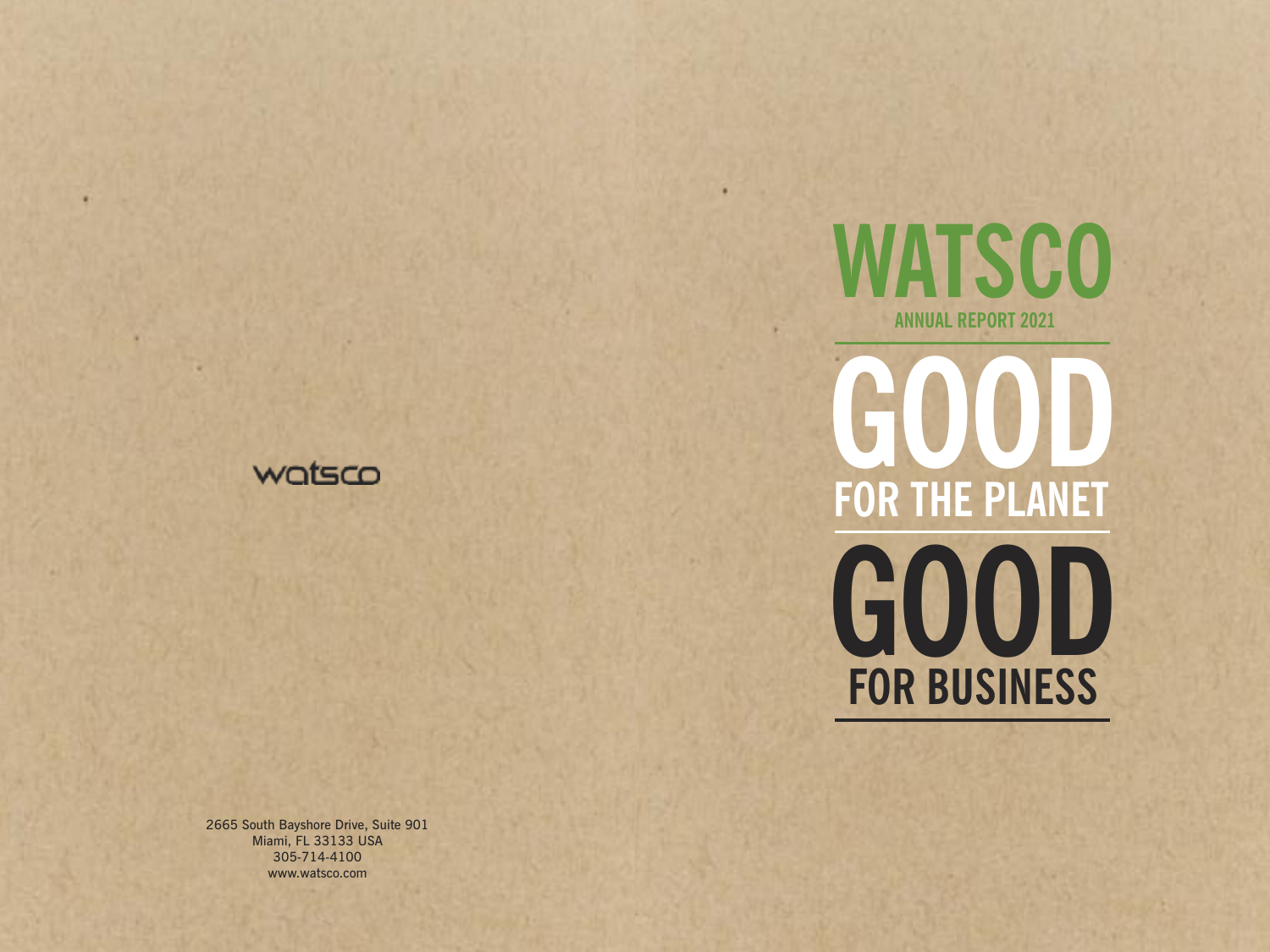watsco

2665 South Bayshore Drive, Suite 901
Miami, FL 33133 USA
305-714-4100
www.watsco.com

# WATSCO

ANNUAL REPORT 2021

# GOOD
## FOR THE PLANET

# GOOD
## FOR BUSINESS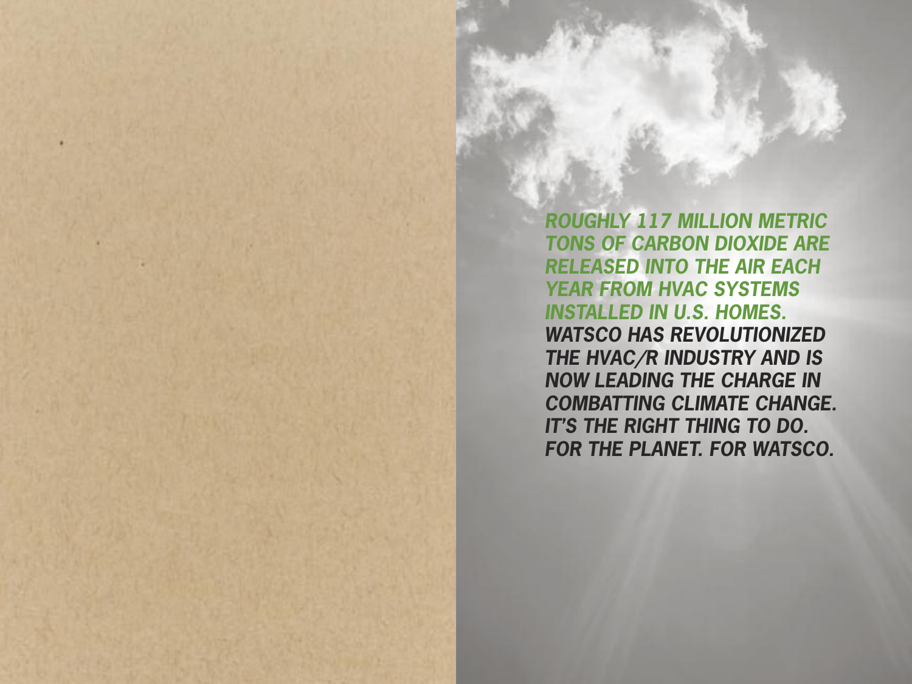***ROUGHLY 117 MILLION METRIC TONS OF CARBON DIOXIDE ARE RELEASED INTO THE AIR EACH YEAR FROM HVAC SYSTEMS INSTALLED IN U.S. HOMES.***

***WATSCO HAS REVOLUTIONIZED THE HVAC/R INDUSTRY AND IS NOW LEADING THE CHARGE IN COMBATTING CLIMATE CHANGE. IT'S THE RIGHT THING TO DO. FOR THE PLANET. FOR WATSCO.***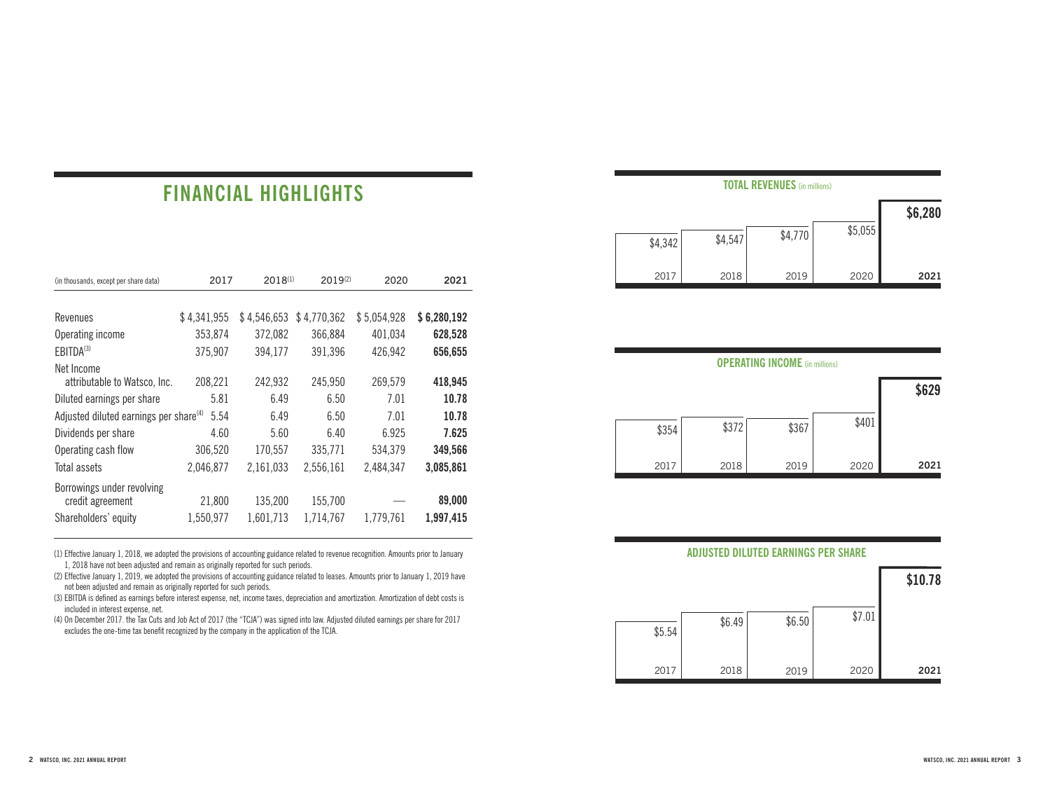# FINANCIAL HIGHLIGHTS

| (in thousands, except per share data) | 2017 | 2018[1] | 2019[2] | 2020 | 2021 |
|---|---|---|---|---|---|
| Revenues | $ 4,341,955 | $ 4,546,653 | $ 4,770,362 | $ 5,054,928 | **$ 6,280,192** |
| Operating income | 353,874 | 372,082 | 366,884 | 401,034 | **628,528** |
| EBITDA[3] | 375,907 | 394,177 | 391,396 | 426,942 | **656,655** |
| Net Income attributable to Watsco, Inc. | 208,221 | 242,932 | 245,950 | 269,579 | **418,945** |
| Diluted earnings per share | 5.81 | 6.49 | 6.50 | 7.01 | **10.78** |
| Adjusted diluted earnings per share[4] | 5.54 | 6.49 | 6.50 | 7.01 | **10.78** |
| Dividends per share | 4.60 | 5.60 | 6.40 | 6.925 | **7.625** |
| Operating cash flow | 306,520 | 170,557 | 335,771 | 534,379 | **349,566** |
| Total assets | 2,046,877 | 2,161,033 | 2,556,161 | 2,484,347 | **3,085,861** |
| Borrowings under revolving credit agreement | 21,800 | 135,200 | 155,700 | — | **89,000** |
| Shareholders' equity | 1,550,977 | 1,601,713 | 1,714,767 | 1,779,761 | **1,997,415** |

(1) Effective January 1, 2018, we adopted the provisions of accounting guidance related to revenue recognition. Amounts prior to January 1, 2018 have not been adjusted and remain as originally reported for such periods.

(2) Effective January 1, 2019, we adopted the provisions of accounting guidance related to leases. Amounts prior to January 1, 2019 have not been adjusted and remain as originally reported for such periods.

(3) EBITDA is defined as earnings before interest expense, net, income taxes, depreciation and amortization. Amortization of debt costs is included in interest expense, net.

(4) On December 2017. the Tax Cuts and Job Act of 2017 (the "TCJA") was signed into law. Adjusted diluted earnings per share for 2017 excludes the one-time tax benefit recognized by the company in the application of the TCJA.

**TOTAL REVENUES** (in millions)

| 2017 | 2018 | 2019 | 2020 | 2021 |
|---|---|---|---|---|
| $4,342 | $4,547 | $4,770 | $5,055 | **$6,280** |

**OPERATING INCOME** (in millions)

| 2017 | 2018 | 2019 | 2020 | 2021 |
|---|---|---|---|---|
| $354 | $372 | $367 | $401 | **$629** |

**ADJUSTED DILUTED EARNINGS PER SHARE**

| 2017 | 2018 | 2019 | 2020 | 2021 |
|---|---|---|---|---|
| $5.54 | $6.49 | $6.50 | $7.01 | **$10.78** |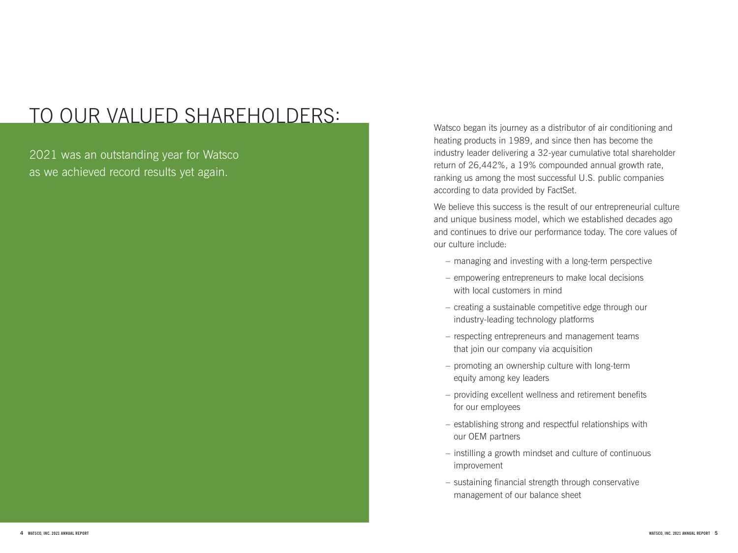# TO OUR VALUED SHAREHOLDERS:

2021 was an outstanding year for Watsco as we achieved record results yet again.

Watsco began its journey as a distributor of air conditioning and heating products in 1989, and since then has become the industry leader delivering a 32-year cumulative total shareholder return of 26,442%, a 19% compounded annual growth rate, ranking us among the most successful U.S. public companies according to data provided by FactSet.

We believe this success is the result of our entrepreneurial culture and unique business model, which we established decades ago and continues to drive our performance today. The core values of our culture include:

- managing and investing with a long-term perspective
- empowering entrepreneurs to make local decisions with local customers in mind
- creating a sustainable competitive edge through our industry-leading technology platforms
- respecting entrepreneurs and management teams that join our company via acquisition
- promoting an ownership culture with long-term equity among key leaders
- providing excellent wellness and retirement benefits for our employees
- establishing strong and respectful relationships with our OEM partners
- instilling a growth mindset and culture of continuous improvement
- sustaining financial strength through conservative management of our balance sheet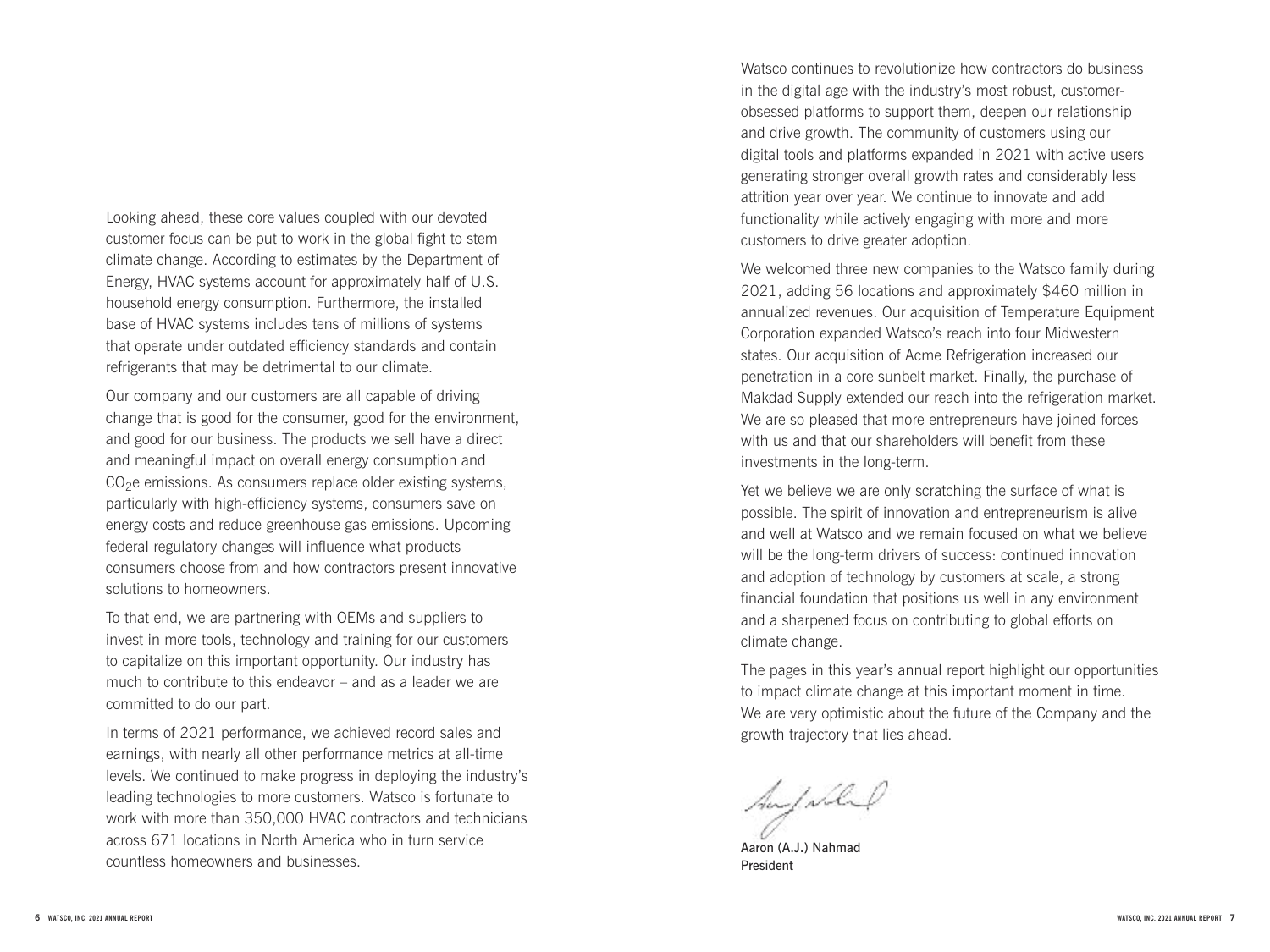Looking ahead, these core values coupled with our devoted customer focus can be put to work in the global fight to stem climate change. According to estimates by the Department of Energy, HVAC systems account for approximately half of U.S. household energy consumption. Furthermore, the installed base of HVAC systems includes tens of millions of systems that operate under outdated efficiency standards and contain refrigerants that may be detrimental to our climate.

Our company and our customers are all capable of driving change that is good for the consumer, good for the environment, and good for our business. The products we sell have a direct and meaningful impact on overall energy consumption and $CO_2e$ emissions. As consumers replace older existing systems, particularly with high-efficiency systems, consumers save on energy costs and reduce greenhouse gas emissions. Upcoming federal regulatory changes will influence what products consumers choose from and how contractors present innovative solutions to homeowners.

To that end, we are partnering with OEMs and suppliers to invest in more tools, technology and training for our customers to capitalize on this important opportunity. Our industry has much to contribute to this endeavor – and as a leader we are committed to do our part.

In terms of 2021 performance, we achieved record sales and earnings, with nearly all other performance metrics at all-time levels. We continued to make progress in deploying the industry's leading technologies to more customers. Watsco is fortunate to work with more than 350,000 HVAC contractors and technicians across 671 locations in North America who in turn service countless homeowners and businesses.

Watsco continues to revolutionize how contractors do business in the digital age with the industry's most robust, customer-obsessed platforms to support them, deepen our relationship and drive growth. The community of customers using our digital tools and platforms expanded in 2021 with active users generating stronger overall growth rates and considerably less attrition year over year. We continue to innovate and add functionality while actively engaging with more and more customers to drive greater adoption.

We welcomed three new companies to the Watsco family during 2021, adding 56 locations and approximately $460 million in annualized revenues. Our acquisition of Temperature Equipment Corporation expanded Watsco's reach into four Midwestern states. Our acquisition of Acme Refrigeration increased our penetration in a core sunbelt market. Finally, the purchase of Makdad Supply extended our reach into the refrigeration market. We are so pleased that more entrepreneurs have joined forces with us and that our shareholders will benefit from these investments in the long-term.

Yet we believe we are only scratching the surface of what is possible. The spirit of innovation and entrepreneurism is alive and well at Watsco and we remain focused on what we believe will be the long-term drivers of success: continued innovation and adoption of technology by customers at scale, a strong financial foundation that positions us well in any environment and a sharpened focus on contributing to global efforts on climate change.

The pages in this year's annual report highlight our opportunities to impact climate change at this important moment in time. We are very optimistic about the future of the Company and the growth trajectory that lies ahead.

Aaron (A.J.) Nahmad
President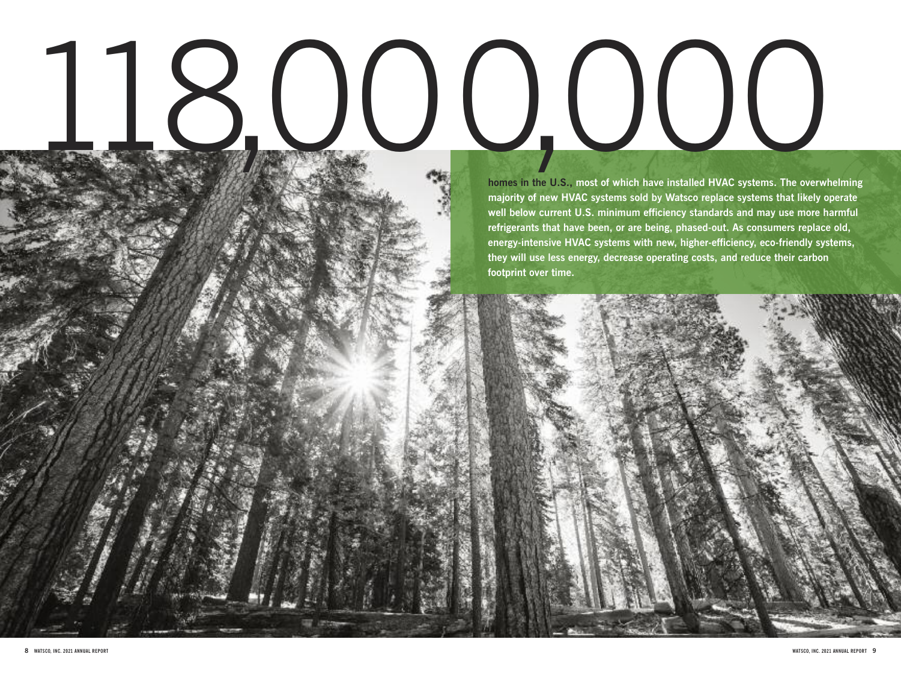# 118,000,000

**homes in the U.S., most of which have installed HVAC systems. The overwhelming majority of new HVAC systems sold by Watsco replace systems that likely operate well below current U.S. minimum efficiency standards and may use more harmful refrigerants that have been, or are being, phased-out. As consumers replace old, energy-intensive HVAC systems with new, higher-efficiency, eco-friendly systems, they will use less energy, decrease operating costs, and reduce their carbon footprint over time.**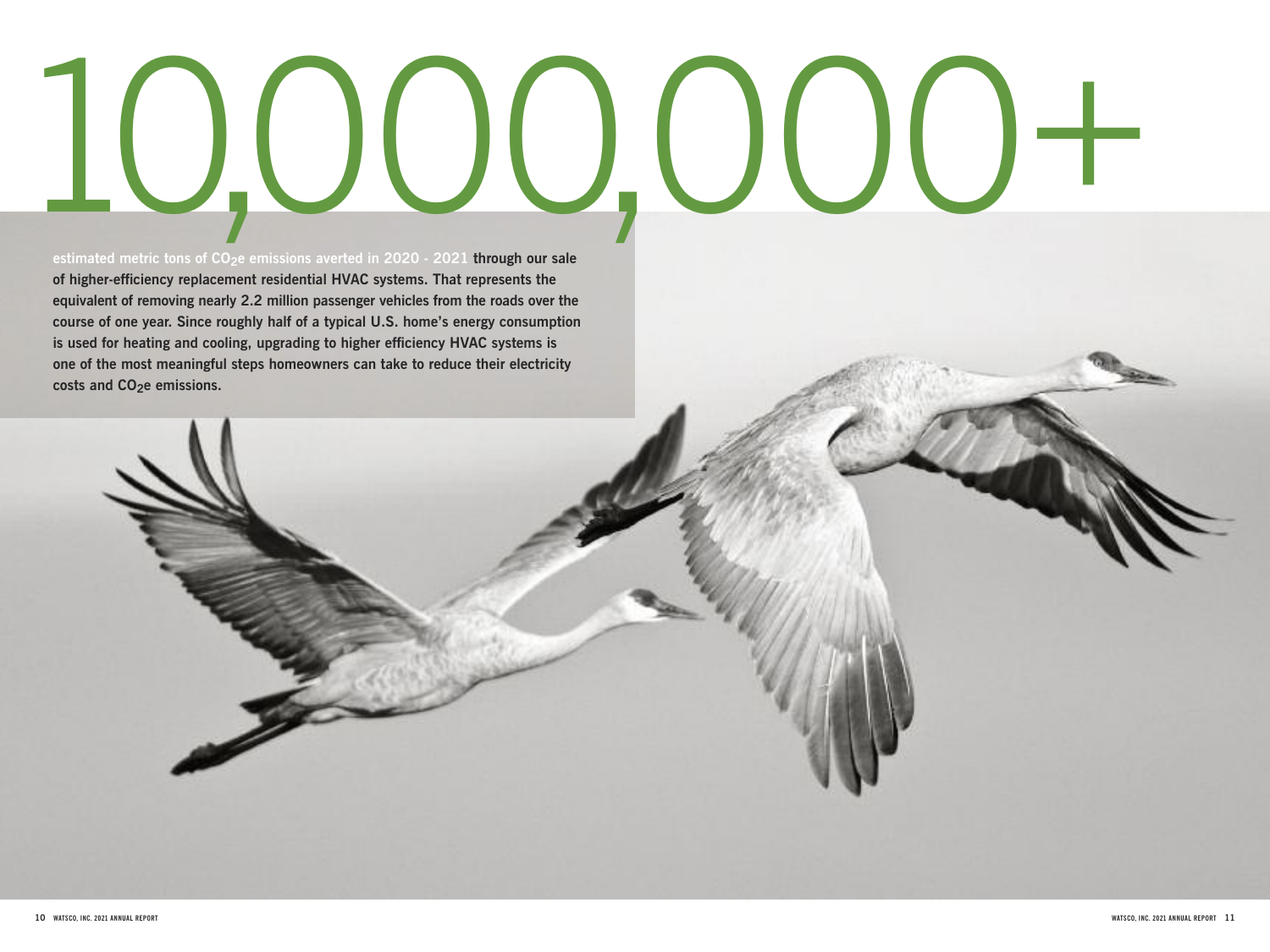# 10,000,000+

estimated metric tons of $CO_2e$ emissions averted in 2020 - 2021 **through our sale of higher-efficiency replacement residential HVAC systems. That represents the equivalent of removing nearly 2.2 million passenger vehicles from the roads over the course of one year. Since roughly half of a typical U.S. home's energy consumption is used for heating and cooling, upgrading to higher efficiency HVAC systems is one of the most meaningful steps homeowners can take to reduce their electricity costs and $CO_2e$ emissions.**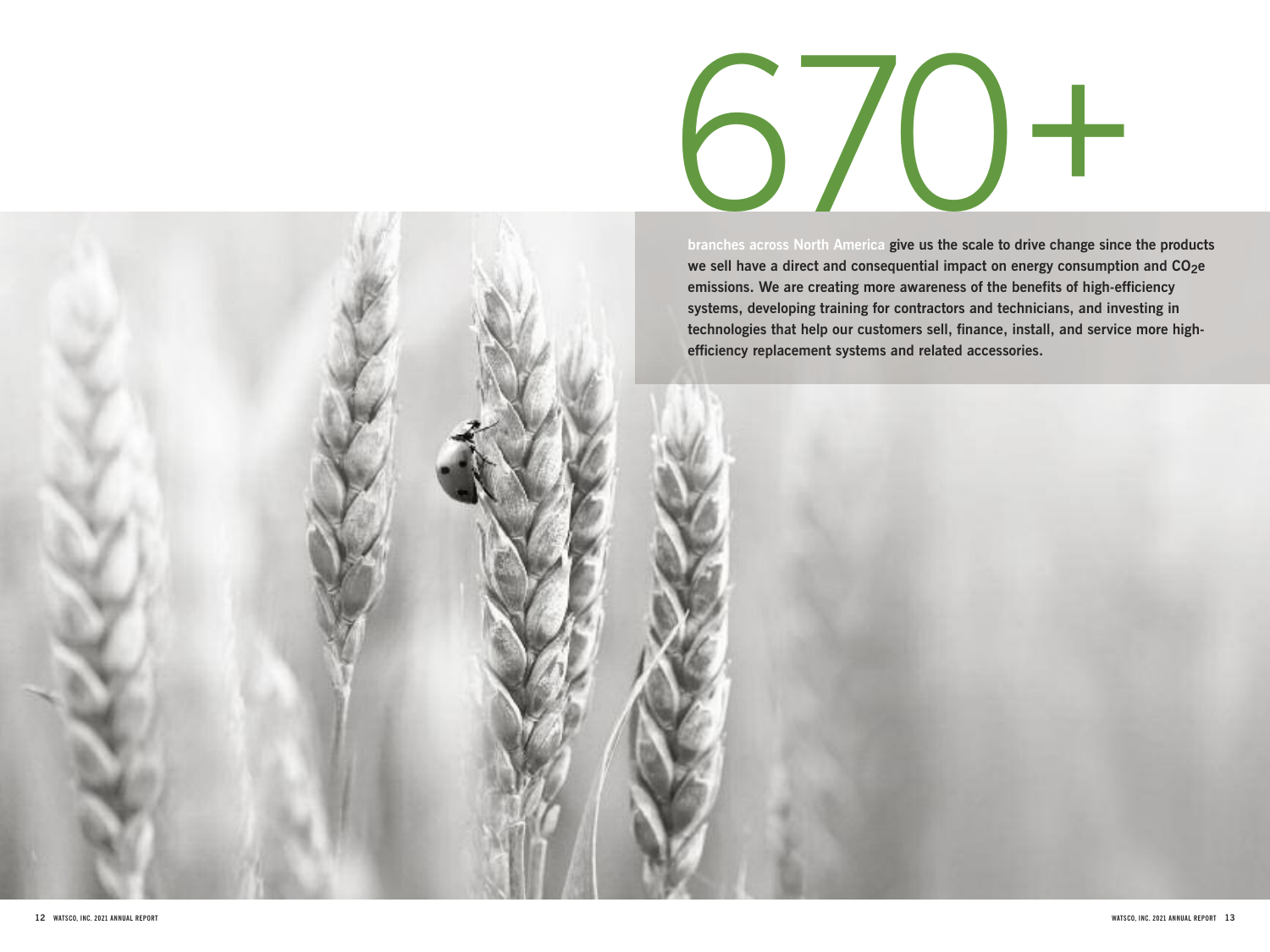# 670+

**branches across North America give us the scale to drive change since the products we sell have a direct and consequential impact on energy consumption and $CO_2e$ emissions. We are creating more awareness of the benefits of high-efficiency systems, developing training for contractors and technicians, and investing in technologies that help our customers sell, finance, install, and service more high-efficiency replacement systems and related accessories.**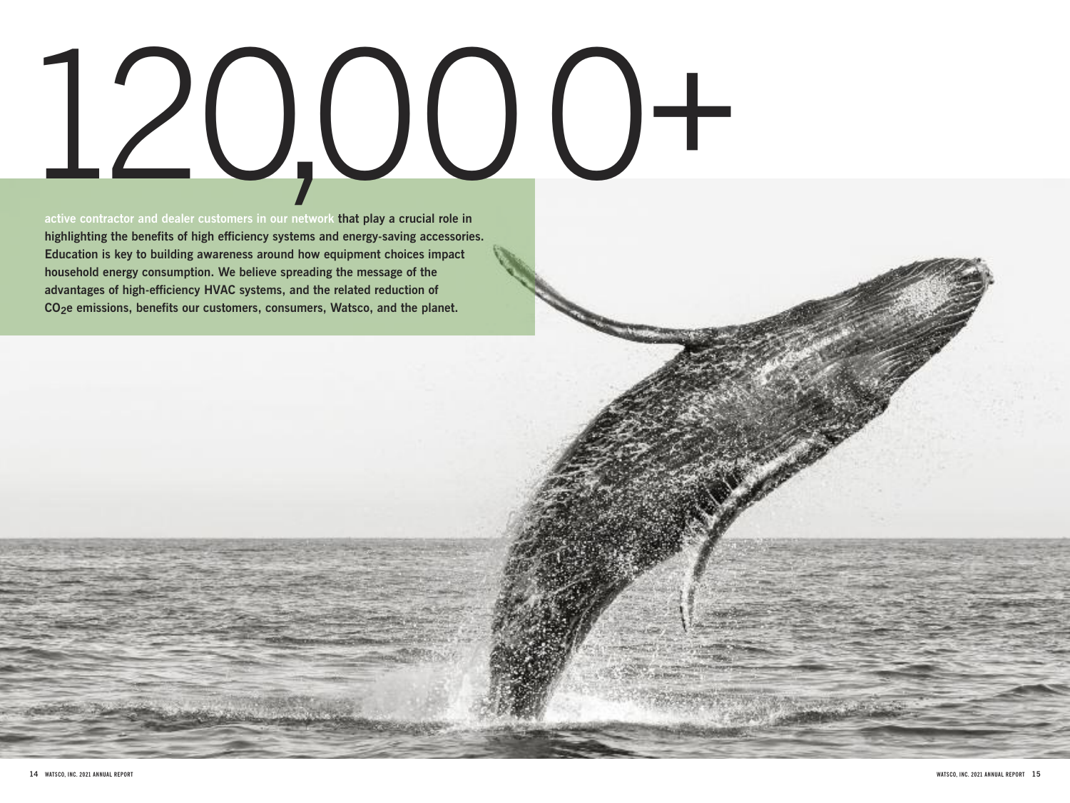# 120,000+

**active contractor and dealer customers in our network that play a crucial role in highlighting the benefits of high efficiency systems and energy-saving accessories. Education is key to building awareness around how equipment choices impact household energy consumption. We believe spreading the message of the advantages of high-efficiency HVAC systems, and the related reduction of $CO_2e$ emissions, benefits our customers, consumers, Watsco, and the planet.**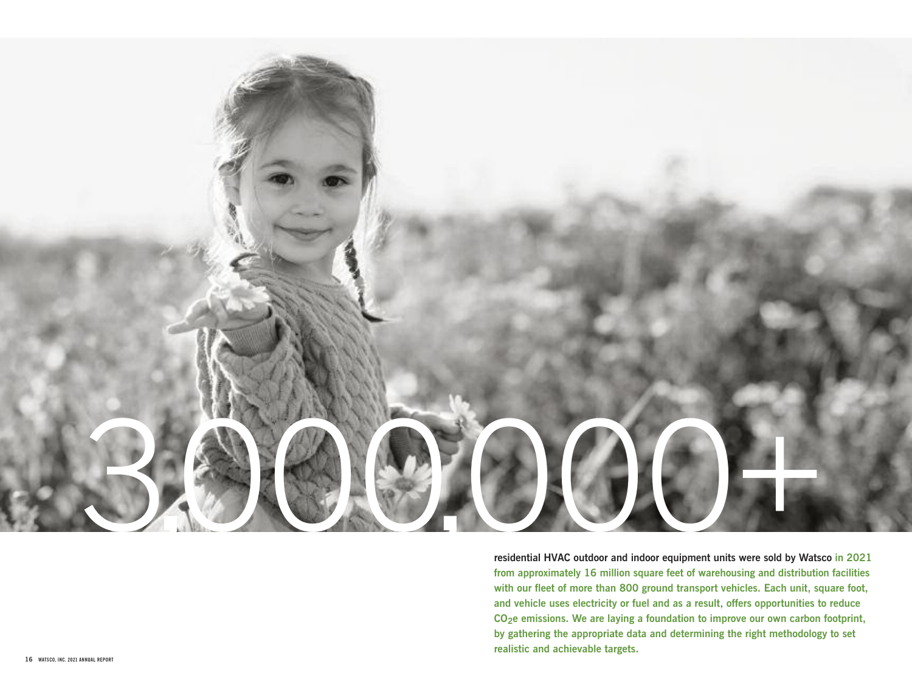# 3,000,000+

**residential HVAC outdoor and indoor equipment units were sold by Watsco in 2021 from approximately 16 million square feet of warehousing and distribution facilities with our fleet of more than 800 ground transport vehicles. Each unit, square foot, and vehicle uses electricity or fuel and as a result, offers opportunities to reduce $CO_2e$ emissions. We are laying a foundation to improve our own carbon footprint, by gathering the appropriate data and determining the right methodology to set realistic and achievable targets.**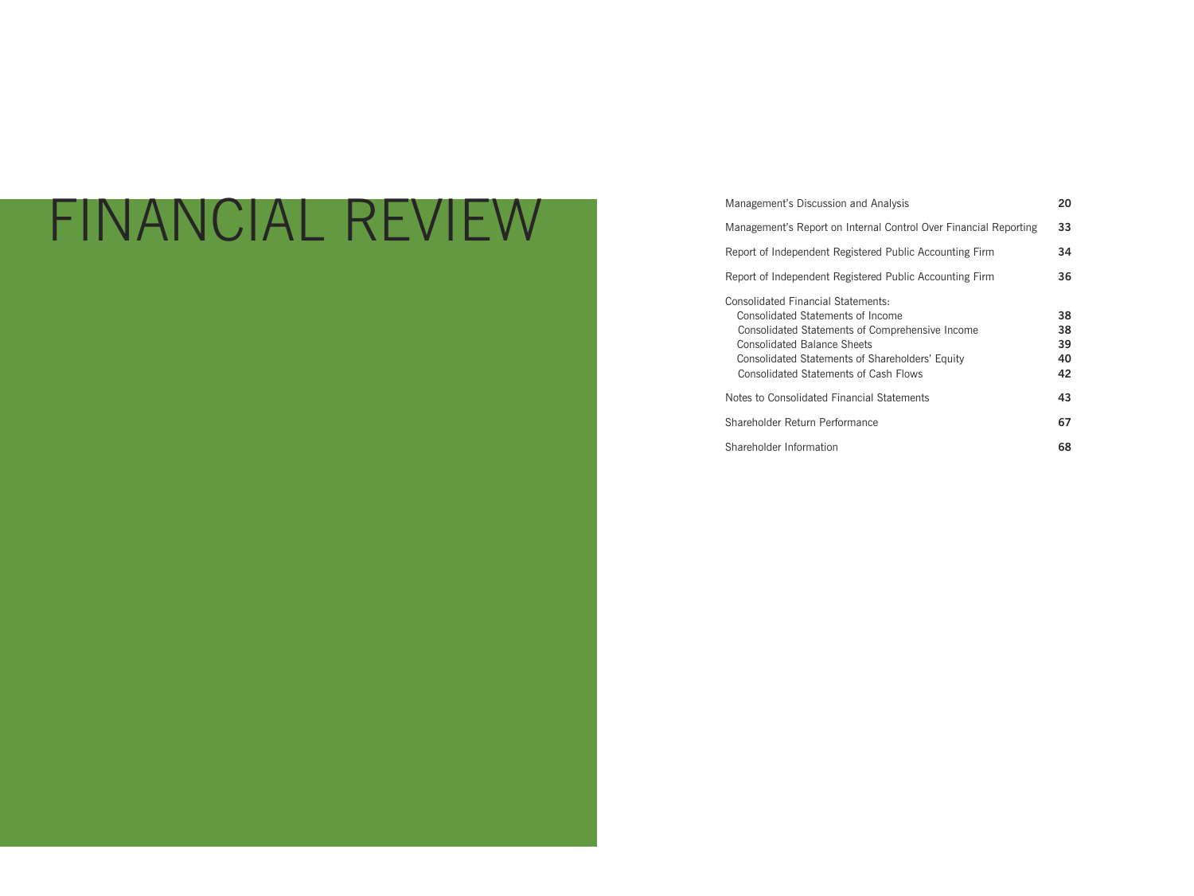# FINANCIAL REVIEW

| | |
|---|---|
| Management's Discussion and Analysis | **20** |
| Management's Report on Internal Control Over Financial Reporting | **33** |
| Report of Independent Registered Public Accounting Firm | **34** |
| Report of Independent Registered Public Accounting Firm | **36** |
| Consolidated Financial Statements: | |
| Consolidated Statements of Income | **38** |
| Consolidated Statements of Comprehensive Income | **38** |
| Consolidated Balance Sheets | **39** |
| Consolidated Statements of Shareholders' Equity | **40** |
| Consolidated Statements of Cash Flows | **42** |
| Notes to Consolidated Financial Statements | **43** |
| Shareholder Return Performance | **67** |
| Shareholder Information | **68** |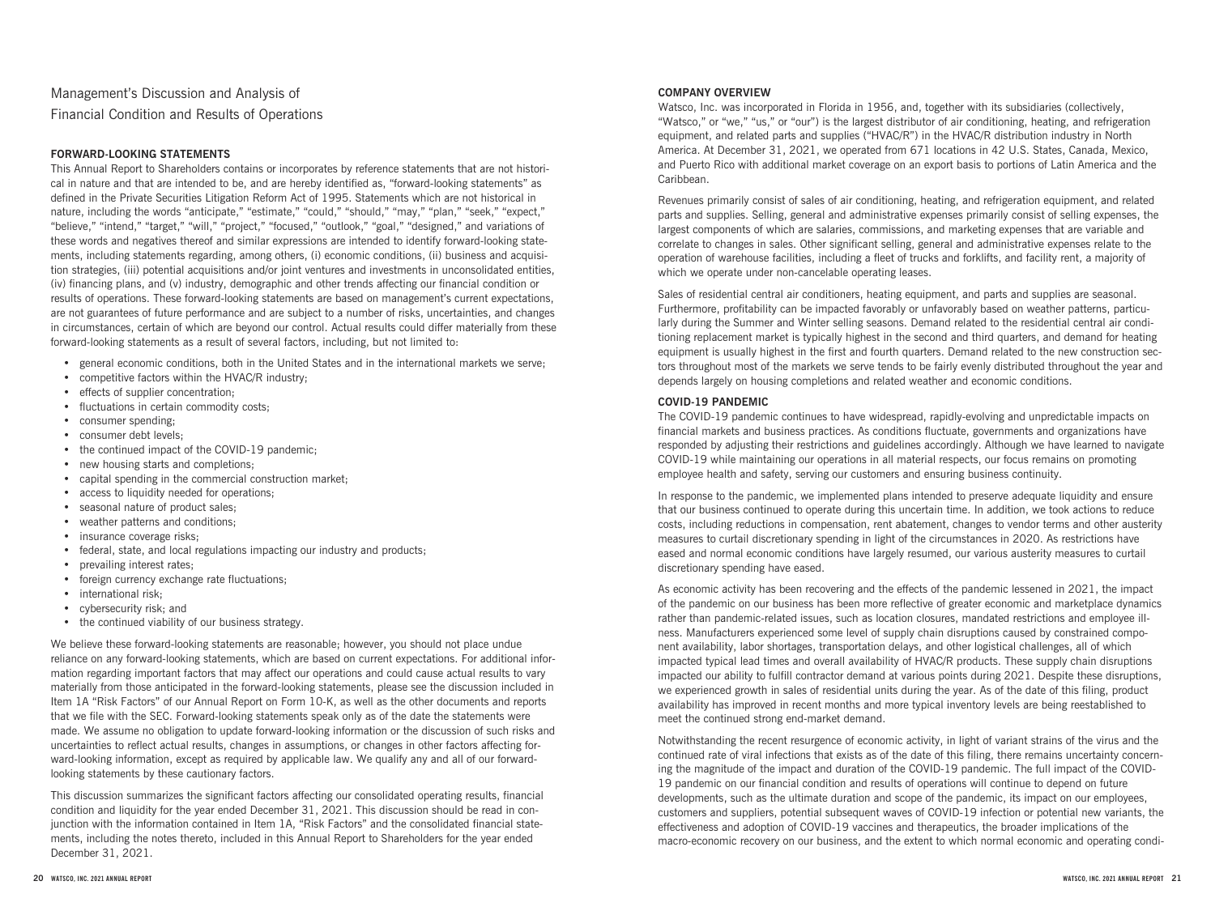# Management's Discussion and Analysis of Financial Condition and Results of Operations

## FORWARD-LOOKING STATEMENTS

This Annual Report to Shareholders contains or incorporates by reference statements that are not historical in nature and that are intended to be, and are hereby identified as, "forward-looking statements" as defined in the Private Securities Litigation Reform Act of 1995. Statements which are not historical in nature, including the words "anticipate," "estimate," "could," "should," "may," "plan," "seek," "expect," "believe," "intend," "target," "will," "project," "focused," "outlook," "goal," "designed," and variations of these words and negatives thereof and similar expressions are intended to identify forward-looking statements, including statements regarding, among others, (i) economic conditions, (ii) business and acquisition strategies, (iii) potential acquisitions and/or joint ventures and investments in unconsolidated entities, (iv) financing plans, and (v) industry, demographic and other trends affecting our financial condition or results of operations. These forward-looking statements are based on management's current expectations, are not guarantees of future performance and are subject to a number of risks, uncertainties, and changes in circumstances, certain of which are beyond our control. Actual results could differ materially from these forward-looking statements as a result of several factors, including, but not limited to:

- general economic conditions, both in the United States and in the international markets we serve;
- competitive factors within the HVAC/R industry;
- effects of supplier concentration;
- fluctuations in certain commodity costs;
- consumer spending;
- consumer debt levels;
- the continued impact of the COVID-19 pandemic;
- new housing starts and completions;
- capital spending in the commercial construction market;
- access to liquidity needed for operations;
- seasonal nature of product sales;
- weather patterns and conditions;
- insurance coverage risks;
- federal, state, and local regulations impacting our industry and products;
- prevailing interest rates;
- foreign currency exchange rate fluctuations;
- international risk;
- cybersecurity risk; and
- the continued viability of our business strategy.

We believe these forward-looking statements are reasonable; however, you should not place undue reliance on any forward-looking statements, which are based on current expectations. For additional information regarding important factors that may affect our operations and could cause actual results to vary materially from those anticipated in the forward-looking statements, please see the discussion included in Item 1A "Risk Factors" of our Annual Report on Form 10-K, as well as the other documents and reports that we file with the SEC. Forward-looking statements speak only as of the date the statements were made. We assume no obligation to update forward-looking information or the discussion of such risks and uncertainties to reflect actual results, changes in assumptions, or changes in other factors affecting forward-looking information, except as required by applicable law. We qualify any and all of our forward-looking statements by these cautionary factors.

This discussion summarizes the significant factors affecting our consolidated operating results, financial condition and liquidity for the year ended December 31, 2021. This discussion should be read in conjunction with the information contained in Item 1A, "Risk Factors" and the consolidated financial statements, including the notes thereto, included in this Annual Report to Shareholders for the year ended December 31, 2021.

## COMPANY OVERVIEW

Watsco, Inc. was incorporated in Florida in 1956, and, together with its subsidiaries (collectively, "Watsco," or "we," "us," or "our") is the largest distributor of air conditioning, heating, and refrigeration equipment, and related parts and supplies ("HVAC/R") in the HVAC/R distribution industry in North America. At December 31, 2021, we operated from 671 locations in 42 U.S. States, Canada, Mexico, and Puerto Rico with additional market coverage on an export basis to portions of Latin America and the Caribbean.

Revenues primarily consist of sales of air conditioning, heating, and refrigeration equipment, and related parts and supplies. Selling, general and administrative expenses primarily consist of selling expenses, the largest components of which are salaries, commissions, and marketing expenses that are variable and correlate to changes in sales. Other significant selling, general and administrative expenses relate to the operation of warehouse facilities, including a fleet of trucks and forklifts, and facility rent, a majority of which we operate under non-cancelable operating leases.

Sales of residential central air conditioners, heating equipment, and parts and supplies are seasonal. Furthermore, profitability can be impacted favorably or unfavorably based on weather patterns, particularly during the Summer and Winter selling seasons. Demand related to the residential central air conditioning replacement market is typically highest in the second and third quarters, and demand for heating equipment is usually highest in the first and fourth quarters. Demand related to the new construction sectors throughout most of the markets we serve tends to be fairly evenly distributed throughout the year and depends largely on housing completions and related weather and economic conditions.

## COVID-19 PANDEMIC

The COVID-19 pandemic continues to have widespread, rapidly-evolving and unpredictable impacts on financial markets and business practices. As conditions fluctuate, governments and organizations have responded by adjusting their restrictions and guidelines accordingly. Although we have learned to navigate COVID-19 while maintaining our operations in all material respects, our focus remains on promoting employee health and safety, serving our customers and ensuring business continuity.

In response to the pandemic, we implemented plans intended to preserve adequate liquidity and ensure that our business continued to operate during this uncertain time. In addition, we took actions to reduce costs, including reductions in compensation, rent abatement, changes to vendor terms and other austerity measures to curtail discretionary spending in light of the circumstances in 2020. As restrictions have eased and normal economic conditions have largely resumed, our various austerity measures to curtail discretionary spending have eased.

As economic activity has been recovering and the effects of the pandemic lessened in 2021, the impact of the pandemic on our business has been more reflective of greater economic and marketplace dynamics rather than pandemic-related issues, such as location closures, mandated restrictions and employee illness. Manufacturers experienced some level of supply chain disruptions caused by constrained component availability, labor shortages, transportation delays, and other logistical challenges, all of which impacted typical lead times and overall availability of HVAC/R products. These supply chain disruptions impacted our ability to fulfill contractor demand at various points during 2021. Despite these disruptions, we experienced growth in sales of residential units during the year. As of the date of this filing, product availability has improved in recent months and more typical inventory levels are being reestablished to meet the continued strong end-market demand.

Notwithstanding the recent resurgence of economic activity, in light of variant strains of the virus and the continued rate of viral infections that exists as of the date of this filing, there remains uncertainty concerning the magnitude of the impact and duration of the COVID-19 pandemic. The full impact of the COVID-19 pandemic on our financial condition and results of operations will continue to depend on future developments, such as the ultimate duration and scope of the pandemic, its impact on our employees, customers and suppliers, potential subsequent waves of COVID-19 infection or potential new variants, the effectiveness and adoption of COVID-19 vaccines and therapeutics, the broader implications of the macro-economic recovery on our business, and the extent to which normal economic and operating condi-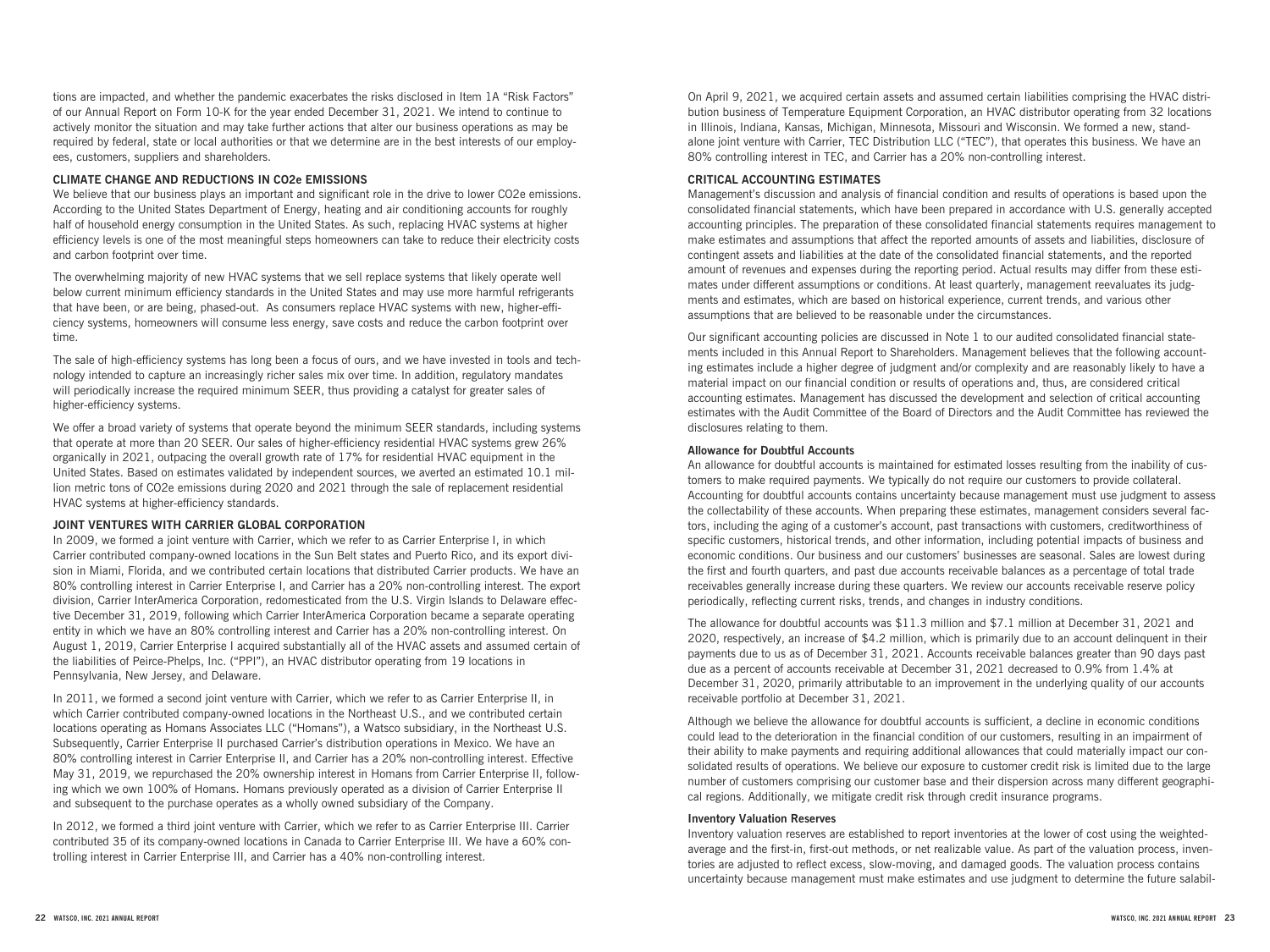tions are impacted, and whether the pandemic exacerbates the risks disclosed in Item 1A "Risk Factors" of our Annual Report on Form 10-K for the year ended December 31, 2021. We intend to continue to actively monitor the situation and may take further actions that alter our business operations as may be required by federal, state or local authorities or that we determine are in the best interests of our employees, customers, suppliers and shareholders.

## CLIMATE CHANGE AND REDUCTIONS IN CO2e EMISSIONS

We believe that our business plays an important and significant role in the drive to lower CO2e emissions. According to the United States Department of Energy, heating and air conditioning accounts for roughly half of household energy consumption in the United States. As such, replacing HVAC systems at higher efficiency levels is one of the most meaningful steps homeowners can take to reduce their electricity costs and carbon footprint over time.

The overwhelming majority of new HVAC systems that we sell replace systems that likely operate well below current minimum efficiency standards in the United States and may use more harmful refrigerants that have been, or are being, phased-out. As consumers replace HVAC systems with new, higher-efficiency systems, homeowners will consume less energy, save costs and reduce the carbon footprint over time.

The sale of high-efficiency systems has long been a focus of ours, and we have invested in tools and technology intended to capture an increasingly richer sales mix over time. In addition, regulatory mandates will periodically increase the required minimum SEER, thus providing a catalyst for greater sales of higher-efficiency systems.

We offer a broad variety of systems that operate beyond the minimum SEER standards, including systems that operate at more than 20 SEER. Our sales of higher-efficiency residential HVAC systems grew 26% organically in 2021, outpacing the overall growth rate of 17% for residential HVAC equipment in the United States. Based on estimates validated by independent sources, we averted an estimated 10.1 million metric tons of CO2e emissions during 2020 and 2021 through the sale of replacement residential HVAC systems at higher-efficiency standards.

## JOINT VENTURES WITH CARRIER GLOBAL CORPORATION

In 2009, we formed a joint venture with Carrier, which we refer to as Carrier Enterprise I, in which Carrier contributed company-owned locations in the Sun Belt states and Puerto Rico, and its export division in Miami, Florida, and we contributed certain locations that distributed Carrier products. We have an 80% controlling interest in Carrier Enterprise I, and Carrier has a 20% non-controlling interest. The export division, Carrier InterAmerica Corporation, redomesticated from the U.S. Virgin Islands to Delaware effective December 31, 2019, following which Carrier InterAmerica Corporation became a separate operating entity in which we have an 80% controlling interest and Carrier has a 20% non-controlling interest. On August 1, 2019, Carrier Enterprise I acquired substantially all of the HVAC assets and assumed certain of the liabilities of Peirce-Phelps, Inc. ("PPI"), an HVAC distributor operating from 19 locations in Pennsylvania, New Jersey, and Delaware.

In 2011, we formed a second joint venture with Carrier, which we refer to as Carrier Enterprise II, in which Carrier contributed company-owned locations in the Northeast U.S., and we contributed certain locations operating as Homans Associates LLC ("Homans"), a Watsco subsidiary, in the Northeast U.S. Subsequently, Carrier Enterprise II purchased Carrier's distribution operations in Mexico. We have an 80% controlling interest in Carrier Enterprise II, and Carrier has a 20% non-controlling interest. Effective May 31, 2019, we repurchased the 20% ownership interest in Homans from Carrier Enterprise II, following which we own 100% of Homans. Homans previously operated as a division of Carrier Enterprise II and subsequent to the purchase operates as a wholly owned subsidiary of the Company.

In 2012, we formed a third joint venture with Carrier, which we refer to as Carrier Enterprise III. Carrier contributed 35 of its company-owned locations in Canada to Carrier Enterprise III. We have a 60% controlling interest in Carrier Enterprise III, and Carrier has a 40% non-controlling interest.

On April 9, 2021, we acquired certain assets and assumed certain liabilities comprising the HVAC distribution business of Temperature Equipment Corporation, an HVAC distributor operating from 32 locations in Illinois, Indiana, Kansas, Michigan, Minnesota, Missouri and Wisconsin. We formed a new, standalone joint venture with Carrier, TEC Distribution LLC ("TEC"), that operates this business. We have an 80% controlling interest in TEC, and Carrier has a 20% non-controlling interest.

## CRITICAL ACCOUNTING ESTIMATES

Management's discussion and analysis of financial condition and results of operations is based upon the consolidated financial statements, which have been prepared in accordance with U.S. generally accepted accounting principles. The preparation of these consolidated financial statements requires management to make estimates and assumptions that affect the reported amounts of assets and liabilities, disclosure of contingent assets and liabilities at the date of the consolidated financial statements, and the reported amount of revenues and expenses during the reporting period. Actual results may differ from these estimates under different assumptions or conditions. At least quarterly, management reevaluates its judgments and estimates, which are based on historical experience, current trends, and various other assumptions that are believed to be reasonable under the circumstances.

Our significant accounting policies are discussed in Note 1 to our audited consolidated financial statements included in this Annual Report to Shareholders. Management believes that the following accounting estimates include a higher degree of judgment and/or complexity and are reasonably likely to have a material impact on our financial condition or results of operations and, thus, are considered critical accounting estimates. Management has discussed the development and selection of critical accounting estimates with the Audit Committee of the Board of Directors and the Audit Committee has reviewed the disclosures relating to them.

### Allowance for Doubtful Accounts

An allowance for doubtful accounts is maintained for estimated losses resulting from the inability of customers to make required payments. We typically do not require our customers to provide collateral. Accounting for doubtful accounts contains uncertainty because management must use judgment to assess the collectability of these accounts. When preparing these estimates, management considers several factors, including the aging of a customer's account, past transactions with customers, creditworthiness of specific customers, historical trends, and other information, including potential impacts of business and economic conditions. Our business and our customers' businesses are seasonal. Sales are lowest during the first and fourth quarters, and past due accounts receivable balances as a percentage of total trade receivables generally increase during these quarters. We review our accounts receivable reserve policy periodically, reflecting current risks, trends, and changes in industry conditions.

The allowance for doubtful accounts was $11.3 million and $7.1 million at December 31, 2021 and 2020, respectively, an increase of $4.2 million, which is primarily due to an account delinquent in their payments due to us as of December 31, 2021. Accounts receivable balances greater than 90 days past due as a percent of accounts receivable at December 31, 2021 decreased to 0.9% from 1.4% at December 31, 2020, primarily attributable to an improvement in the underlying quality of our accounts receivable portfolio at December 31, 2021.

Although we believe the allowance for doubtful accounts is sufficient, a decline in economic conditions could lead to the deterioration in the financial condition of our customers, resulting in an impairment of their ability to make payments and requiring additional allowances that could materially impact our consolidated results of operations. We believe our exposure to customer credit risk is limited due to the large number of customers comprising our customer base and their dispersion across many different geographical regions. Additionally, we mitigate credit risk through credit insurance programs.

### Inventory Valuation Reserves

Inventory valuation reserves are established to report inventories at the lower of cost using the weighted-average and the first-in, first-out methods, or net realizable value. As part of the valuation process, inventories are adjusted to reflect excess, slow-moving, and damaged goods. The valuation process contains uncertainty because management must make estimates and use judgment to determine the future salabil-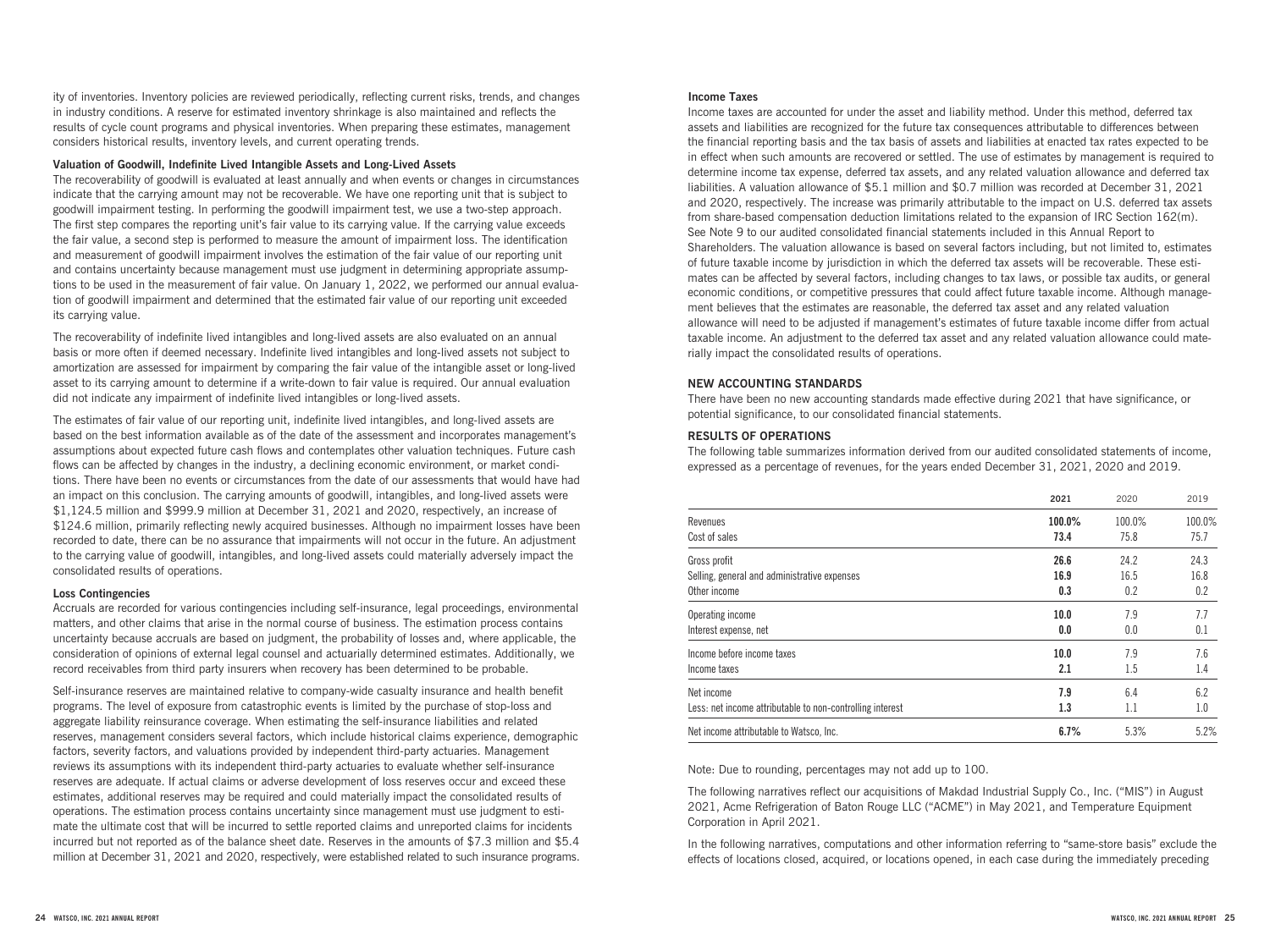ity of inventories. Inventory policies are reviewed periodically, reflecting current risks, trends, and changes in industry conditions. A reserve for estimated inventory shrinkage is also maintained and reflects the results of cycle count programs and physical inventories. When preparing these estimates, management considers historical results, inventory levels, and current operating trends.

**Valuation of Goodwill, Indefinite Lived Intangible Assets and Long-Lived Assets**

The recoverability of goodwill is evaluated at least annually and when events or changes in circumstances indicate that the carrying amount may not be recoverable. We have one reporting unit that is subject to goodwill impairment testing. In performing the goodwill impairment test, we use a two-step approach. The first step compares the reporting unit's fair value to its carrying value. If the carrying value exceeds the fair value, a second step is performed to measure the amount of impairment loss. The identification and measurement of goodwill impairment involves the estimation of the fair value of our reporting unit and contains uncertainty because management must use judgment in determining appropriate assumptions to be used in the measurement of fair value. On January 1, 2022, we performed our annual evaluation of goodwill impairment and determined that the estimated fair value of our reporting unit exceeded its carrying value.

The recoverability of indefinite lived intangibles and long-lived assets are also evaluated on an annual basis or more often if deemed necessary. Indefinite lived intangibles and long-lived assets not subject to amortization are assessed for impairment by comparing the fair value of the intangible asset or long-lived asset to its carrying amount to determine if a write-down to fair value is required. Our annual evaluation did not indicate any impairment of indefinite lived intangibles or long-lived assets.

The estimates of fair value of our reporting unit, indefinite lived intangibles, and long-lived assets are based on the best information available as of the date of the assessment and incorporates management's assumptions about expected future cash flows and contemplates other valuation techniques. Future cash flows can be affected by changes in the industry, a declining economic environment, or market conditions. There have been no events or circumstances from the date of our assessments that would have had an impact on this conclusion. The carrying amounts of goodwill, intangibles, and long-lived assets were $1,124.5 million and $999.9 million at December 31, 2021 and 2020, respectively, an increase of $124.6 million, primarily reflecting newly acquired businesses. Although no impairment losses have been recorded to date, there can be no assurance that impairments will not occur in the future. An adjustment to the carrying value of goodwill, intangibles, and long-lived assets could materially adversely impact the consolidated results of operations.

**Loss Contingencies**

Accruals are recorded for various contingencies including self-insurance, legal proceedings, environmental matters, and other claims that arise in the normal course of business. The estimation process contains uncertainty because accruals are based on judgment, the probability of losses and, where applicable, the consideration of opinions of external legal counsel and actuarially determined estimates. Additionally, we record receivables from third party insurers when recovery has been determined to be probable.

Self-insurance reserves are maintained relative to company-wide casualty insurance and health benefit programs. The level of exposure from catastrophic events is limited by the purchase of stop-loss and aggregate liability reinsurance coverage. When estimating the self-insurance liabilities and related reserves, management considers several factors, which include historical claims experience, demographic factors, severity factors, and valuations provided by independent third-party actuaries. Management reviews its assumptions with its independent third-party actuaries to evaluate whether self-insurance reserves are adequate. If actual claims or adverse development of loss reserves occur and exceed these estimates, additional reserves may be required and could materially impact the consolidated results of operations. The estimation process contains uncertainty since management must use judgment to estimate the ultimate cost that will be incurred to settle reported claims and unreported claims for incidents incurred but not reported as of the balance sheet date. Reserves in the amounts of $7.3 million and $5.4 million at December 31, 2021 and 2020, respectively, were established related to such insurance programs.

**Income Taxes**

Income taxes are accounted for under the asset and liability method. Under this method, deferred tax assets and liabilities are recognized for the future tax consequences attributable to differences between the financial reporting basis and the tax basis of assets and liabilities at enacted tax rates expected to be in effect when such amounts are recovered or settled. The use of estimates by management is required to determine income tax expense, deferred tax assets, and any related valuation allowance and deferred tax liabilities. A valuation allowance of $5.1 million and $0.7 million was recorded at December 31, 2021 and 2020, respectively. The increase was primarily attributable to the impact on U.S. deferred tax assets from share-based compensation deduction limitations related to the expansion of IRC Section 162(m). See Note 9 to our audited consolidated financial statements included in this Annual Report to Shareholders. The valuation allowance is based on several factors including, but not limited to, estimates of future taxable income by jurisdiction in which the deferred tax assets will be recoverable. These estimates can be affected by several factors, including changes to tax laws, or possible tax audits, or general economic conditions, or competitive pressures that could affect future taxable income. Although management believes that the estimates are reasonable, the deferred tax asset and any related valuation allowance will need to be adjusted if management's estimates of future taxable income differ from actual taxable income. An adjustment to the deferred tax asset and any related valuation allowance could materially impact the consolidated results of operations.

## NEW ACCOUNTING STANDARDS

There have been no new accounting standards made effective during 2021 that have significance, or potential significance, to our consolidated financial statements.

## RESULTS OF OPERATIONS

The following table summarizes information derived from our audited consolidated statements of income, expressed as a percentage of revenues, for the years ended December 31, 2021, 2020 and 2019.

| | **2021** | 2020 | 2019 |
|---|---|---|---|
| Revenues | **100.0%** | 100.0% | 100.0% |
| Cost of sales | **73.4** | 75.8 | 75.7 |
| Gross profit | **26.6** | 24.2 | 24.3 |
| Selling, general and administrative expenses | **16.9** | 16.5 | 16.8 |
| Other income | **0.3** | 0.2 | 0.2 |
| Operating income | **10.0** | 7.9 | 7.7 |
| Interest expense, net | **0.0** | 0.0 | 0.1 |
| Income before income taxes | **10.0** | 7.9 | 7.6 |
| Income taxes | **2.1** | 1.5 | 1.4 |
| Net income | **7.9** | 6.4 | 6.2 |
| Less: net income attributable to non-controlling interest | **1.3** | 1.1 | 1.0 |
| Net income attributable to Watsco, Inc. | **6.7%** | 5.3% | 5.2% |

Note: Due to rounding, percentages may not add up to 100.

The following narratives reflect our acquisitions of Makdad Industrial Supply Co., Inc. ("MIS") in August 2021, Acme Refrigeration of Baton Rouge LLC ("ACME") in May 2021, and Temperature Equipment Corporation in April 2021.

In the following narratives, computations and other information referring to "same-store basis" exclude the effects of locations closed, acquired, or locations opened, in each case during the immediately preceding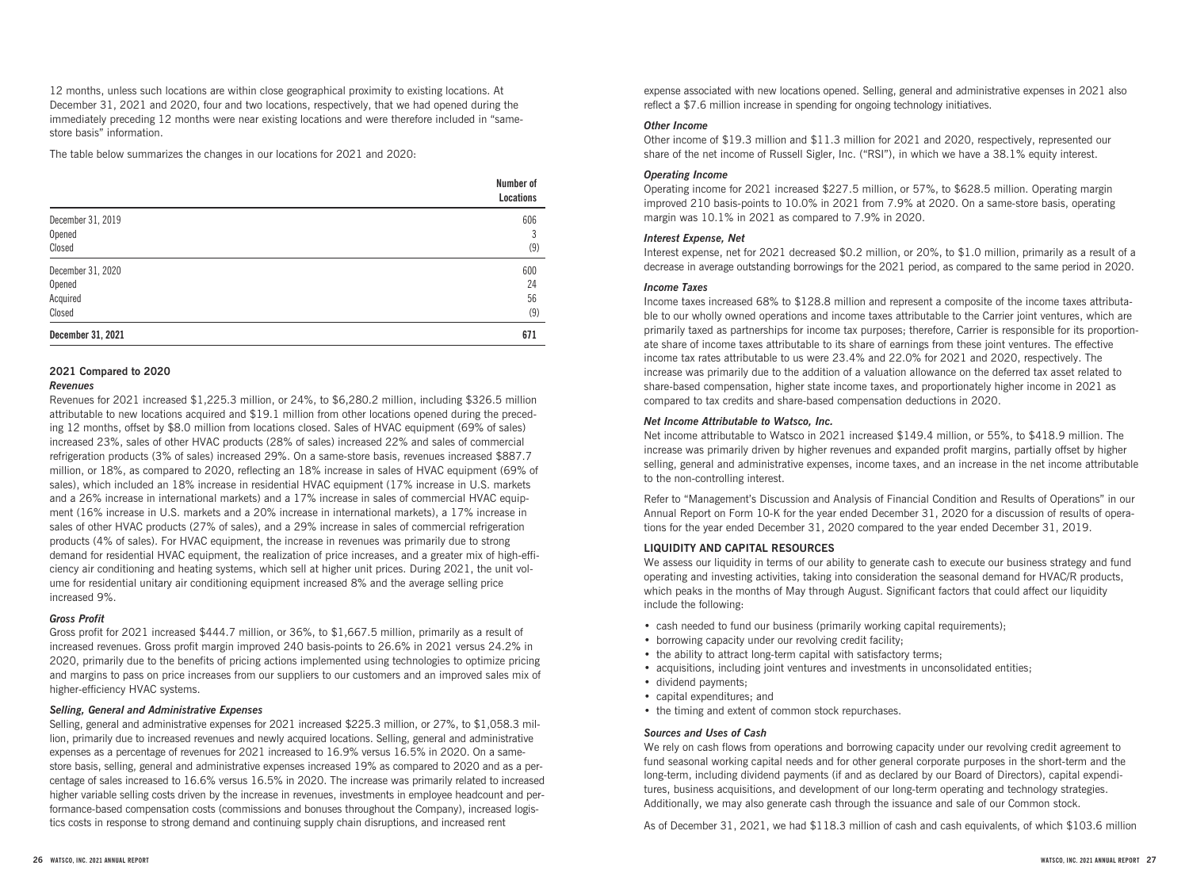12 months, unless such locations are within close geographical proximity to existing locations. At December 31, 2021 and 2020, four and two locations, respectively, that we had opened during the immediately preceding 12 months were near existing locations and were therefore included in "same-store basis" information.

The table below summarizes the changes in our locations for 2021 and 2020:

| | Number of Locations |
|---|---|
| December 31, 2019 | 606 |
| Opened | 3 |
| Closed | (9) |
| December 31, 2020 | 600 |
| Opened | 24 |
| Acquired | 56 |
| Closed | (9) |
| **December 31, 2021** | **671** |

### 2021 Compared to 2020

#### *Revenues*

Revenues for 2021 increased $1,225.3 million, or 24%, to $6,280.2 million, including $326.5 million attributable to new locations acquired and $19.1 million from other locations opened during the preceding 12 months, offset by $8.0 million from locations closed. Sales of HVAC equipment (69% of sales) increased 23%, sales of other HVAC products (28% of sales) increased 22% and sales of commercial refrigeration products (3% of sales) increased 29%. On a same-store basis, revenues increased $887.7 million, or 18%, as compared to 2020, reflecting an 18% increase in sales of HVAC equipment (69% of sales), which included an 18% increase in residential HVAC equipment (17% increase in U.S. markets and a 26% increase in international markets) and a 17% increase in sales of commercial HVAC equipment (16% increase in U.S. markets and a 20% increase in international markets), a 17% increase in sales of other HVAC products (27% of sales), and a 29% increase in sales of commercial refrigeration products (4% of sales). For HVAC equipment, the increase in revenues was primarily due to strong demand for residential HVAC equipment, the realization of price increases, and a greater mix of high-efficiency air conditioning and heating systems, which sell at higher unit prices. During 2021, the unit volume for residential unitary air conditioning equipment increased 8% and the average selling price increased 9%.

#### *Gross Profit*

Gross profit for 2021 increased $444.7 million, or 36%, to $1,667.5 million, primarily as a result of increased revenues. Gross profit margin improved 240 basis-points to 26.6% in 2021 versus 24.2% in 2020, primarily due to the benefits of pricing actions implemented using technologies to optimize pricing and margins to pass on price increases from our suppliers to our customers and an improved sales mix of higher-efficiency HVAC systems.

#### *Selling, General and Administrative Expenses*

Selling, general and administrative expenses for 2021 increased $225.3 million, or 27%, to $1,058.3 million, primarily due to increased revenues and newly acquired locations. Selling, general and administrative expenses as a percentage of revenues for 2021 increased to 16.9% versus 16.5% in 2020. On a same-store basis, selling, general and administrative expenses increased 19% as compared to 2020 and as a percentage of sales increased to 16.6% versus 16.5% in 2020. The increase was primarily related to increased higher variable selling costs driven by the increase in revenues, investments in employee headcount and performance-based compensation costs (commissions and bonuses throughout the Company), increased logistics costs in response to strong demand and continuing supply chain disruptions, and increased rent expense associated with new locations opened. Selling, general and administrative expenses in 2021 also reflect a $7.6 million increase in spending for ongoing technology initiatives.

#### *Other Income*

Other income of $19.3 million and $11.3 million for 2021 and 2020, respectively, represented our share of the net income of Russell Sigler, Inc. ("RSI"), in which we have a 38.1% equity interest.

#### *Operating Income*

Operating income for 2021 increased $227.5 million, or 57%, to $628.5 million. Operating margin improved 210 basis-points to 10.0% in 2021 from 7.9% at 2020. On a same-store basis, operating margin was 10.1% in 2021 as compared to 7.9% in 2020.

#### *Interest Expense, Net*

Interest expense, net for 2021 decreased $0.2 million, or 20%, to $1.0 million, primarily as a result of a decrease in average outstanding borrowings for the 2021 period, as compared to the same period in 2020.

#### *Income Taxes*

Income taxes increased 68% to $128.8 million and represent a composite of the income taxes attributable to our wholly owned operations and income taxes attributable to the Carrier joint ventures, which are primarily taxed as partnerships for income tax purposes; therefore, Carrier is responsible for its proportionate share of income taxes attributable to its share of earnings from these joint ventures. The effective income tax rates attributable to us were 23.4% and 22.0% for 2021 and 2020, respectively. The increase was primarily due to the addition of a valuation allowance on the deferred tax asset related to share-based compensation, higher state income taxes, and proportionately higher income in 2021 as compared to tax credits and share-based compensation deductions in 2020.

#### *Net Income Attributable to Watsco, Inc.*

Net income attributable to Watsco in 2021 increased $149.4 million, or 55%, to $418.9 million. The increase was primarily driven by higher revenues and expanded profit margins, partially offset by higher selling, general and administrative expenses, income taxes, and an increase in the net income attributable to the non-controlling interest.

Refer to "Management's Discussion and Analysis of Financial Condition and Results of Operations" in our Annual Report on Form 10-K for the year ended December 31, 2020 for a discussion of results of operations for the year ended December 31, 2020 compared to the year ended December 31, 2019.

### LIQUIDITY AND CAPITAL RESOURCES

We assess our liquidity in terms of our ability to generate cash to execute our business strategy and fund operating and investing activities, taking into consideration the seasonal demand for HVAC/R products, which peaks in the months of May through August. Significant factors that could affect our liquidity include the following:

- cash needed to fund our business (primarily working capital requirements);
- borrowing capacity under our revolving credit facility;
- the ability to attract long-term capital with satisfactory terms;
- acquisitions, including joint ventures and investments in unconsolidated entities;
- dividend payments;
- capital expenditures; and
- the timing and extent of common stock repurchases.

#### *Sources and Uses of Cash*

We rely on cash flows from operations and borrowing capacity under our revolving credit agreement to fund seasonal working capital needs and for other general corporate purposes in the short-term and the long-term, including dividend payments (if and as declared by our Board of Directors), capital expenditures, business acquisitions, and development of our long-term operating and technology strategies. Additionally, we may also generate cash through the issuance and sale of our Common stock.

As of December 31, 2021, we had $118.3 million of cash and cash equivalents, of which $103.6 million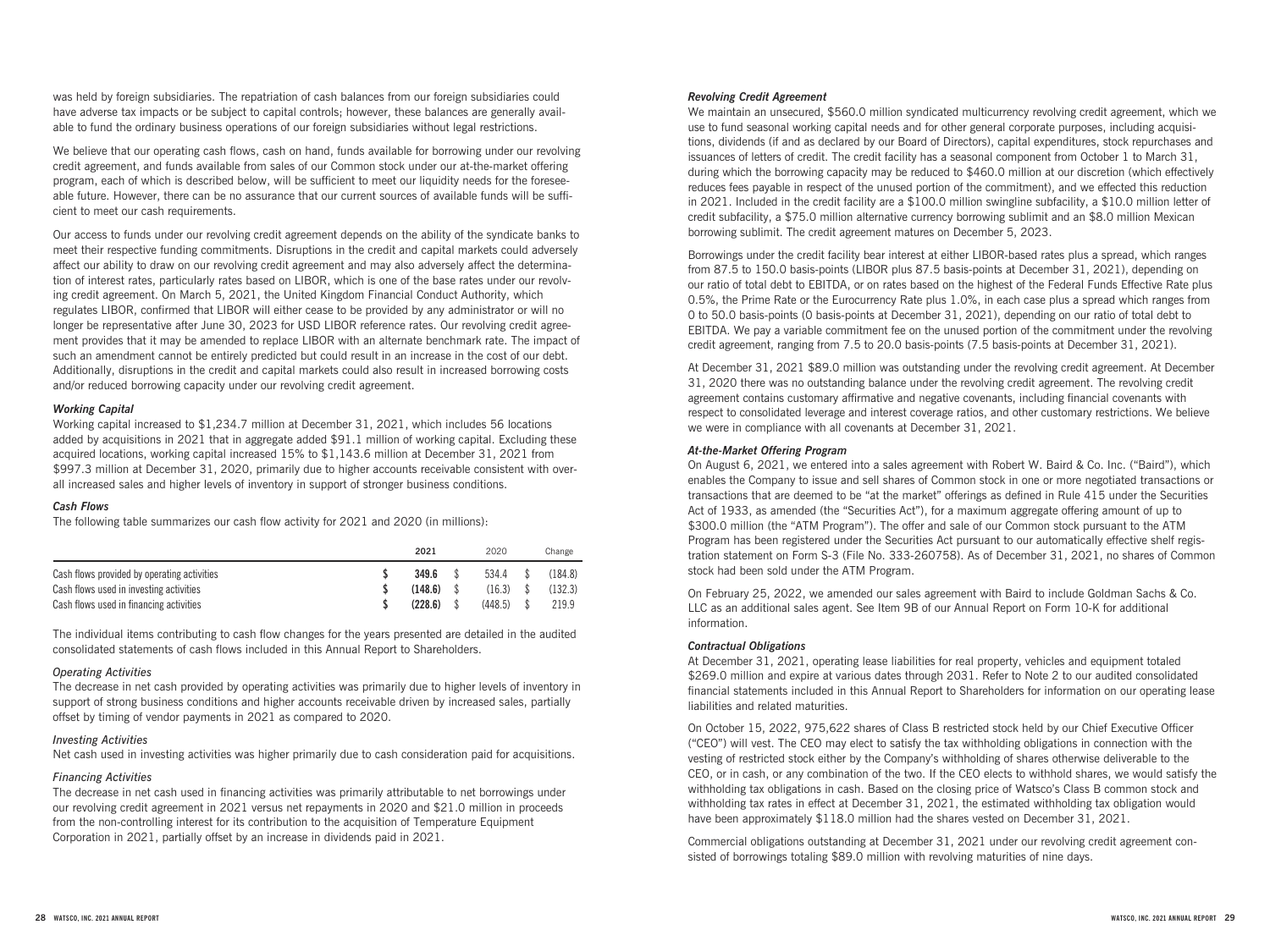was held by foreign subsidiaries. The repatriation of cash balances from our foreign subsidiaries could have adverse tax impacts or be subject to capital controls; however, these balances are generally available to fund the ordinary business operations of our foreign subsidiaries without legal restrictions.

We believe that our operating cash flows, cash on hand, funds available for borrowing under our revolving credit agreement, and funds available from sales of our Common stock under our at-the-market offering program, each of which is described below, will be sufficient to meet our liquidity needs for the foreseeable future. However, there can be no assurance that our current sources of available funds will be sufficient to meet our cash requirements.

Our access to funds under our revolving credit agreement depends on the ability of the syndicate banks to meet their respective funding commitments. Disruptions in the credit and capital markets could adversely affect our ability to draw on our revolving credit agreement and may also adversely affect the determination of interest rates, particularly rates based on LIBOR, which is one of the base rates under our revolving credit agreement. On March 5, 2021, the United Kingdom Financial Conduct Authority, which regulates LIBOR, confirmed that LIBOR will either cease to be provided by any administrator or will no longer be representative after June 30, 2023 for USD LIBOR reference rates. Our revolving credit agreement provides that it may be amended to replace LIBOR with an alternate benchmark rate. The impact of such an amendment cannot be entirely predicted but could result in an increase in the cost of our debt. Additionally, disruptions in the credit and capital markets could also result in increased borrowing costs and/or reduced borrowing capacity under our revolving credit agreement.

#### *Working Capital*

Working capital increased to $1,234.7 million at December 31, 2021, which includes 56 locations added by acquisitions in 2021 that in aggregate added $91.1 million of working capital. Excluding these acquired locations, working capital increased 15% to $1,143.6 million at December 31, 2021 from $997.3 million at December 31, 2020, primarily due to higher accounts receivable consistent with overall increased sales and higher levels of inventory in support of stronger business conditions.

#### *Cash Flows*

The following table summarizes our cash flow activity for 2021 and 2020 (in millions):

| | 2021 | 2020 | Change |
|---|---|---|---|
| Cash flows provided by operating activities | $ **349.6** | $ 534.4 | $ (184.8) |
| Cash flows used in investing activities | $ **(148.6)** | $ (16.3) | $ (132.3) |
| Cash flows used in financing activities | $ **(228.6)** | $ (448.5) | $ 219.9 |

The individual items contributing to cash flow changes for the years presented are detailed in the audited consolidated statements of cash flows included in this Annual Report to Shareholders.

*Operating Activities*

The decrease in net cash provided by operating activities was primarily due to higher levels of inventory in support of strong business conditions and higher accounts receivable driven by increased sales, partially offset by timing of vendor payments in 2021 as compared to 2020.

*Investing Activities*

Net cash used in investing activities was higher primarily due to cash consideration paid for acquisitions.

*Financing Activities*

The decrease in net cash used in financing activities was primarily attributable to net borrowings under our revolving credit agreement in 2021 versus net repayments in 2020 and $21.0 million in proceeds from the non-controlling interest for its contribution to the acquisition of Temperature Equipment Corporation in 2021, partially offset by an increase in dividends paid in 2021.

#### *Revolving Credit Agreement*

We maintain an unsecured, $560.0 million syndicated multicurrency revolving credit agreement, which we use to fund seasonal working capital needs and for other general corporate purposes, including acquisitions, dividends (if and as declared by our Board of Directors), capital expenditures, stock repurchases and issuances of letters of credit. The credit facility has a seasonal component from October 1 to March 31, during which the borrowing capacity may be reduced to $460.0 million at our discretion (which effectively reduces fees payable in respect of the unused portion of the commitment), and we effected this reduction in 2021. Included in the credit facility are a $100.0 million swingline subfacility, a $10.0 million letter of credit subfacility, a $75.0 million alternative currency borrowing sublimit and an $8.0 million Mexican borrowing sublimit. The credit agreement matures on December 5, 2023.

Borrowings under the credit facility bear interest at either LIBOR-based rates plus a spread, which ranges from 87.5 to 150.0 basis-points (LIBOR plus 87.5 basis-points at December 31, 2021), depending on our ratio of total debt to EBITDA, or on rates based on the highest of the Federal Funds Effective Rate plus 0.5%, the Prime Rate or the Eurocurrency Rate plus 1.0%, in each case plus a spread which ranges from 0 to 50.0 basis-points (0 basis-points at December 31, 2021), depending on our ratio of total debt to EBITDA. We pay a variable commitment fee on the unused portion of the commitment under the revolving credit agreement, ranging from 7.5 to 20.0 basis-points (7.5 basis-points at December 31, 2021).

At December 31, 2021 $89.0 million was outstanding under the revolving credit agreement. At December 31, 2020 there was no outstanding balance under the revolving credit agreement. The revolving credit agreement contains customary affirmative and negative covenants, including financial covenants with respect to consolidated leverage and interest coverage ratios, and other customary restrictions. We believe we were in compliance with all covenants at December 31, 2021.

#### *At-the-Market Offering Program*

On August 6, 2021, we entered into a sales agreement with Robert W. Baird & Co. Inc. ("Baird"), which enables the Company to issue and sell shares of Common stock in one or more negotiated transactions or transactions that are deemed to be "at the market" offerings as defined in Rule 415 under the Securities Act of 1933, as amended (the "Securities Act"), for a maximum aggregate offering amount of up to $300.0 million (the "ATM Program"). The offer and sale of our Common stock pursuant to the ATM Program has been registered under the Securities Act pursuant to our automatically effective shelf registration statement on Form S-3 (File No. 333-260758). As of December 31, 2021, no shares of Common stock had been sold under the ATM Program.

On February 25, 2022, we amended our sales agreement with Baird to include Goldman Sachs & Co. LLC as an additional sales agent. See Item 9B of our Annual Report on Form 10-K for additional information.

#### *Contractual Obligations*

At December 31, 2021, operating lease liabilities for real property, vehicles and equipment totaled $269.0 million and expire at various dates through 2031. Refer to Note 2 to our audited consolidated financial statements included in this Annual Report to Shareholders for information on our operating lease liabilities and related maturities.

On October 15, 2022, 975,622 shares of Class B restricted stock held by our Chief Executive Officer ("CEO") will vest. The CEO may elect to satisfy the tax withholding obligations in connection with the vesting of restricted stock either by the Company's withholding of shares otherwise deliverable to the CEO, or in cash, or any combination of the two. If the CEO elects to withhold shares, we would satisfy the withholding tax obligations in cash. Based on the closing price of Watsco's Class B common stock and withholding tax rates in effect at December 31, 2021, the estimated withholding tax obligation would have been approximately $118.0 million had the shares vested on December 31, 2021.

Commercial obligations outstanding at December 31, 2021 under our revolving credit agreement consisted of borrowings totaling $89.0 million with revolving maturities of nine days.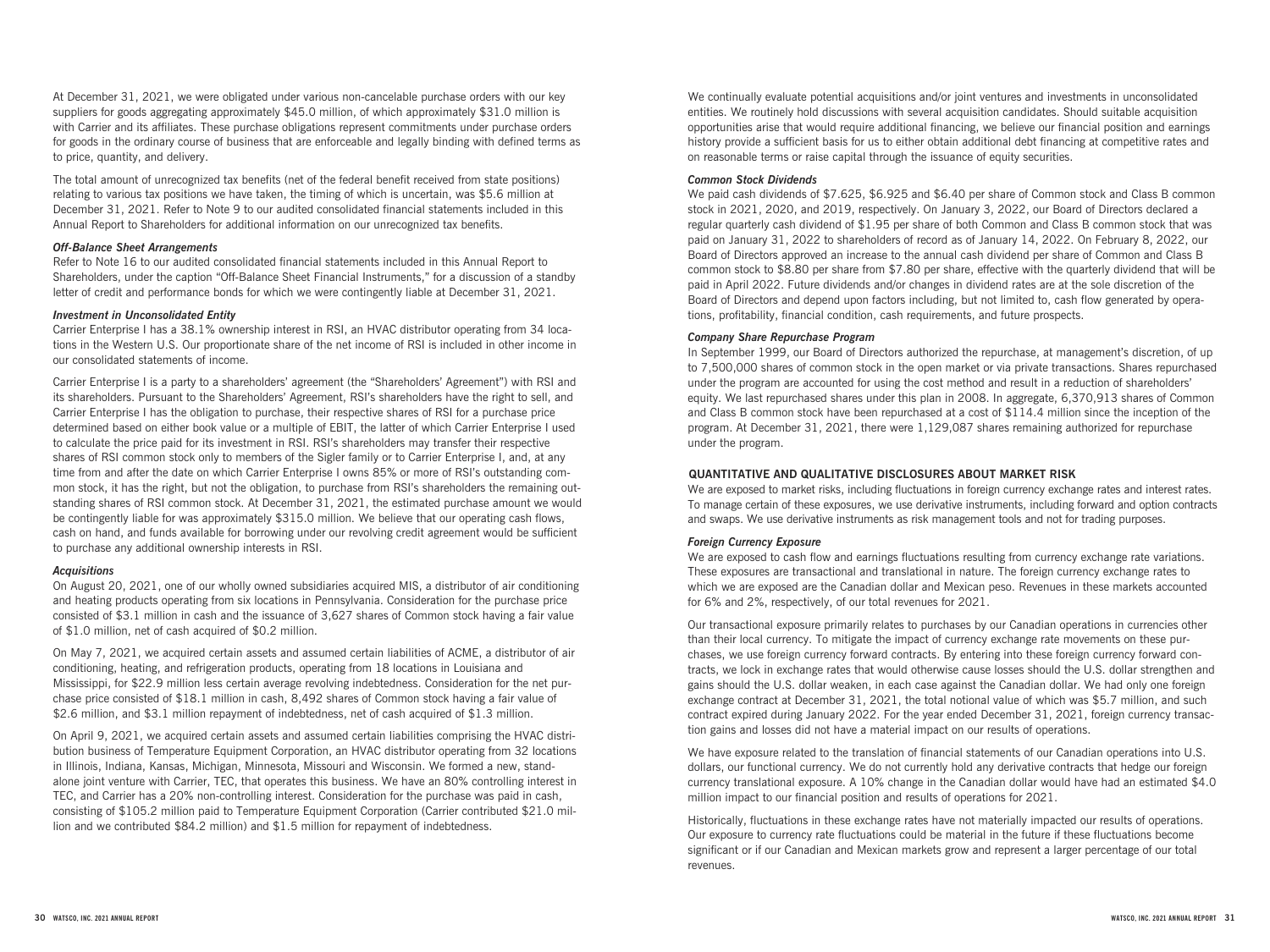At December 31, 2021, we were obligated under various non-cancelable purchase orders with our key suppliers for goods aggregating approximately $45.0 million, of which approximately $31.0 million is with Carrier and its affiliates. These purchase obligations represent commitments under purchase orders for goods in the ordinary course of business that are enforceable and legally binding with defined terms as to price, quantity, and delivery.

The total amount of unrecognized tax benefits (net of the federal benefit received from state positions) relating to various tax positions we have taken, the timing of which is uncertain, was $5.6 million at December 31, 2021. Refer to Note 9 to our audited consolidated financial statements included in this Annual Report to Shareholders for additional information on our unrecognized tax benefits.

***Off-Balance Sheet Arrangements***

Refer to Note 16 to our audited consolidated financial statements included in this Annual Report to Shareholders, under the caption "Off-Balance Sheet Financial Instruments," for a discussion of a standby letter of credit and performance bonds for which we were contingently liable at December 31, 2021.

***Investment in Unconsolidated Entity***

Carrier Enterprise I has a 38.1% ownership interest in RSI, an HVAC distributor operating from 34 locations in the Western U.S. Our proportionate share of the net income of RSI is included in other income in our consolidated statements of income.

Carrier Enterprise I is a party to a shareholders' agreement (the "Shareholders' Agreement") with RSI and its shareholders. Pursuant to the Shareholders' Agreement, RSI's shareholders have the right to sell, and Carrier Enterprise I has the obligation to purchase, their respective shares of RSI for a purchase price determined based on either book value or a multiple of EBIT, the latter of which Carrier Enterprise I used to calculate the price paid for its investment in RSI. RSI's shareholders may transfer their respective shares of RSI common stock only to members of the Sigler family or to Carrier Enterprise I, and, at any time from and after the date on which Carrier Enterprise I owns 85% or more of RSI's outstanding common stock, it has the right, but not the obligation, to purchase from RSI's shareholders the remaining outstanding shares of RSI common stock. At December 31, 2021, the estimated purchase amount we would be contingently liable for was approximately $315.0 million. We believe that our operating cash flows, cash on hand, and funds available for borrowing under our revolving credit agreement would be sufficient to purchase any additional ownership interests in RSI.

***Acquisitions***

On August 20, 2021, one of our wholly owned subsidiaries acquired MIS, a distributor of air conditioning and heating products operating from six locations in Pennsylvania. Consideration for the purchase price consisted of $3.1 million in cash and the issuance of 3,627 shares of Common stock having a fair value of $1.0 million, net of cash acquired of $0.2 million.

On May 7, 2021, we acquired certain assets and assumed certain liabilities of ACME, a distributor of air conditioning, heating, and refrigeration products, operating from 18 locations in Louisiana and Mississippi, for $22.9 million less certain average revolving indebtedness. Consideration for the net purchase price consisted of $18.1 million in cash, 8,492 shares of Common stock having a fair value of $2.6 million, and $3.1 million repayment of indebtedness, net of cash acquired of $1.3 million.

On April 9, 2021, we acquired certain assets and assumed certain liabilities comprising the HVAC distribution business of Temperature Equipment Corporation, an HVAC distributor operating from 32 locations in Illinois, Indiana, Kansas, Michigan, Minnesota, Missouri and Wisconsin. We formed a new, standalone joint venture with Carrier, TEC, that operates this business. We have an 80% controlling interest in TEC, and Carrier has a 20% non-controlling interest. Consideration for the purchase was paid in cash, consisting of $105.2 million paid to Temperature Equipment Corporation (Carrier contributed $21.0 million and we contributed $84.2 million) and $1.5 million for repayment of indebtedness.

We continually evaluate potential acquisitions and/or joint ventures and investments in unconsolidated entities. We routinely hold discussions with several acquisition candidates. Should suitable acquisition opportunities arise that would require additional financing, we believe our financial position and earnings history provide a sufficient basis for us to either obtain additional debt financing at competitive rates and on reasonable terms or raise capital through the issuance of equity securities.

***Common Stock Dividends***

We paid cash dividends of $7.625, $6.925 and $6.40 per share of Common stock and Class B common stock in 2021, 2020, and 2019, respectively. On January 3, 2022, our Board of Directors declared a regular quarterly cash dividend of $1.95 per share of both Common and Class B common stock that was paid on January 31, 2022 to shareholders of record as of January 14, 2022. On February 8, 2022, our Board of Directors approved an increase to the annual cash dividend per share of Common and Class B common stock to $8.80 per share from $7.80 per share, effective with the quarterly dividend that will be paid in April 2022. Future dividends and/or changes in dividend rates are at the sole discretion of the Board of Directors and depend upon factors including, but not limited to, cash flow generated by operations, profitability, financial condition, cash requirements, and future prospects.

***Company Share Repurchase Program***

In September 1999, our Board of Directors authorized the repurchase, at management's discretion, of up to 7,500,000 shares of common stock in the open market or via private transactions. Shares repurchased under the program are accounted for using the cost method and result in a reduction of shareholders' equity. We last repurchased shares under this plan in 2008. In aggregate, 6,370,913 shares of Common and Class B common stock have been repurchased at a cost of $114.4 million since the inception of the program. At December 31, 2021, there were 1,129,087 shares remaining authorized for repurchase under the program.

## QUANTITATIVE AND QUALITATIVE DISCLOSURES ABOUT MARKET RISK

We are exposed to market risks, including fluctuations in foreign currency exchange rates and interest rates. To manage certain of these exposures, we use derivative instruments, including forward and option contracts and swaps. We use derivative instruments as risk management tools and not for trading purposes.

***Foreign Currency Exposure***

We are exposed to cash flow and earnings fluctuations resulting from currency exchange rate variations. These exposures are transactional and translational in nature. The foreign currency exchange rates to which we are exposed are the Canadian dollar and Mexican peso. Revenues in these markets accounted for 6% and 2%, respectively, of our total revenues for 2021.

Our transactional exposure primarily relates to purchases by our Canadian operations in currencies other than their local currency. To mitigate the impact of currency exchange rate movements on these purchases, we use foreign currency forward contracts. By entering into these foreign currency forward contracts, we lock in exchange rates that would otherwise cause losses should the U.S. dollar strengthen and gains should the U.S. dollar weaken, in each case against the Canadian dollar. We had only one foreign exchange contract at December 31, 2021, the total notional value of which was $5.7 million, and such contract expired during January 2022. For the year ended December 31, 2021, foreign currency transaction gains and losses did not have a material impact on our results of operations.

We have exposure related to the translation of financial statements of our Canadian operations into U.S. dollars, our functional currency. We do not currently hold any derivative contracts that hedge our foreign currency translational exposure. A 10% change in the Canadian dollar would have had an estimated $4.0 million impact to our financial position and results of operations for 2021.

Historically, fluctuations in these exchange rates have not materially impacted our results of operations. Our exposure to currency rate fluctuations could be material in the future if these fluctuations become significant or if our Canadian and Mexican markets grow and represent a larger percentage of our total revenues.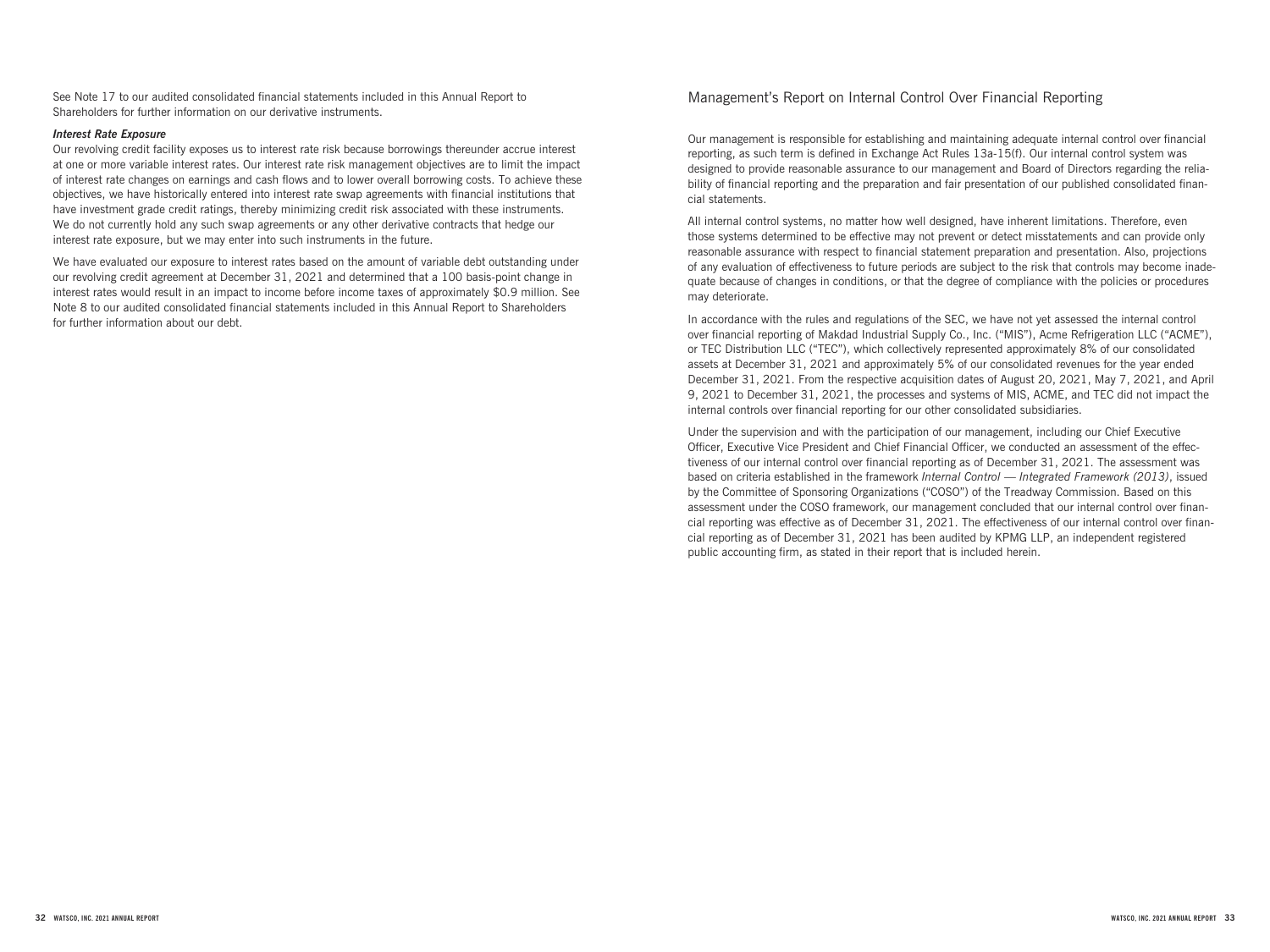See Note 17 to our audited consolidated financial statements included in this Annual Report to Shareholders for further information on our derivative instruments.

***Interest Rate Exposure***

Our revolving credit facility exposes us to interest rate risk because borrowings thereunder accrue interest at one or more variable interest rates. Our interest rate risk management objectives are to limit the impact of interest rate changes on earnings and cash flows and to lower overall borrowing costs. To achieve these objectives, we have historically entered into interest rate swap agreements with financial institutions that have investment grade credit ratings, thereby minimizing credit risk associated with these instruments. We do not currently hold any such swap agreements or any other derivative contracts that hedge our interest rate exposure, but we may enter into such instruments in the future.

We have evaluated our exposure to interest rates based on the amount of variable debt outstanding under our revolving credit agreement at December 31, 2021 and determined that a 100 basis-point change in interest rates would result in an impact to income before income taxes of approximately $0.9 million. See Note 8 to our audited consolidated financial statements included in this Annual Report to Shareholders for further information about our debt.

## Management's Report on Internal Control Over Financial Reporting

Our management is responsible for establishing and maintaining adequate internal control over financial reporting, as such term is defined in Exchange Act Rules 13a-15(f). Our internal control system was designed to provide reasonable assurance to our management and Board of Directors regarding the reliability of financial reporting and the preparation and fair presentation of our published consolidated financial statements.

All internal control systems, no matter how well designed, have inherent limitations. Therefore, even those systems determined to be effective may not prevent or detect misstatements and can provide only reasonable assurance with respect to financial statement preparation and presentation. Also, projections of any evaluation of effectiveness to future periods are subject to the risk that controls may become inadequate because of changes in conditions, or that the degree of compliance with the policies or procedures may deteriorate.

In accordance with the rules and regulations of the SEC, we have not yet assessed the internal control over financial reporting of Makdad Industrial Supply Co., Inc. ("MIS"), Acme Refrigeration LLC ("ACME"), or TEC Distribution LLC ("TEC"), which collectively represented approximately 8% of our consolidated assets at December 31, 2021 and approximately 5% of our consolidated revenues for the year ended December 31, 2021. From the respective acquisition dates of August 20, 2021, May 7, 2021, and April 9, 2021 to December 31, 2021, the processes and systems of MIS, ACME, and TEC did not impact the internal controls over financial reporting for our other consolidated subsidiaries.

Under the supervision and with the participation of our management, including our Chief Executive Officer, Executive Vice President and Chief Financial Officer, we conducted an assessment of the effectiveness of our internal control over financial reporting as of December 31, 2021. The assessment was based on criteria established in the framework *Internal Control — Integrated Framework (2013)*, issued by the Committee of Sponsoring Organizations ("COSO") of the Treadway Commission. Based on this assessment under the COSO framework, our management concluded that our internal control over financial reporting was effective as of December 31, 2021. The effectiveness of our internal control over financial reporting as of December 31, 2021 has been audited by KPMG LLP, an independent registered public accounting firm, as stated in their report that is included herein.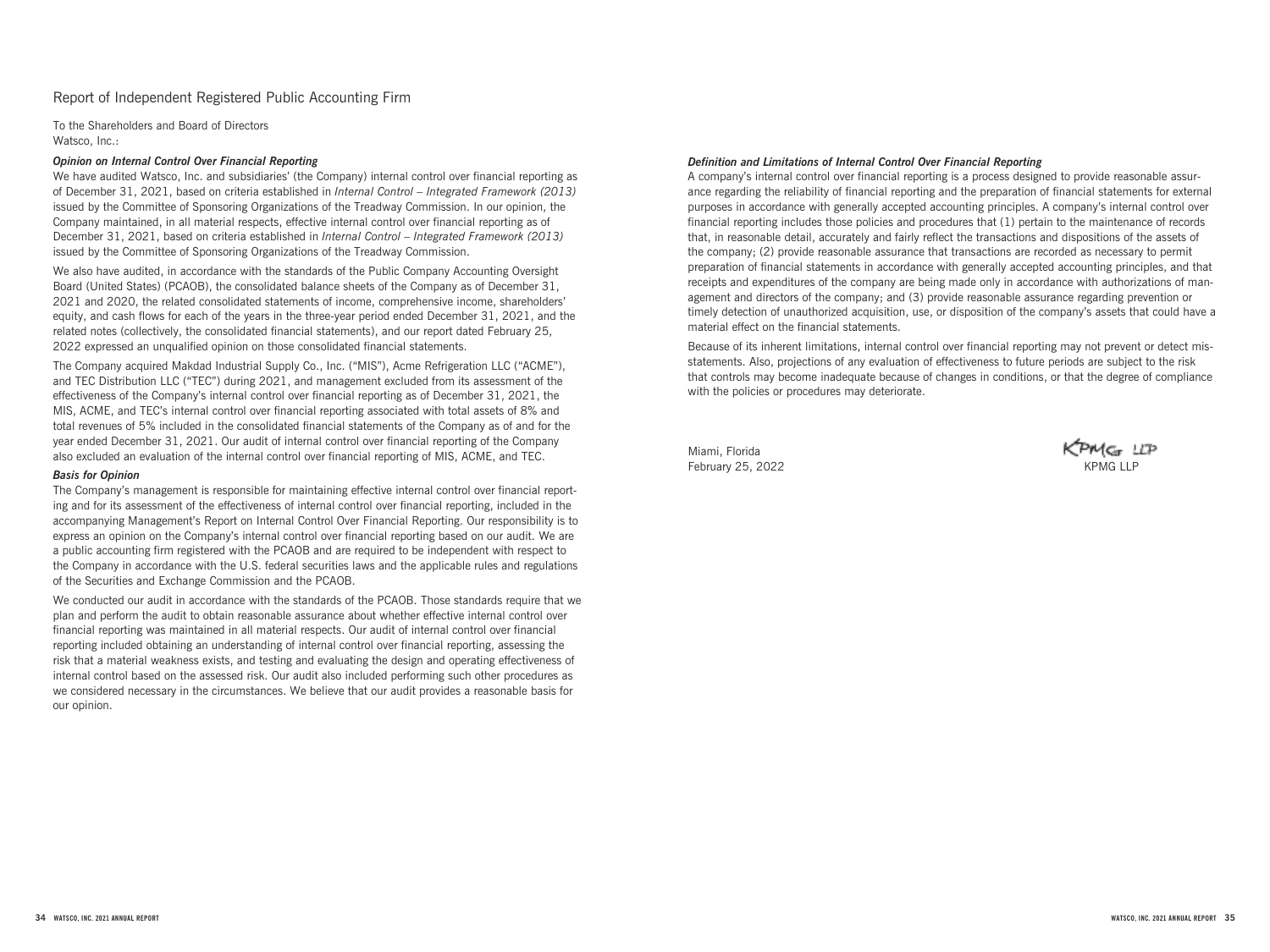## Report of Independent Registered Public Accounting Firm

To the Shareholders and Board of Directors
Watsco, Inc.:

***Opinion on Internal Control Over Financial Reporting***

We have audited Watsco, Inc. and subsidiaries' (the Company) internal control over financial reporting as of December 31, 2021, based on criteria established in *Internal Control – Integrated Framework (2013)* issued by the Committee of Sponsoring Organizations of the Treadway Commission. In our opinion, the Company maintained, in all material respects, effective internal control over financial reporting as of December 31, 2021, based on criteria established in *Internal Control – Integrated Framework (2013)* issued by the Committee of Sponsoring Organizations of the Treadway Commission.

We also have audited, in accordance with the standards of the Public Company Accounting Oversight Board (United States) (PCAOB), the consolidated balance sheets of the Company as of December 31, 2021 and 2020, the related consolidated statements of income, comprehensive income, shareholders' equity, and cash flows for each of the years in the three-year period ended December 31, 2021, and the related notes (collectively, the consolidated financial statements), and our report dated February 25, 2022 expressed an unqualified opinion on those consolidated financial statements.

The Company acquired Makdad Industrial Supply Co., Inc. ("MIS"), Acme Refrigeration LLC ("ACME"), and TEC Distribution LLC ("TEC") during 2021, and management excluded from its assessment of the effectiveness of the Company's internal control over financial reporting as of December 31, 2021, the MIS, ACME, and TEC's internal control over financial reporting associated with total assets of 8% and total revenues of 5% included in the consolidated financial statements of the Company as of and for the year ended December 31, 2021. Our audit of internal control over financial reporting of the Company also excluded an evaluation of the internal control over financial reporting of MIS, ACME, and TEC.

***Basis for Opinion***

The Company's management is responsible for maintaining effective internal control over financial reporting and for its assessment of the effectiveness of internal control over financial reporting, included in the accompanying Management's Report on Internal Control Over Financial Reporting. Our responsibility is to express an opinion on the Company's internal control over financial reporting based on our audit. We are a public accounting firm registered with the PCAOB and are required to be independent with respect to the Company in accordance with the U.S. federal securities laws and the applicable rules and regulations of the Securities and Exchange Commission and the PCAOB.

We conducted our audit in accordance with the standards of the PCAOB. Those standards require that we plan and perform the audit to obtain reasonable assurance about whether effective internal control over financial reporting was maintained in all material respects. Our audit of internal control over financial reporting included obtaining an understanding of internal control over financial reporting, assessing the risk that a material weakness exists, and testing and evaluating the design and operating effectiveness of internal control based on the assessed risk. Our audit also included performing such other procedures as we considered necessary in the circumstances. We believe that our audit provides a reasonable basis for our opinion.

***Definition and Limitations of Internal Control Over Financial Reporting***

A company's internal control over financial reporting is a process designed to provide reasonable assurance regarding the reliability of financial reporting and the preparation of financial statements for external purposes in accordance with generally accepted accounting principles. A company's internal control over financial reporting includes those policies and procedures that (1) pertain to the maintenance of records that, in reasonable detail, accurately and fairly reflect the transactions and dispositions of the assets of the company; (2) provide reasonable assurance that transactions are recorded as necessary to permit preparation of financial statements in accordance with generally accepted accounting principles, and that receipts and expenditures of the company are being made only in accordance with authorizations of management and directors of the company; and (3) provide reasonable assurance regarding prevention or timely detection of unauthorized acquisition, use, or disposition of the company's assets that could have a material effect on the financial statements.

Because of its inherent limitations, internal control over financial reporting may not prevent or detect misstatements. Also, projections of any evaluation of effectiveness to future periods are subject to the risk that controls may become inadequate because of changes in conditions, or that the degree of compliance with the policies or procedures may deteriorate.

Miami, Florida
February 25, 2022

KPMG LLP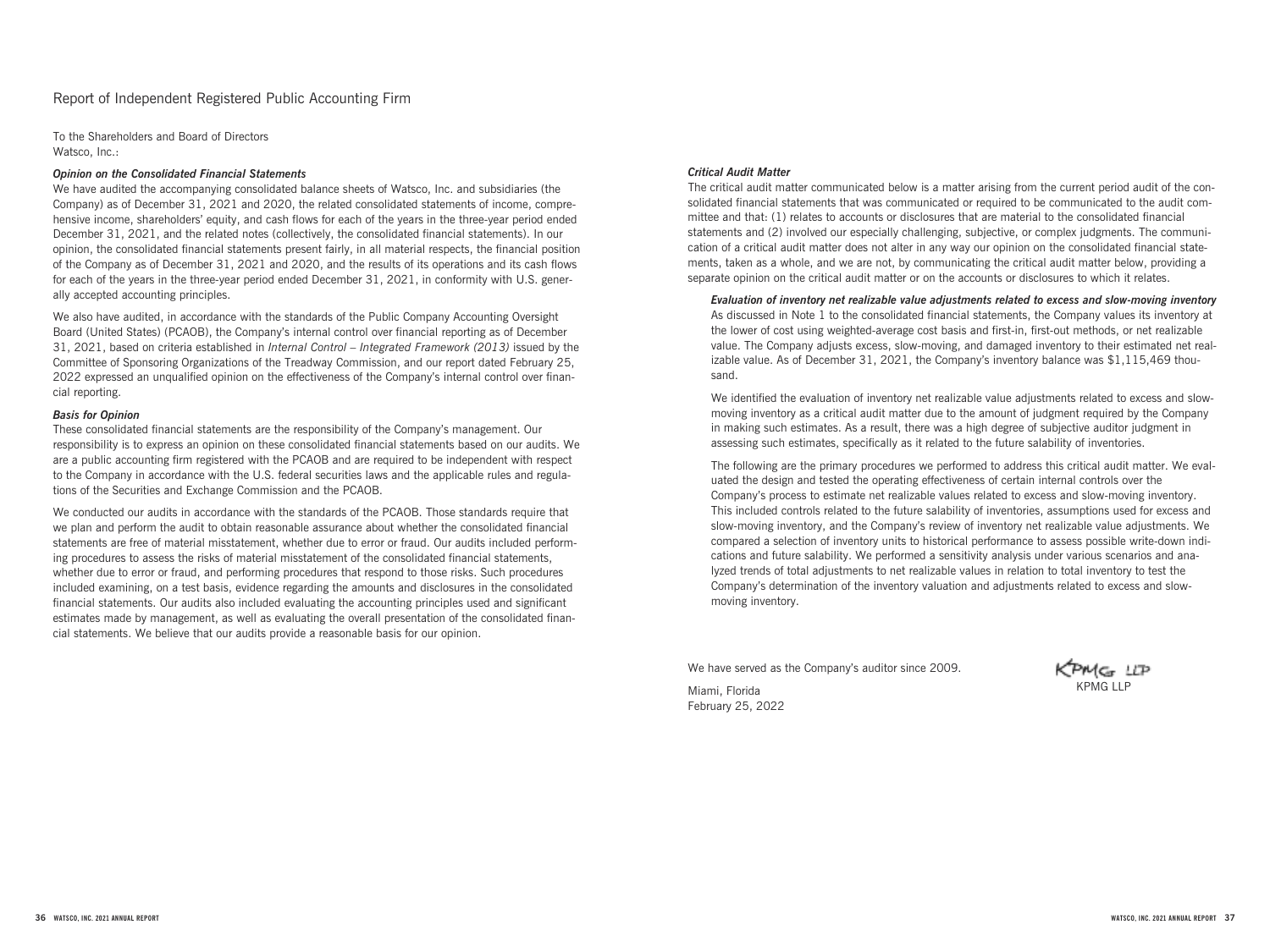# Report of Independent Registered Public Accounting Firm

To the Shareholders and Board of Directors
Watsco, Inc.:

***Opinion on the Consolidated Financial Statements***

We have audited the accompanying consolidated balance sheets of Watsco, Inc. and subsidiaries (the Company) as of December 31, 2021 and 2020, the related consolidated statements of income, comprehensive income, shareholders' equity, and cash flows for each of the years in the three-year period ended December 31, 2021, and the related notes (collectively, the consolidated financial statements). In our opinion, the consolidated financial statements present fairly, in all material respects, the financial position of the Company as of December 31, 2021 and 2020, and the results of its operations and its cash flows for each of the years in the three-year period ended December 31, 2021, in conformity with U.S. generally accepted accounting principles.

We also have audited, in accordance with the standards of the Public Company Accounting Oversight Board (United States) (PCAOB), the Company's internal control over financial reporting as of December 31, 2021, based on criteria established in *Internal Control – Integrated Framework (2013)* issued by the Committee of Sponsoring Organizations of the Treadway Commission, and our report dated February 25, 2022 expressed an unqualified opinion on the effectiveness of the Company's internal control over financial reporting.

***Basis for Opinion***

These consolidated financial statements are the responsibility of the Company's management. Our responsibility is to express an opinion on these consolidated financial statements based on our audits. We are a public accounting firm registered with the PCAOB and are required to be independent with respect to the Company in accordance with the U.S. federal securities laws and the applicable rules and regulations of the Securities and Exchange Commission and the PCAOB.

We conducted our audits in accordance with the standards of the PCAOB. Those standards require that we plan and perform the audit to obtain reasonable assurance about whether the consolidated financial statements are free of material misstatement, whether due to error or fraud. Our audits included performing procedures to assess the risks of material misstatement of the consolidated financial statements, whether due to error or fraud, and performing procedures that respond to those risks. Such procedures included examining, on a test basis, evidence regarding the amounts and disclosures in the consolidated financial statements. Our audits also included evaluating the accounting principles used and significant estimates made by management, as well as evaluating the overall presentation of the consolidated financial statements. We believe that our audits provide a reasonable basis for our opinion.

***Critical Audit Matter***

The critical audit matter communicated below is a matter arising from the current period audit of the consolidated financial statements that was communicated or required to be communicated to the audit committee and that: (1) relates to accounts or disclosures that are material to the consolidated financial statements and (2) involved our especially challenging, subjective, or complex judgments. The communication of a critical audit matter does not alter in any way our opinion on the consolidated financial statements, taken as a whole, and we are not, by communicating the critical audit matter below, providing a separate opinion on the critical audit matter or on the accounts or disclosures to which it relates.

***Evaluation of inventory net realizable value adjustments related to excess and slow-moving inventory***

As discussed in Note 1 to the consolidated financial statements, the Company values its inventory at the lower of cost using weighted-average cost basis and first-in, first-out methods, or net realizable value. The Company adjusts excess, slow-moving, and damaged inventory to their estimated net realizable value. As of December 31, 2021, the Company's inventory balance was $1,115,469 thousand.

We identified the evaluation of inventory net realizable value adjustments related to excess and slow-moving inventory as a critical audit matter due to the amount of judgment required by the Company in making such estimates. As a result, there was a high degree of subjective auditor judgment in assessing such estimates, specifically as it related to the future salability of inventories.

The following are the primary procedures we performed to address this critical audit matter. We evaluated the design and tested the operating effectiveness of certain internal controls over the Company's process to estimate net realizable values related to excess and slow-moving inventory. This included controls related to the future salability of inventories, assumptions used for excess and slow-moving inventory, and the Company's review of inventory net realizable value adjustments. We compared a selection of inventory units to historical performance to assess possible write-down indications and future salability. We performed a sensitivity analysis under various scenarios and analyzed trends of total adjustments to net realizable values in relation to total inventory to test the Company's determination of the inventory valuation and adjustments related to excess and slow-moving inventory.

We have served as the Company's auditor since 2009.

KPMG LLP

Miami, Florida
February 25, 2022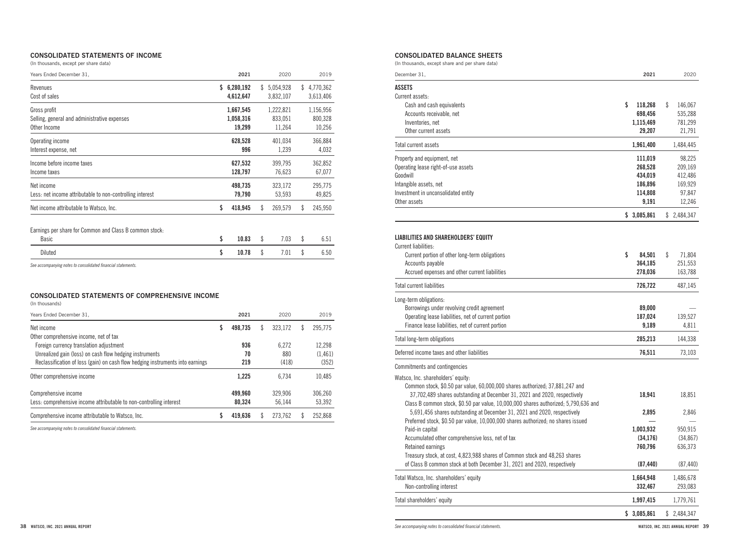## CONSOLIDATED STATEMENTS OF INCOME

(In thousands, except per share data)

| Years Ended December 31, | 2021 | 2020 | 2019 |
|---|---|---|---|
| Revenues | $ 6,280,192 | $ 5,054,928 | $ 4,770,362 |
| Cost of sales | 4,612,647 | 3,832,107 | 3,613,406 |
| Gross profit | 1,667,545 | 1,222,821 | 1,156,956 |
| Selling, general and administrative expenses | 1,058,316 | 833,051 | 800,328 |
| Other Income | 19,299 | 11,264 | 10,256 |
| Operating income | 628,528 | 401,034 | 366,884 |
| Interest expense, net | 996 | 1,239 | 4,032 |
| Income before income taxes | 627,532 | 399,795 | 362,852 |
| Income taxes | 128,797 | 76,623 | 67,077 |
| Net income | 498,735 | 323,172 | 295,775 |
| Less: net income attributable to non-controlling interest | 79,790 | 53,593 | 49,825 |
| Net income attributable to Watsco, Inc. | $ 418,945 | $ 269,579 | $ 245,950 |
| Earnings per share for Common and Class B common stock: | | | |
| Basic | $ 10.83 | $ 7.03 | $ 6.51 |
| Diluted | $ 10.78 | $ 7.01 | $ 6.50 |

*See accompanying notes to consolidated financial statements.*

## CONSOLIDATED STATEMENTS OF COMPREHENSIVE INCOME

(In thousands)

| Years Ended December 31, | 2021 | 2020 | 2019 |
|---|---|---|---|
| Net income | $ 498,735 | $ 323,172 | $ 295,775 |
| Other comprehensive income, net of tax | | | |
| Foreign currency translation adjustment | 936 | 6,272 | 12,298 |
| Unrealized gain (loss) on cash flow hedging instruments | 70 | 880 | (1,461) |
| Reclassification of loss (gain) on cash flow hedging instruments into earnings | 219 | (418) | (352) |
| Other comprehensive income | 1,225 | 6,734 | 10,485 |
| Comprehensive income | 499,960 | 329,906 | 306,260 |
| Less: comprehensive income attributable to non-controlling interest | 80,324 | 56,144 | 53,392 |
| Comprehensive income attributable to Watsco, Inc. | $ 419,636 | $ 273,762 | $ 252,868 |

*See accompanying notes to consolidated financial statements.*

## CONSOLIDATED BALANCE SHEETS

(In thousands, except share and per share data)

| December 31, | 2021 | 2020 |
|---|---|---|
| **ASSETS** | | |
| Current assets: | | |
| Cash and cash equivalents | $ 118,268 | $ 146,067 |
| Accounts receivable, net | 698,456 | 535,288 |
| Inventories, net | 1,115,469 | 781,299 |
| Other current assets | 29,207 | 21,791 |
| Total current assets | 1,961,400 | 1,484,445 |
| Property and equipment, net | 111,019 | 98,225 |
| Operating lease right-of-use assets | 268,528 | 209,169 |
| Goodwill | 434,019 | 412,486 |
| Intangible assets, net | 186,896 | 169,929 |
| Investment in unconsolidated entity | 114,808 | 97,847 |
| Other assets | 9,191 | 12,246 |
| | $ 3,085,861 | $ 2,484,347 |
| **LIABILITIES AND SHAREHOLDERS' EQUITY** | | |
| Current liabilities: | | |
| Current portion of other long-term obligations | $ 84,501 | $ 71,804 |
| Accounts payable | 364,185 | 251,553 |
| Accrued expenses and other current liabilities | 278,036 | 163,788 |
| Total current liabilities | 726,722 | 487,145 |
| Long-term obligations: | | |
| Borrowings under revolving credit agreement | 89,000 | — |
| Operating lease liabilities, net of current portion | 187,024 | 139,527 |
| Finance lease liabilities, net of current portion | 9,189 | 4,811 |
| Total long-term obligations | 285,213 | 144,338 |
| Deferred income taxes and other liabilities | 76,511 | 73,103 |
| Commitments and contingencies | | |
| Watsco, Inc. shareholders' equity: | | |
| Common stock, $0.50 par value, 60,000,000 shares authorized; 37,881,247 and 37,702,489 shares outstanding at December 31, 2021 and 2020, respectively | 18,941 | 18,851 |
| Class B common stock, $0.50 par value, 10,000,000 shares authorized; 5,790,636 and 5,691,456 shares outstanding at December 31, 2021 and 2020, respectively | 2,895 | 2,846 |
| Preferred stock, $0.50 par value, 10,000,000 shares authorized; no shares issued | — | — |
| Paid-in capital | 1,003,932 | 950,915 |
| Accumulated other comprehensive loss, net of tax | (34,176) | (34,867) |
| Retained earnings | 760,796 | 636,373 |
| Treasury stock, at cost, 4,823,988 shares of Common stock and 48,263 shares of Class B common stock at both December 31, 2021 and 2020, respectively | (87,440) | (87,440) |
| Total Watsco, Inc. shareholders' equity | 1,664,948 | 1,486,678 |
| Non-controlling interest | 332,467 | 293,083 |
| Total shareholders' equity | 1,997,415 | 1,779,761 |
| | $ 3,085,861 | $ 2,484,347 |

*See accompanying notes to consolidated financial statements.*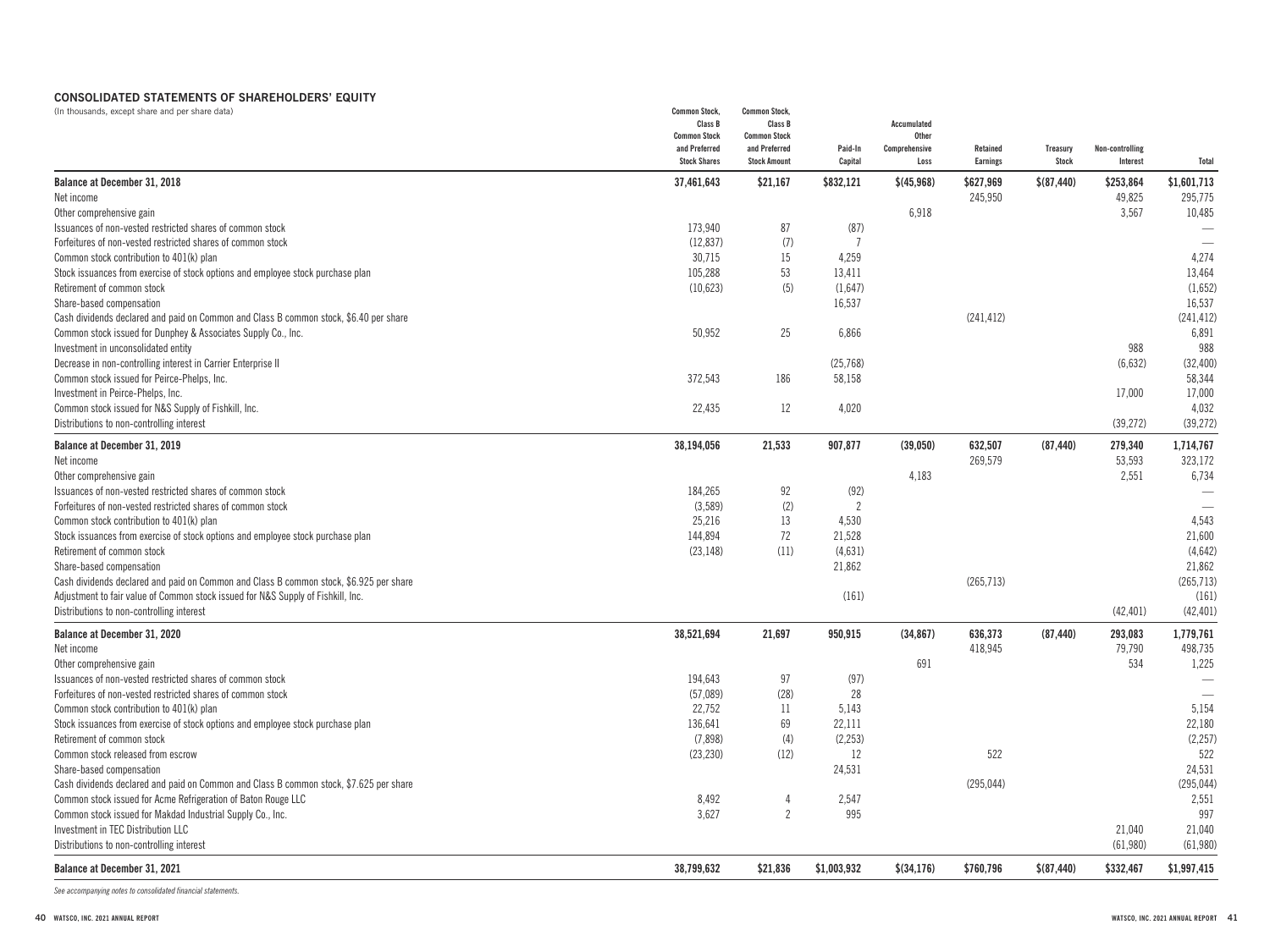## CONSOLIDATED STATEMENTS OF SHAREHOLDERS' EQUITY

(In thousands, except share and per share data)

| | Common Stock, Class B Common Stock and Preferred Stock Shares | Common Stock, Class B Common Stock and Preferred Stock Amount | Paid-In Capital | Accumulated Other Comprehensive Loss | Retained Earnings | Treasury Stock | Non-controlling Interest | Total |
|---|---|---|---|---|---|---|---|---|
| **Balance at December 31, 2018** | **37,461,643** | **$21,167** | **$832,121** | **$(45,968)** | **$627,969** | **$(87,440)** | **$253,864** | **$1,601,713** |
| Net income | | | | | 245,950 | | 49,825 | 295,775 |
| Other comprehensive gain | | | | 6,918 | | | 3,567 | 10,485 |
| Issuances of non-vested restricted shares of common stock | 173,940 | 87 | (87) | | | | | — |
| Forfeitures of non-vested restricted shares of common stock | (12,837) | (7) | 7 | | | | | — |
| Common stock contribution to 401(k) plan | 30,715 | 15 | 4,259 | | | | | 4,274 |
| Stock issuances from exercise of stock options and employee stock purchase plan | 105,288 | 53 | 13,411 | | | | | 13,464 |
| Retirement of common stock | (10,623) | (5) | (1,647) | | | | | (1,652) |
| Share-based compensation | | | 16,537 | | | | | 16,537 |
| Cash dividends declared and paid on Common and Class B common stock, $6.40 per share | | | | | (241,412) | | | (241,412) |
| Common stock issued for Dunphey & Associates Supply Co., Inc. | 50,952 | 25 | 6,866 | | | | | 6,891 |
| Investment in unconsolidated entity | | | | | | | 988 | 988 |
| Decrease in non-controlling interest in Carrier Enterprise II | | | (25,768) | | | | (6,632) | (32,400) |
| Common stock issued for Peirce-Phelps, Inc. | 372,543 | 186 | 58,158 | | | | | 58,344 |
| Investment in Peirce-Phelps, Inc. | | | | | | | 17,000 | 17,000 |
| Common stock issued for N&S Supply of Fishkill, Inc. | 22,435 | 12 | 4,020 | | | | | 4,032 |
| Distributions to non-controlling interest | | | | | | | (39,272) | (39,272) |
| **Balance at December 31, 2019** | **38,194,056** | **21,533** | **907,877** | **(39,050)** | **632,507** | **(87,440)** | **279,340** | **1,714,767** |
| Net income | | | | | 269,579 | | 53,593 | 323,172 |
| Other comprehensive gain | | | | 4,183 | | | 2,551 | 6,734 |
| Issuances of non-vested restricted shares of common stock | 184,265 | 92 | (92) | | | | | — |
| Forfeitures of non-vested restricted shares of common stock | (3,589) | (2) | 2 | | | | | — |
| Common stock contribution to 401(k) plan | 25,216 | 13 | 4,530 | | | | | 4,543 |
| Stock issuances from exercise of stock options and employee stock purchase plan | 144,894 | 72 | 21,528 | | | | | 21,600 |
| Retirement of common stock | (23,148) | (11) | (4,631) | | | | | (4,642) |
| Share-based compensation | | | 21,862 | | | | | 21,862 |
| Cash dividends declared and paid on Common and Class B common stock, $6.925 per share | | | | | (265,713) | | | (265,713) |
| Adjustment to fair value of Common stock issued for N&S Supply of Fishkill, Inc. | | | (161) | | | | | (161) |
| Distributions to non-controlling interest | | | | | | | (42,401) | (42,401) |
| **Balance at December 31, 2020** | **38,521,694** | **21,697** | **950,915** | **(34,867)** | **636,373** | **(87,440)** | **293,083** | **1,779,761** |
| Net income | | | | | 418,945 | | 79,790 | 498,735 |
| Other comprehensive gain | | | | 691 | | | 534 | 1,225 |
| Issuances of non-vested restricted shares of common stock | 194,643 | 97 | (97) | | | | | — |
| Forfeitures of non-vested restricted shares of common stock | (57,089) | (28) | 28 | | | | | — |
| Common stock contribution to 401(k) plan | 22,752 | 11 | 5,143 | | | | | 5,154 |
| Stock issuances from exercise of stock options and employee stock purchase plan | 136,641 | 69 | 22,111 | | | | | 22,180 |
| Retirement of common stock | (7,898) | (4) | (2,253) | | | | | (2,257) |
| Common stock released from escrow | (23,230) | (12) | 12 | | 522 | | | 522 |
| Share-based compensation | | | 24,531 | | | | | 24,531 |
| Cash dividends declared and paid on Common and Class B common stock, $7.625 per share | | | | | (295,044) | | | (295,044) |
| Common stock issued for Acme Refrigeration of Baton Rouge LLC | 8,492 | 4 | 2,547 | | | | | 2,551 |
| Common stock issued for Makdad Industrial Supply Co., Inc. | 3,627 | 2 | 995 | | | | | 997 |
| Investment in TEC Distribution LLC | | | | | | | 21,040 | 21,040 |
| Distributions to non-controlling interest | | | | | | | (61,980) | (61,980) |
| **Balance at December 31, 2021** | **38,799,632** | **$21,836** | **$1,003,932** | **$(34,176)** | **$760,796** | **$(87,440)** | **$332,467** | **$1,997,415** |

*See accompanying notes to consolidated financial statements.*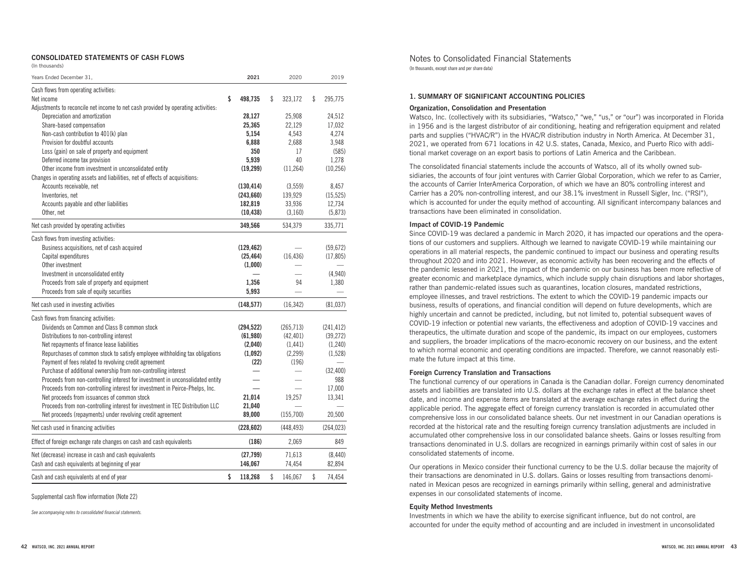## CONSOLIDATED STATEMENTS OF CASH FLOWS

(In thousands)

| Years Ended December 31, | 2021 | 2020 | 2019 |
|---|---|---|---|
| Cash flows from operating activities: | | | |
| Net income | $ 498,735 | $ 323,172 | $ 295,775 |
| Adjustments to reconcile net income to net cash provided by operating activities: | | | |
| Depreciation and amortization | 28,127 | 25,908 | 24,512 |
| Share-based compensation | 25,365 | 22,129 | 17,032 |
| Non-cash contribution to 401(k) plan | 5,154 | 4,543 | 4,274 |
| Provision for doubtful accounts | 6,888 | 2,688 | 3,948 |
| Loss (gain) on sale of property and equipment | 350 | 17 | (585) |
| Deferred income tax provision | 5,939 | 40 | 1,278 |
| Other income from investment in unconsolidated entity | (19,299) | (11,264) | (10,256) |
| Changes in operating assets and liabilities, net of effects of acquisitions: | | | |
| Accounts receivable, net | (130,414) | (3,559) | 8,457 |
| Inventories, net | (243,660) | 139,929 | (15,525) |
| Accounts payable and other liabilities | 182,819 | 33,936 | 12,734 |
| Other, net | (10,438) | (3,160) | (5,873) |
| Net cash provided by operating activities | 349,566 | 534,379 | 335,771 |
| Cash flows from investing activities: | | | |
| Business acquisitions, net of cash acquired | (129,462) | — | (59,672) |
| Capital expenditures | (25,464) | (16,436) | (17,805) |
| Other investment | (1,000) | — | — |
| Investment in unconsolidated entity | — | — | (4,940) |
| Proceeds from sale of property and equipment | 1,356 | 94 | 1,380 |
| Proceeds from sale of equity securities | 5,993 | — | — |
| Net cash used in investing activities | (148,577) | (16,342) | (81,037) |
| Cash flows from financing activities: | | | |
| Dividends on Common and Class B common stock | (294,522) | (265,713) | (241,412) |
| Distributions to non-controlling interest | (61,980) | (42,401) | (39,272) |
| Net repayments of finance lease liabilities | (2,040) | (1,441) | (1,240) |
| Repurchases of common stock to satisfy employee withholding tax obligations | (1,092) | (2,299) | (1,528) |
| Payment of fees related to revolving credit agreement | (22) | (196) | — |
| Purchase of additional ownership from non-controlling interest | — | — | (32,400) |
| Proceeds from non-controlling interest for investment in unconsolidated entity | — | — | 988 |
| Proceeds from non-controlling interest for investment in Peirce-Phelps, Inc. | — | — | 17,000 |
| Net proceeds from issuances of common stock | 21,014 | 19,257 | 13,341 |
| Proceeds from non-controlling interest for investment in TEC Distribution LLC | 21,040 | — | — |
| Net proceeds (repayments) under revolving credit agreement | 89,000 | (155,700) | 20,500 |
| Net cash used in financing activities | (228,602) | (448,493) | (264,023) |
| Effect of foreign exchange rate changes on cash and cash equivalents | (186) | 2,069 | 849 |
| Net (decrease) increase in cash and cash equivalents | (27,799) | 71,613 | (8,440) |
| Cash and cash equivalents at beginning of year | 146,067 | 74,454 | 82,894 |
| Cash and cash equivalents at end of year | $ 118,268 | $ 146,067 | $ 74,454 |

Supplemental cash flow information (Note 22)

*See accompanying notes to consolidated financial statements.*

# Notes to Consolidated Financial Statements

(In thousands, except share and per share data)

### 1. SUMMARY OF SIGNIFICANT ACCOUNTING POLICIES

**Organization, Consolidation and Presentation**

Watsco, Inc. (collectively with its subsidiaries, "Watsco," "we," "us," or "our") was incorporated in Florida in 1956 and is the largest distributor of air conditioning, heating and refrigeration equipment and related parts and supplies ("HVAC/R") in the HVAC/R distribution industry in North America. At December 31, 2021, we operated from 671 locations in 42 U.S. states, Canada, Mexico, and Puerto Rico with additional market coverage on an export basis to portions of Latin America and the Caribbean.

The consolidated financial statements include the accounts of Watsco, all of its wholly owned subsidiaries, the accounts of four joint ventures with Carrier Global Corporation, which we refer to as Carrier, the accounts of Carrier InterAmerica Corporation, of which we have an 80% controlling interest and Carrier has a 20% non-controlling interest, and our 38.1% investment in Russell Sigler, Inc. ("RSI"), which is accounted for under the equity method of accounting. All significant intercompany balances and transactions have been eliminated in consolidation.

**Impact of COVID-19 Pandemic**

Since COVID-19 was declared a pandemic in March 2020, it has impacted our operations and the operations of our customers and suppliers. Although we learned to navigate COVID-19 while maintaining our operations in all material respects, the pandemic continued to impact our business and operating results throughout 2020 and into 2021. However, as economic activity has been recovering and the effects of the pandemic lessened in 2021, the impact of the pandemic on our business has been more reflective of greater economic and marketplace dynamics, which include supply chain disruptions and labor shortages, rather than pandemic-related issues such as quarantines, location closures, mandated restrictions, employee illnesses, and travel restrictions. The extent to which the COVID-19 pandemic impacts our business, results of operations, and financial condition will depend on future developments, which are highly uncertain and cannot be predicted, including, but not limited to, potential subsequent waves of COVID-19 infection or potential new variants, the effectiveness and adoption of COVID-19 vaccines and therapeutics, the ultimate duration and scope of the pandemic, its impact on our employees, customers and suppliers, the broader implications of the macro-economic recovery on our business, and the extent to which normal economic and operating conditions are impacted. Therefore, we cannot reasonably estimate the future impact at this time.

**Foreign Currency Translation and Transactions**

The functional currency of our operations in Canada is the Canadian dollar. Foreign currency denominated assets and liabilities are translated into U.S. dollars at the exchange rates in effect at the balance sheet date, and income and expense items are translated at the average exchange rates in effect during the applicable period. The aggregate effect of foreign currency translation is recorded in accumulated other comprehensive loss in our consolidated balance sheets. Our net investment in our Canadian operations is recorded at the historical rate and the resulting foreign currency translation adjustments are included in accumulated other comprehensive loss in our consolidated balance sheets. Gains or losses resulting from transactions denominated in U.S. dollars are recognized in earnings primarily within cost of sales in our consolidated statements of income.

Our operations in Mexico consider their functional currency to be the U.S. dollar because the majority of their transactions are denominated in U.S. dollars. Gains or losses resulting from transactions denominated in Mexican pesos are recognized in earnings primarily within selling, general and administrative expenses in our consolidated statements of income.

**Equity Method Investments**

Investments in which we have the ability to exercise significant influence, but do not control, are accounted for under the equity method of accounting and are included in investment in unconsolidated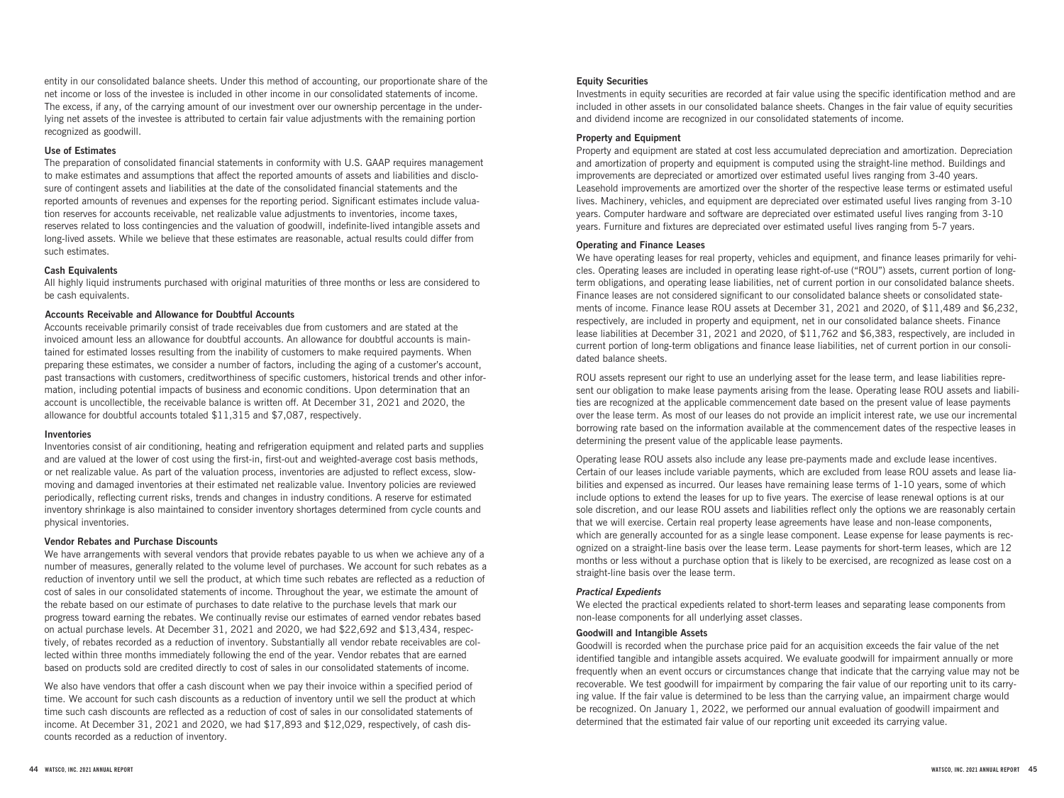entity in our consolidated balance sheets. Under this method of accounting, our proportionate share of the net income or loss of the investee is included in other income in our consolidated statements of income. The excess, if any, of the carrying amount of our investment over our ownership percentage in the underlying net assets of the investee is attributed to certain fair value adjustments with the remaining portion recognized as goodwill.

**Use of Estimates**

The preparation of consolidated financial statements in conformity with U.S. GAAP requires management to make estimates and assumptions that affect the reported amounts of assets and liabilities and disclosure of contingent assets and liabilities at the date of the consolidated financial statements and the reported amounts of revenues and expenses for the reporting period. Significant estimates include valuation reserves for accounts receivable, net realizable value adjustments to inventories, income taxes, reserves related to loss contingencies and the valuation of goodwill, indefinite-lived intangible assets and long-lived assets. While we believe that these estimates are reasonable, actual results could differ from such estimates.

**Cash Equivalents**

All highly liquid instruments purchased with original maturities of three months or less are considered to be cash equivalents.

**Accounts Receivable and Allowance for Doubtful Accounts**

Accounts receivable primarily consist of trade receivables due from customers and are stated at the invoiced amount less an allowance for doubtful accounts. An allowance for doubtful accounts is maintained for estimated losses resulting from the inability of customers to make required payments. When preparing these estimates, we consider a number of factors, including the aging of a customer's account, past transactions with customers, creditworthiness of specific customers, historical trends and other information, including potential impacts of business and economic conditions. Upon determination that an account is uncollectible, the receivable balance is written off. At December 31, 2021 and 2020, the allowance for doubtful accounts totaled $11,315 and $7,087, respectively.

**Inventories**

Inventories consist of air conditioning, heating and refrigeration equipment and related parts and supplies and are valued at the lower of cost using the first-in, first-out and weighted-average cost basis methods, or net realizable value. As part of the valuation process, inventories are adjusted to reflect excess, slow-moving and damaged inventories at their estimated net realizable value. Inventory policies are reviewed periodically, reflecting current risks, trends and changes in industry conditions. A reserve for estimated inventory shrinkage is also maintained to consider inventory shortages determined from cycle counts and physical inventories.

**Vendor Rebates and Purchase Discounts**

We have arrangements with several vendors that provide rebates payable to us when we achieve any of a number of measures, generally related to the volume level of purchases. We account for such rebates as a reduction of inventory until we sell the product, at which time such rebates are reflected as a reduction of cost of sales in our consolidated statements of income. Throughout the year, we estimate the amount of the rebate based on our estimate of purchases to date relative to the purchase levels that mark our progress toward earning the rebates. We continually revise our estimates of earned vendor rebates based on actual purchase levels. At December 31, 2021 and 2020, we had $22,692 and $13,434, respectively, of rebates recorded as a reduction of inventory. Substantially all vendor rebate receivables are collected within three months immediately following the end of the year. Vendor rebates that are earned based on products sold are credited directly to cost of sales in our consolidated statements of income.

We also have vendors that offer a cash discount when we pay their invoice within a specified period of time. We account for such cash discounts as a reduction of inventory until we sell the product at which time such cash discounts are reflected as a reduction of cost of sales in our consolidated statements of income. At December 31, 2021 and 2020, we had $17,893 and $12,029, respectively, of cash discounts recorded as a reduction of inventory.

**Equity Securities**

Investments in equity securities are recorded at fair value using the specific identification method and are included in other assets in our consolidated balance sheets. Changes in the fair value of equity securities and dividend income are recognized in our consolidated statements of income.

**Property and Equipment**

Property and equipment are stated at cost less accumulated depreciation and amortization. Depreciation and amortization of property and equipment is computed using the straight-line method. Buildings and improvements are depreciated or amortized over estimated useful lives ranging from 3-40 years. Leasehold improvements are amortized over the shorter of the respective lease terms or estimated useful lives. Machinery, vehicles, and equipment are depreciated over estimated useful lives ranging from 3-10 years. Computer hardware and software are depreciated over estimated useful lives ranging from 3-10 years. Furniture and fixtures are depreciated over estimated useful lives ranging from 5-7 years.

**Operating and Finance Leases**

We have operating leases for real property, vehicles and equipment, and finance leases primarily for vehicles. Operating leases are included in operating lease right-of-use ("ROU") assets, current portion of long-term obligations, and operating lease liabilities, net of current portion in our consolidated balance sheets. Finance leases are not considered significant to our consolidated balance sheets or consolidated statements of income. Finance lease ROU assets at December 31, 2021 and 2020, of $11,489 and $6,232, respectively, are included in property and equipment, net in our consolidated balance sheets. Finance lease liabilities at December 31, 2021 and 2020, of $11,762 and $6,383, respectively, are included in current portion of long-term obligations and finance lease liabilities, net of current portion in our consolidated balance sheets.

ROU assets represent our right to use an underlying asset for the lease term, and lease liabilities represent our obligation to make lease payments arising from the lease. Operating lease ROU assets and liabilities are recognized at the applicable commencement date based on the present value of lease payments over the lease term. As most of our leases do not provide an implicit interest rate, we use our incremental borrowing rate based on the information available at the commencement dates of the respective leases in determining the present value of the applicable lease payments.

Operating lease ROU assets also include any lease pre-payments made and exclude lease incentives. Certain of our leases include variable payments, which are excluded from lease ROU assets and lease liabilities and expensed as incurred. Our leases have remaining lease terms of 1-10 years, some of which include options to extend the leases for up to five years. The exercise of lease renewal options is at our sole discretion, and our lease ROU assets and liabilities reflect only the options we are reasonably certain that we will exercise. Certain real property lease agreements have lease and non-lease components, which are generally accounted for as a single lease component. Lease expense for lease payments is recognized on a straight-line basis over the lease term. Lease payments for short-term leases, which are 12 months or less without a purchase option that is likely to be exercised, are recognized as lease cost on a straight-line basis over the lease term.

***Practical Expedients***

We elected the practical expedients related to short-term leases and separating lease components from non-lease components for all underlying asset classes.

**Goodwill and Intangible Assets**

Goodwill is recorded when the purchase price paid for an acquisition exceeds the fair value of the net identified tangible and intangible assets acquired. We evaluate goodwill for impairment annually or more frequently when an event occurs or circumstances change that indicate that the carrying value may not be recoverable. We test goodwill for impairment by comparing the fair value of our reporting unit to its carrying value. If the fair value is determined to be less than the carrying value, an impairment charge would be recognized. On January 1, 2022, we performed our annual evaluation of goodwill impairment and determined that the estimated fair value of our reporting unit exceeded its carrying value.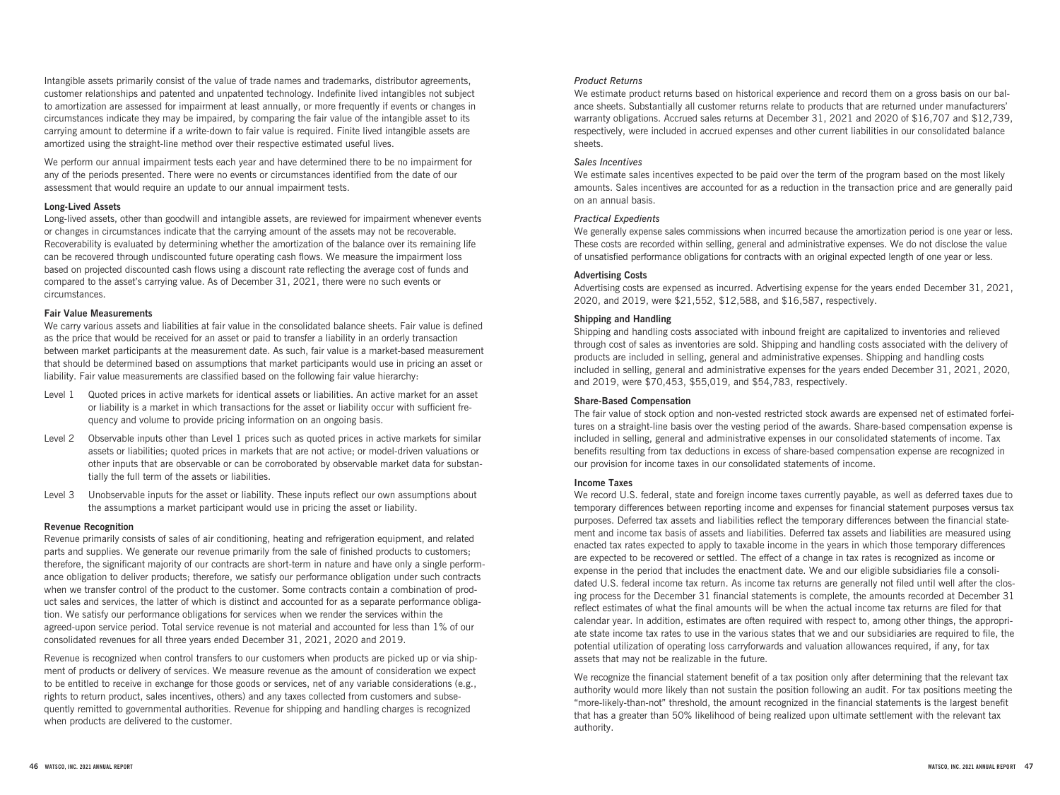Intangible assets primarily consist of the value of trade names and trademarks, distributor agreements, customer relationships and patented and unpatented technology. Indefinite lived intangibles not subject to amortization are assessed for impairment at least annually, or more frequently if events or changes in circumstances indicate they may be impaired, by comparing the fair value of the intangible asset to its carrying amount to determine if a write-down to fair value is required. Finite lived intangible assets are amortized using the straight-line method over their respective estimated useful lives.

We perform our annual impairment tests each year and have determined there to be no impairment for any of the periods presented. There were no events or circumstances identified from the date of our assessment that would require an update to our annual impairment tests.

**Long-Lived Assets**

Long-lived assets, other than goodwill and intangible assets, are reviewed for impairment whenever events or changes in circumstances indicate that the carrying amount of the assets may not be recoverable. Recoverability is evaluated by determining whether the amortization of the balance over its remaining life can be recovered through undiscounted future operating cash flows. We measure the impairment loss based on projected discounted cash flows using a discount rate reflecting the average cost of funds and compared to the asset's carrying value. As of December 31, 2021, there were no such events or circumstances.

**Fair Value Measurements**

We carry various assets and liabilities at fair value in the consolidated balance sheets. Fair value is defined as the price that would be received for an asset or paid to transfer a liability in an orderly transaction between market participants at the measurement date. As such, fair value is a market-based measurement that should be determined based on assumptions that market participants would use in pricing an asset or liability. Fair value measurements are classified based on the following fair value hierarchy:

- Level 1 Quoted prices in active markets for identical assets or liabilities. An active market for an asset or liability is a market in which transactions for the asset or liability occur with sufficient frequency and volume to provide pricing information on an ongoing basis.
- Level 2 Observable inputs other than Level 1 prices such as quoted prices in active markets for similar assets or liabilities; quoted prices in markets that are not active; or model-driven valuations or other inputs that are observable or can be corroborated by observable market data for substantially the full term of the assets or liabilities.
- Level 3 Unobservable inputs for the asset or liability. These inputs reflect our own assumptions about the assumptions a market participant would use in pricing the asset or liability.

**Revenue Recognition**

Revenue primarily consists of sales of air conditioning, heating and refrigeration equipment, and related parts and supplies. We generate our revenue primarily from the sale of finished products to customers; therefore, the significant majority of our contracts are short-term in nature and have only a single performance obligation to deliver products; therefore, we satisfy our performance obligation under such contracts when we transfer control of the product to the customer. Some contracts contain a combination of product sales and services, the latter of which is distinct and accounted for as a separate performance obligation. We satisfy our performance obligations for services when we render the services within the agreed-upon service period. Total service revenue is not material and accounted for less than 1% of our consolidated revenues for all three years ended December 31, 2021, 2020 and 2019.

Revenue is recognized when control transfers to our customers when products are picked up or via shipment of products or delivery of services. We measure revenue as the amount of consideration we expect to be entitled to receive in exchange for those goods or services, net of any variable considerations (e.g., rights to return product, sales incentives, others) and any taxes collected from customers and subsequently remitted to governmental authorities. Revenue for shipping and handling charges is recognized when products are delivered to the customer.

*Product Returns*

We estimate product returns based on historical experience and record them on a gross basis on our balance sheets. Substantially all customer returns relate to products that are returned under manufacturers' warranty obligations. Accrued sales returns at December 31, 2021 and 2020 of $16,707 and $12,739, respectively, were included in accrued expenses and other current liabilities in our consolidated balance sheets.

*Sales Incentives*

We estimate sales incentives expected to be paid over the term of the program based on the most likely amounts. Sales incentives are accounted for as a reduction in the transaction price and are generally paid on an annual basis.

*Practical Expedients*

We generally expense sales commissions when incurred because the amortization period is one year or less. These costs are recorded within selling, general and administrative expenses. We do not disclose the value of unsatisfied performance obligations for contracts with an original expected length of one year or less.

**Advertising Costs**

Advertising costs are expensed as incurred. Advertising expense for the years ended December 31, 2021, 2020, and 2019, were $21,552, $12,588, and $16,587, respectively.

**Shipping and Handling**

Shipping and handling costs associated with inbound freight are capitalized to inventories and relieved through cost of sales as inventories are sold. Shipping and handling costs associated with the delivery of products are included in selling, general and administrative expenses. Shipping and handling costs included in selling, general and administrative expenses for the years ended December 31, 2021, 2020, and 2019, were $70,453, $55,019, and $54,783, respectively.

**Share-Based Compensation**

The fair value of stock option and non-vested restricted stock awards are expensed net of estimated forfeitures on a straight-line basis over the vesting period of the awards. Share-based compensation expense is included in selling, general and administrative expenses in our consolidated statements of income. Tax benefits resulting from tax deductions in excess of share-based compensation expense are recognized in our provision for income taxes in our consolidated statements of income.

**Income Taxes**

We record U.S. federal, state and foreign income taxes currently payable, as well as deferred taxes due to temporary differences between reporting income and expenses for financial statement purposes versus tax purposes. Deferred tax assets and liabilities reflect the temporary differences between the financial statement and income tax basis of assets and liabilities. Deferred tax assets and liabilities are measured using enacted tax rates expected to apply to taxable income in the years in which those temporary differences are expected to be recovered or settled. The effect of a change in tax rates is recognized as income or expense in the period that includes the enactment date. We and our eligible subsidiaries file a consolidated U.S. federal income tax return. As income tax returns are generally not filed until well after the closing process for the December 31 financial statements is complete, the amounts recorded at December 31 reflect estimates of what the final amounts will be when the actual income tax returns are filed for that calendar year. In addition, estimates are often required with respect to, among other things, the appropriate state income tax rates to use in the various states that we and our subsidiaries are required to file, the potential utilization of operating loss carryforwards and valuation allowances required, if any, for tax assets that may not be realizable in the future.

We recognize the financial statement benefit of a tax position only after determining that the relevant tax authority would more likely than not sustain the position following an audit. For tax positions meeting the "more-likely-than-not" threshold, the amount recognized in the financial statements is the largest benefit that has a greater than 50% likelihood of being realized upon ultimate settlement with the relevant tax authority.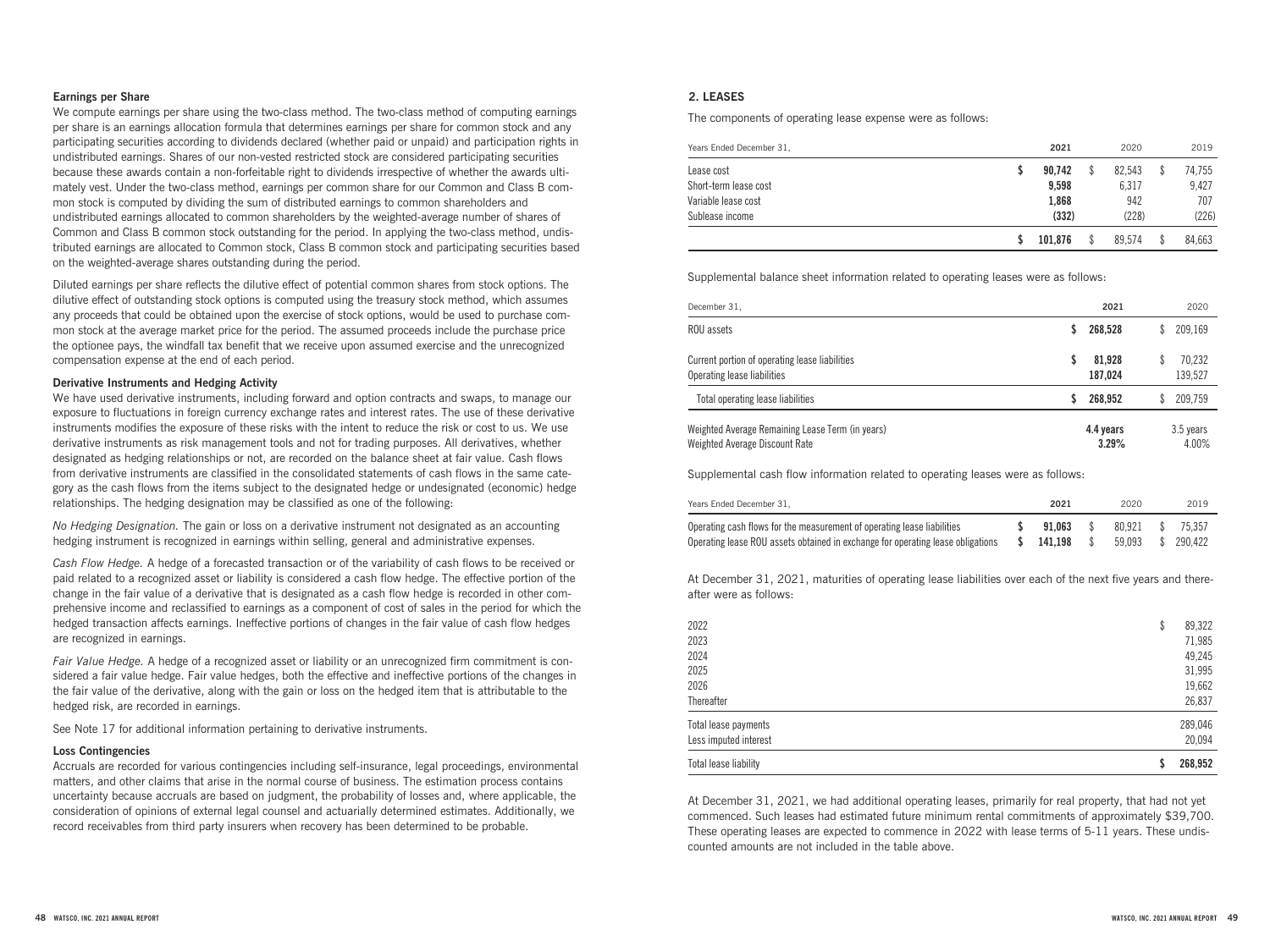### Earnings per Share

We compute earnings per share using the two-class method. The two-class method of computing earnings per share is an earnings allocation formula that determines earnings per share for common stock and any participating securities according to dividends declared (whether paid or unpaid) and participation rights in undistributed earnings. Shares of our non-vested restricted stock are considered participating securities because these awards contain a non-forfeitable right to dividends irrespective of whether the awards ultimately vest. Under the two-class method, earnings per common share for our Common and Class B common stock is computed by dividing the sum of distributed earnings to common shareholders and undistributed earnings allocated to common shareholders by the weighted-average number of shares of Common and Class B common stock outstanding for the period. In applying the two-class method, undistributed earnings are allocated to Common stock, Class B common stock and participating securities based on the weighted-average shares outstanding during the period.

Diluted earnings per share reflects the dilutive effect of potential common shares from stock options. The dilutive effect of outstanding stock options is computed using the treasury stock method, which assumes any proceeds that could be obtained upon the exercise of stock options, would be used to purchase common stock at the average market price for the period. The assumed proceeds include the purchase price the optionee pays, the windfall tax benefit that we receive upon assumed exercise and the unrecognized compensation expense at the end of each period.

### Derivative Instruments and Hedging Activity

We have used derivative instruments, including forward and option contracts and swaps, to manage our exposure to fluctuations in foreign currency exchange rates and interest rates. The use of these derivative instruments modifies the exposure of these risks with the intent to reduce the risk or cost to us. We use derivative instruments as risk management tools and not for trading purposes. All derivatives, whether designated as hedging relationships or not, are recorded on the balance sheet at fair value. Cash flows from derivative instruments are classified in the consolidated statements of cash flows in the same category as the cash flows from the items subject to the designated hedge or undesignated (economic) hedge relationships. The hedging designation may be classified as one of the following:

*No Hedging Designation.* The gain or loss on a derivative instrument not designated as an accounting hedging instrument is recognized in earnings within selling, general and administrative expenses.

*Cash Flow Hedge.* A hedge of a forecasted transaction or of the variability of cash flows to be received or paid related to a recognized asset or liability is considered a cash flow hedge. The effective portion of the change in the fair value of a derivative that is designated as a cash flow hedge is recorded in other comprehensive income and reclassified to earnings as a component of cost of sales in the period for which the hedged transaction affects earnings. Ineffective portions of changes in the fair value of cash flow hedges are recognized in earnings.

*Fair Value Hedge.* A hedge of a recognized asset or liability or an unrecognized firm commitment is considered a fair value hedge. Fair value hedges, both the effective and ineffective portions of the changes in the fair value of the derivative, along with the gain or loss on the hedged item that is attributable to the hedged risk, are recorded in earnings.

See Note 17 for additional information pertaining to derivative instruments.

### Loss Contingencies

Accruals are recorded for various contingencies including self-insurance, legal proceedings, environmental matters, and other claims that arise in the normal course of business. The estimation process contains uncertainty because accruals are based on judgment, the probability of losses and, where applicable, the consideration of opinions of external legal counsel and actuarially determined estimates. Additionally, we record receivables from third party insurers when recovery has been determined to be probable.

## 2. LEASES

The components of operating lease expense were as follows:

| Years Ended December 31, | 2021 | 2020 | 2019 |
|---|---|---|---|
| Lease cost | $ **90,742** | $ 82,543 | $ 74,755 |
| Short-term lease cost | **9,598** | 6,317 | 9,427 |
| Variable lease cost | **1,868** | 942 | 707 |
| Sublease income | **(332)** | (228) | (226) |
| | $ **101,876** | $ 89,574 | $ 84,663 |

Supplemental balance sheet information related to operating leases were as follows:

| December 31, | 2021 | 2020 |
|---|---|---|
| ROU assets | $ **268,528** | $ 209,169 |
| Current portion of operating lease liabilities | $ **81,928** | $ 70,232 |
| Operating lease liabilities | **187,024** | 139,527 |
| Total operating lease liabilities | $ **268,952** | $ 209,759 |
| Weighted Average Remaining Lease Term (in years) | **4.4 years** | 3.5 years |
| Weighted Average Discount Rate | **3.29%** | 4.00% |

Supplemental cash flow information related to operating leases were as follows:

| Years Ended December 31, | 2021 | 2020 | 2019 |
|---|---|---|---|
| Operating cash flows for the measurement of operating lease liabilities | $ **91,063** | $ 80,921 | $ 75,357 |
| Operating lease ROU assets obtained in exchange for operating lease obligations | $ **141,198** | $ 59,093 | $ 290,422 |

At December 31, 2021, maturities of operating lease liabilities over each of the next five years and thereafter were as follows:

| | |
|---|---|
| 2022 | $ 89,322 |
| 2023 | 71,985 |
| 2024 | 49,245 |
| 2025 | 31,995 |
| 2026 | 19,662 |
| Thereafter | 26,837 |
| Total lease payments | 289,046 |
| Less imputed interest | 20,094 |
| Total lease liability | $ **268,952** |

At December 31, 2021, we had additional operating leases, primarily for real property, that had not yet commenced. Such leases had estimated future minimum rental commitments of approximately $39,700. These operating leases are expected to commence in 2022 with lease terms of 5-11 years. These undiscounted amounts are not included in the table above.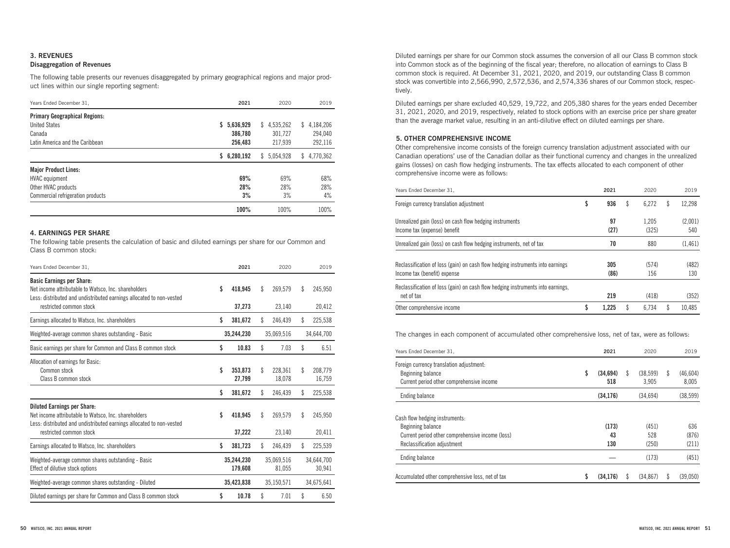## 3. REVENUES

### Disaggregation of Revenues

The following table presents our revenues disaggregated by primary geographical regions and major product lines within our single reporting segment:

| Years Ended December 31, | 2021 | 2020 | 2019 |
|---|---|---|---|
| **Primary Geographical Regions:** | | | |
| United States | **$ 5,636,929** | $ 4,535,262 | $ 4,184,206 |
| Canada | **386,780** | 301,727 | 294,040 |
| Latin America and the Caribbean | **256,483** | 217,939 | 292,116 |
| | **$ 6,280,192** | $ 5,054,928 | $ 4,770,362 |
| **Major Product Lines:** | | | |
| HVAC equipment | **69%** | 69% | 68% |
| Other HVAC products | **28%** | 28% | 28% |
| Commercial refrigeration products | **3%** | 3% | 4% |
| | **100%** | 100% | 100% |

## 4. EARNINGS PER SHARE

The following table presents the calculation of basic and diluted earnings per share for our Common and Class B common stock:

| Years Ended December 31, | 2021 | 2020 | 2019 |
|---|---|---|---|
| **Basic Earnings per Share:** | | | |
| Net income attributable to Watsco, Inc. shareholders | **$ 418,945** | $ 269,579 | $ 245,950 |
| Less: distributed and undistributed earnings allocated to non-vested restricted common stock | **37,273** | 23,140 | 20,412 |
| Earnings allocated to Watsco, Inc. shareholders | **$ 381,672** | $ 246,439 | $ 225,538 |
| Weighted-average common shares outstanding - Basic | **35,244,230** | 35,069,516 | 34,644,700 |
| Basic earnings per share for Common and Class B common stock | **$ 10.83** | $ 7.03 | $ 6.51 |
| Allocation of earnings for Basic: | | | |
| Common stock | **$ 353,873** | $ 228,361 | $ 208,779 |
| Class B common stock | **27,799** | 18,078 | 16,759 |
| | **$ 381,672** | $ 246,439 | $ 225,538 |
| **Diluted Earnings per Share:** | | | |
| Net income attributable to Watsco, Inc. shareholders | **$ 418,945** | $ 269,579 | $ 245,950 |
| Less: distributed and undistributed earnings allocated to non-vested restricted common stock | **37,222** | 23,140 | 20,411 |
| Earnings allocated to Watsco, Inc. shareholders | **$ 381,723** | $ 246,439 | $ 225,539 |
| Weighted-average common shares outstanding - Basic | **35,244,230** | 35,069,516 | 34,644,700 |
| Effect of dilutive stock options | **179,608** | 81,055 | 30,941 |
| Weighted-average common shares outstanding - Diluted | **35,423,838** | 35,150,571 | 34,675,641 |
| Diluted earnings per share for Common and Class B common stock | **$ 10.78** | $ 7.01 | $ 6.50 |

Diluted earnings per share for our Common stock assumes the conversion of all our Class B common stock into Common stock as of the beginning of the fiscal year; therefore, no allocation of earnings to Class B common stock is required. At December 31, 2021, 2020, and 2019, our outstanding Class B common stock was convertible into 2,566,990, 2,572,536, and 2,574,336 shares of our Common stock, respectively.

Diluted earnings per share excluded 40,529, 19,722, and 205,380 shares for the years ended December 31, 2021, 2020, and 2019, respectively, related to stock options with an exercise price per share greater than the average market value, resulting in an anti-dilutive effect on diluted earnings per share.

## 5. OTHER COMPREHENSIVE INCOME

Other comprehensive income consists of the foreign currency translation adjustment associated with our Canadian operations' use of the Canadian dollar as their functional currency and changes in the unrealized gains (losses) on cash flow hedging instruments. The tax effects allocated to each component of other comprehensive income were as follows:

| Years Ended December 31, | 2021 | 2020 | 2019 |
|---|---|---|---|
| Foreign currency translation adjustment | **$ 936** | $ 6,272 | $ 12,298 |
| Unrealized gain (loss) on cash flow hedging instruments | **97** | 1,205 | (2,001) |
| Income tax (expense) benefit | **(27)** | (325) | 540 |
| Unrealized gain (loss) on cash flow hedging instruments, net of tax | **70** | 880 | (1,461) |
| Reclassification of loss (gain) on cash flow hedging instruments into earnings | **305** | (574) | (482) |
| Income tax (benefit) expense | **(86)** | 156 | 130 |
| Reclassification of loss (gain) on cash flow hedging instruments into earnings, net of tax | **219** | (418) | (352) |
| Other comprehensive income | **$ 1,225** | $ 6,734 | $ 10,485 |

The changes in each component of accumulated other comprehensive loss, net of tax, were as follows:

| Years Ended December 31, | 2021 | 2020 | 2019 |
|---|---|---|---|
| Foreign currency translation adjustment: | | | |
| Beginning balance | **$ (34,694)** | $ (38,599) | $ (46,604) |
| Current period other comprehensive income | **518** | 3,905 | 8,005 |
| Ending balance | **(34,176)** | (34,694) | (38,599) |
| Cash flow hedging instruments: | | | |
| Beginning balance | **(173)** | (451) | 636 |
| Current period other comprehensive income (loss) | **43** | 528 | (876) |
| Reclassification adjustment | **130** | (250) | (211) |
| Ending balance | **—** | (173) | (451) |
| Accumulated other comprehensive loss, net of tax | **$ (34,176)** | $ (34,867) | $ (39,050) |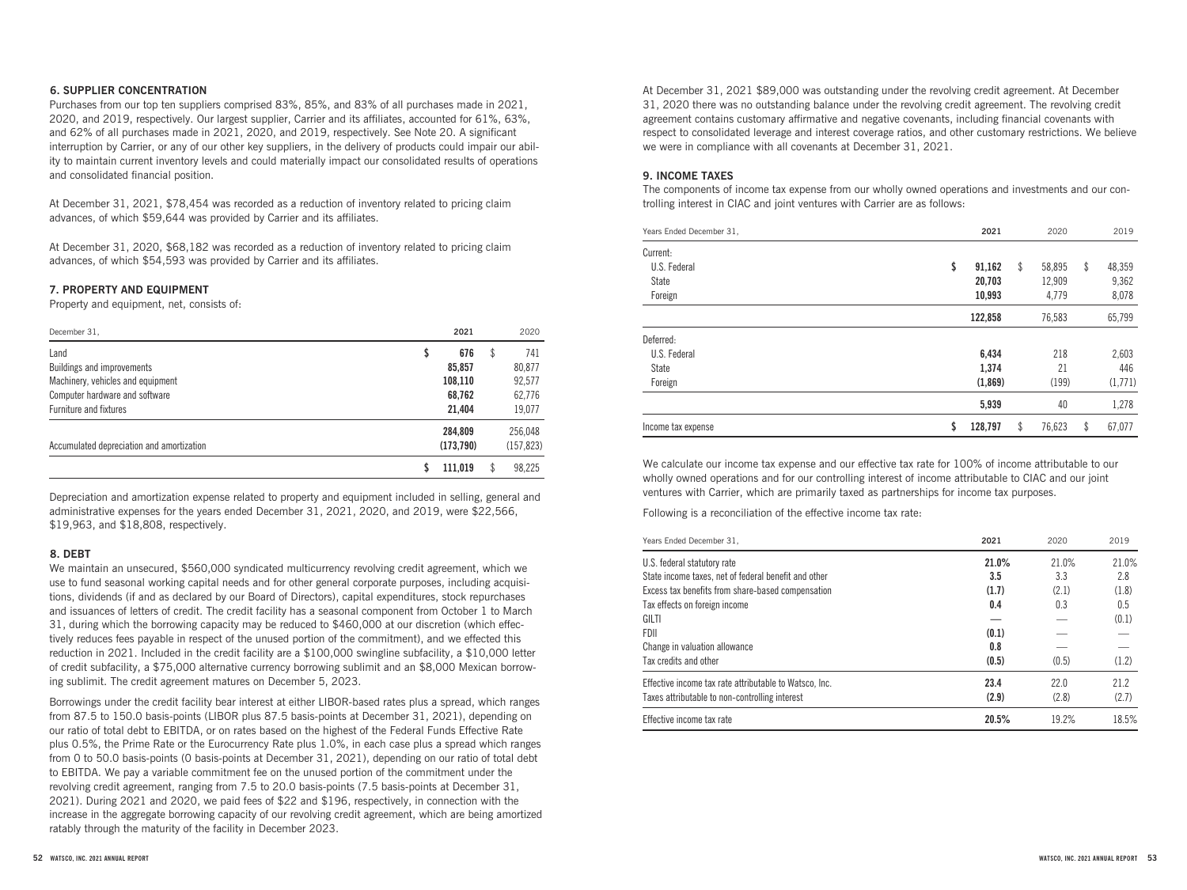## 6. SUPPLIER CONCENTRATION

Purchases from our top ten suppliers comprised 83%, 85%, and 83% of all purchases made in 2021, 2020, and 2019, respectively. Our largest supplier, Carrier and its affiliates, accounted for 61%, 63%, and 62% of all purchases made in 2021, 2020, and 2019, respectively. See Note 20. A significant interruption by Carrier, or any of our other key suppliers, in the delivery of products could impair our ability to maintain current inventory levels and could materially impact our consolidated results of operations and consolidated financial position.

At December 31, 2021, $78,454 was recorded as a reduction of inventory related to pricing claim advances, of which $59,644 was provided by Carrier and its affiliates.

At December 31, 2020, $68,182 was recorded as a reduction of inventory related to pricing claim advances, of which $54,593 was provided by Carrier and its affiliates.

## 7. PROPERTY AND EQUIPMENT

Property and equipment, net, consists of:

| December 31, | 2021 | 2020 |
|---|---|---|
| Land | $ 676 | $ 741 |
| Buildings and improvements | 85,857 | 80,877 |
| Machinery, vehicles and equipment | 108,110 | 92,577 |
| Computer hardware and software | 68,762 | 62,776 |
| Furniture and fixtures | 21,404 | 19,077 |
| | 284,809 | 256,048 |
| Accumulated depreciation and amortization | (173,790) | (157,823) |
| | $ 111,019 | $ 98,225 |

Depreciation and amortization expense related to property and equipment included in selling, general and administrative expenses for the years ended December 31, 2021, 2020, and 2019, were $22,566, $19,963, and $18,808, respectively.

## 8. DEBT

We maintain an unsecured, $560,000 syndicated multicurrency revolving credit agreement, which we use to fund seasonal working capital needs and for other general corporate purposes, including acquisitions, dividends (if and as declared by our Board of Directors), capital expenditures, stock repurchases and issuances of letters of credit. The credit facility has a seasonal component from October 1 to March 31, during which the borrowing capacity may be reduced to $460,000 at our discretion (which effectively reduces fees payable in respect of the unused portion of the commitment), and we effected this reduction in 2021. Included in the credit facility are a $100,000 swingline subfacility, a $10,000 letter of credit subfacility, a $75,000 alternative currency borrowing sublimit and an $8,000 Mexican borrowing sublimit. The credit agreement matures on December 5, 2023.

Borrowings under the credit facility bear interest at either LIBOR-based rates plus a spread, which ranges from 87.5 to 150.0 basis-points (LIBOR plus 87.5 basis-points at December 31, 2021), depending on our ratio of total debt to EBITDA, or on rates based on the highest of the Federal Funds Effective Rate plus 0.5%, the Prime Rate or the Eurocurrency Rate plus 1.0%, in each case plus a spread which ranges from 0 to 50.0 basis-points (0 basis-points at December 31, 2021), depending on our ratio of total debt to EBITDA. We pay a variable commitment fee on the unused portion of the commitment under the revolving credit agreement, ranging from 7.5 to 20.0 basis-points (7.5 basis-points at December 31, 2021). During 2021 and 2020, we paid fees of $22 and $196, respectively, in connection with the increase in the aggregate borrowing capacity of our revolving credit agreement, which are being amortized ratably through the maturity of the facility in December 2023.

At December 31, 2021 $89,000 was outstanding under the revolving credit agreement. At December 31, 2020 there was no outstanding balance under the revolving credit agreement. The revolving credit agreement contains customary affirmative and negative covenants, including financial covenants with respect to consolidated leverage and interest coverage ratios, and other customary restrictions. We believe we were in compliance with all covenants at December 31, 2021.

## 9. INCOME TAXES

The components of income tax expense from our wholly owned operations and investments and our controlling interest in CIAC and joint ventures with Carrier are as follows:

| Years Ended December 31, | 2021 | 2020 | 2019 |
|---|---|---|---|
| Current: | | | |
| U.S. Federal | $ 91,162 | $ 58,895 | $ 48,359 |
| State | 20,703 | 12,909 | 9,362 |
| Foreign | 10,993 | 4,779 | 8,078 |
| | 122,858 | 76,583 | 65,799 |
| Deferred: | | | |
| U.S. Federal | 6,434 | 218 | 2,603 |
| State | 1,374 | 21 | 446 |
| Foreign | (1,869) | (199) | (1,771) |
| | 5,939 | 40 | 1,278 |
| Income tax expense | $ 128,797 | $ 76,623 | $ 67,077 |

We calculate our income tax expense and our effective tax rate for 100% of income attributable to our wholly owned operations and for our controlling interest of income attributable to CIAC and our joint ventures with Carrier, which are primarily taxed as partnerships for income tax purposes.

Following is a reconciliation of the effective income tax rate:

| Years Ended December 31, | 2021 | 2020 | 2019 |
|---|---|---|---|
| U.S. federal statutory rate | 21.0% | 21.0% | 21.0% |
| State income taxes, net of federal benefit and other | 3.5 | 3.3 | 2.8 |
| Excess tax benefits from share-based compensation | (1.7) | (2.1) | (1.8) |
| Tax effects on foreign income | 0.4 | 0.3 | 0.5 |
| GILTI | — | — | (0.1) |
| FDII | (0.1) | — | — |
| Change in valuation allowance | 0.8 | — | — |
| Tax credits and other | (0.5) | (0.5) | (1.2) |
| Effective income tax rate attributable to Watsco, Inc. | 23.4 | 22.0 | 21.2 |
| Taxes attributable to non-controlling interest | (2.9) | (2.8) | (2.7) |
| Effective income tax rate | 20.5% | 19.2% | 18.5% |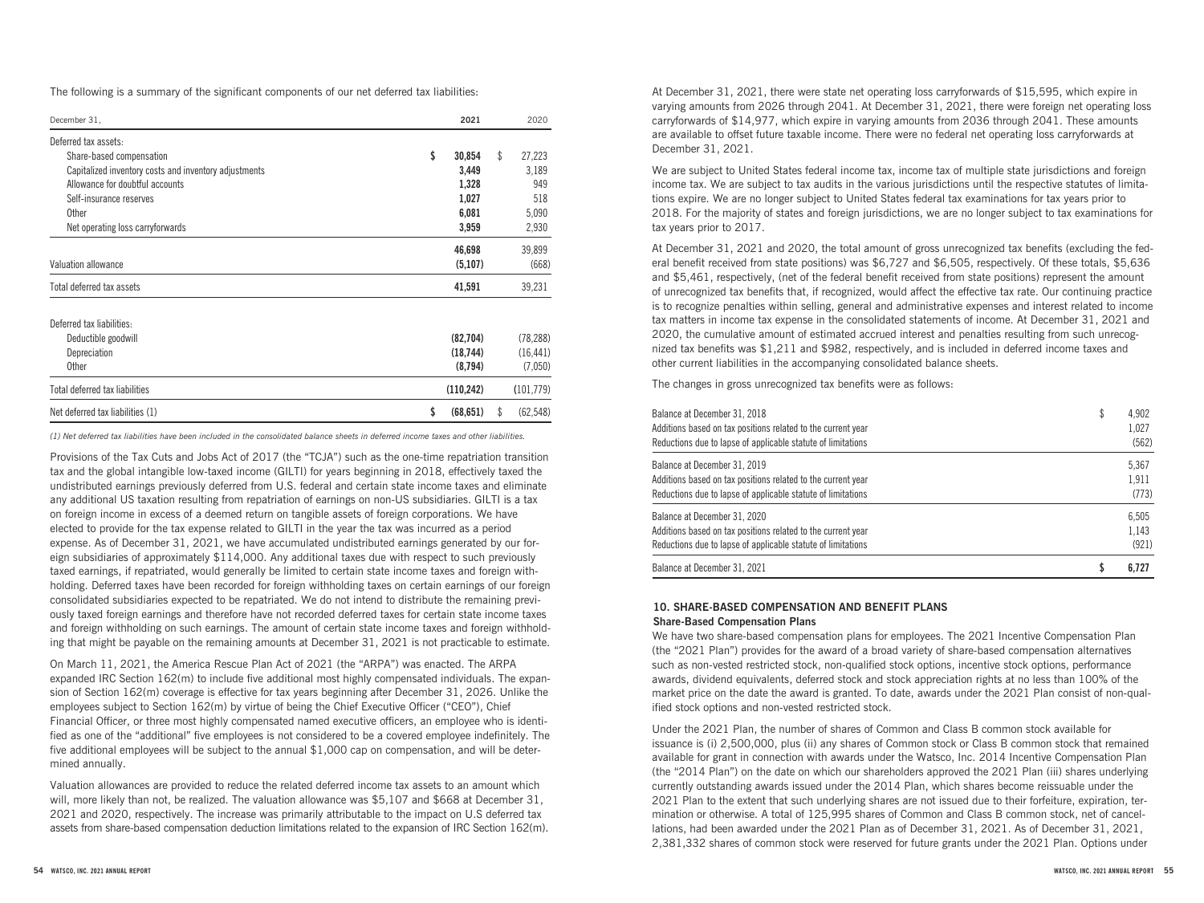The following is a summary of the significant components of our net deferred tax liabilities:

| December 31, | 2021 | 2020 |
|---|---|---|
| Deferred tax assets: | | |
| Share-based compensation | **$ 30,854** | $ 27,223 |
| Capitalized inventory costs and inventory adjustments | **3,449** | 3,189 |
| Allowance for doubtful accounts | **1,328** | 949 |
| Self-insurance reserves | **1,027** | 518 |
| Other | **6,081** | 5,090 |
| Net operating loss carryforwards | **3,959** | 2,930 |
| | **46,698** | 39,899 |
| Valuation allowance | **(5,107)** | (668) |
| Total deferred tax assets | **41,591** | 39,231 |
| Deferred tax liabilities: | | |
| Deductible goodwill | **(82,704)** | (78,288) |
| Depreciation | **(18,744)** | (16,441) |
| Other | **(8,794)** | (7,050) |
| Total deferred tax liabilities | **(110,242)** | (101,779) |
| Net deferred tax liabilities (1) | **$ (68,651)** | $ (62,548) |

*(1) Net deferred tax liabilities have been included in the consolidated balance sheets in deferred income taxes and other liabilities.*

Provisions of the Tax Cuts and Jobs Act of 2017 (the "TCJA") such as the one-time repatriation transition tax and the global intangible low-taxed income (GILTI) for years beginning in 2018, effectively taxed the undistributed earnings previously deferred from U.S. federal and certain state income taxes and eliminate any additional US taxation resulting from repatriation of earnings on non-US subsidiaries. GILTI is a tax on foreign income in excess of a deemed return on tangible assets of foreign corporations. We have elected to provide for the tax expense related to GILTI in the year the tax was incurred as a period expense. As of December 31, 2021, we have accumulated undistributed earnings generated by our foreign subsidiaries of approximately $114,000. Any additional taxes due with respect to such previously taxed earnings, if repatriated, would generally be limited to certain state income taxes and foreign withholding. Deferred taxes have been recorded for foreign withholding taxes on certain earnings of our foreign consolidated subsidiaries expected to be repatriated. We do not intend to distribute the remaining previously taxed foreign earnings and therefore have not recorded deferred taxes for certain state income taxes and foreign withholding on such earnings. The amount of certain state income taxes and foreign withholding that might be payable on the remaining amounts at December 31, 2021 is not practicable to estimate.

On March 11, 2021, the America Rescue Plan Act of 2021 (the "ARPA") was enacted. The ARPA expanded IRC Section 162(m) to include five additional most highly compensated individuals. The expansion of Section 162(m) coverage is effective for tax years beginning after December 31, 2026. Unlike the employees subject to Section 162(m) by virtue of being the Chief Executive Officer ("CEO"), Chief Financial Officer, or three most highly compensated named executive officers, an employee who is identified as one of the "additional" five employees is not considered to be a covered employee indefinitely. The five additional employees will be subject to the annual $1,000 cap on compensation, and will be determined annually.

Valuation allowances are provided to reduce the related deferred income tax assets to an amount which will, more likely than not, be realized. The valuation allowance was $5,107 and $668 at December 31, 2021 and 2020, respectively. The increase was primarily attributable to the impact on U.S deferred tax assets from share-based compensation deduction limitations related to the expansion of IRC Section 162(m).

At December 31, 2021, there were state net operating loss carryforwards of $15,595, which expire in varying amounts from 2026 through 2041. At December 31, 2021, there were foreign net operating loss carryforwards of $14,977, which expire in varying amounts from 2036 through 2041. These amounts are available to offset future taxable income. There were no federal net operating loss carryforwards at December 31, 2021.

We are subject to United States federal income tax, income tax of multiple state jurisdictions and foreign income tax. We are subject to tax audits in the various jurisdictions until the respective statutes of limitations expire. We are no longer subject to United States federal tax examinations for tax years prior to 2018. For the majority of states and foreign jurisdictions, we are no longer subject to tax examinations for tax years prior to 2017.

At December 31, 2021 and 2020, the total amount of gross unrecognized tax benefits (excluding the federal benefit received from state positions) was $6,727 and $6,505, respectively. Of these totals, $5,636 and $5,461, respectively, (net of the federal benefit received from state positions) represent the amount of unrecognized tax benefits that, if recognized, would affect the effective tax rate. Our continuing practice is to recognize penalties within selling, general and administrative expenses and interest related to income tax matters in income tax expense in the consolidated statements of income. At December 31, 2021 and 2020, the cumulative amount of estimated accrued interest and penalties resulting from such unrecognized tax benefits was $1,211 and $982, respectively, and is included in deferred income taxes and other current liabilities in the accompanying consolidated balance sheets.

The changes in gross unrecognized tax benefits were as follows:

| | |
|---|---|
| Balance at December 31, 2018 | $ 4,902 |
| Additions based on tax positions related to the current year | 1,027 |
| Reductions due to lapse of applicable statute of limitations | (562) |
| Balance at December 31, 2019 | 5,367 |
| Additions based on tax positions related to the current year | 1,911 |
| Reductions due to lapse of applicable statute of limitations | (773) |
| Balance at December 31, 2020 | 6,505 |
| Additions based on tax positions related to the current year | 1,143 |
| Reductions due to lapse of applicable statute of limitations | (921) |
| Balance at December 31, 2021 | **$ 6,727** |

## 10. SHARE-BASED COMPENSATION AND BENEFIT PLANS

### Share-Based Compensation Plans

We have two share-based compensation plans for employees. The 2021 Incentive Compensation Plan (the "2021 Plan") provides for the award of a broad variety of share-based compensation alternatives such as non-vested restricted stock, non-qualified stock options, incentive stock options, performance awards, dividend equivalents, deferred stock and stock appreciation rights at no less than 100% of the market price on the date the award is granted. To date, awards under the 2021 Plan consist of non-qualified stock options and non-vested restricted stock.

Under the 2021 Plan, the number of shares of Common and Class B common stock available for issuance is (i) 2,500,000, plus (ii) any shares of Common stock or Class B common stock that remained available for grant in connection with awards under the Watsco, Inc. 2014 Incentive Compensation Plan (the "2014 Plan") on the date on which our shareholders approved the 2021 Plan (iii) shares underlying currently outstanding awards issued under the 2014 Plan, which shares become reissuable under the 2021 Plan to the extent that such underlying shares are not issued due to their forfeiture, expiration, termination or otherwise. A total of 125,995 shares of Common and Class B common stock, net of cancellations, had been awarded under the 2021 Plan as of December 31, 2021. As of December 31, 2021, 2,381,332 shares of common stock were reserved for future grants under the 2021 Plan. Options under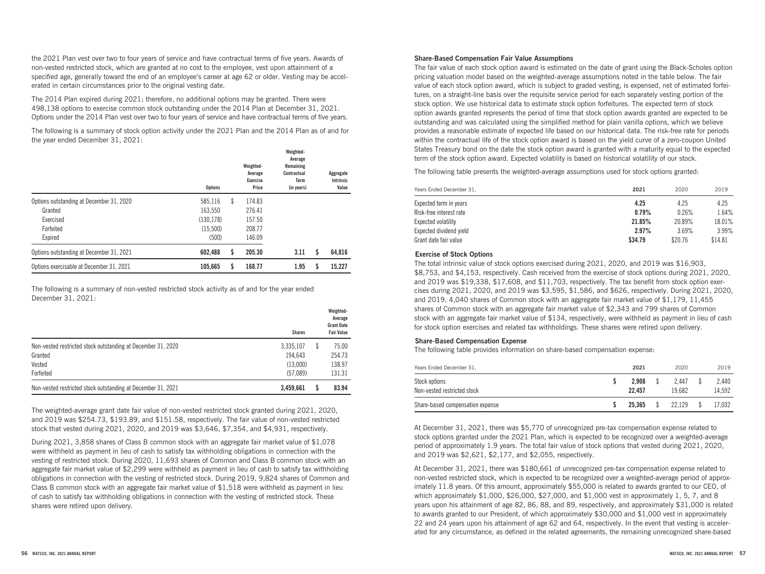the 2021 Plan vest over two to four years of service and have contractual terms of five years. Awards of non-vested restricted stock, which are granted at no cost to the employee, vest upon attainment of a specified age, generally toward the end of an employee's career at age 62 or older. Vesting may be accelerated in certain circumstances prior to the original vesting date.

The 2014 Plan expired during 2021; therefore, no additional options may be granted. There were 498,138 options to exercise common stock outstanding under the 2014 Plan at December 31, 2021. Options under the 2014 Plan vest over two to four years of service and have contractual terms of five years.

The following is a summary of stock option activity under the 2021 Plan and the 2014 Plan as of and for the year ended December 31, 2021:

| | Options | Weighted-Average Exercise Price | Weighted-Average Remaining Contractual Term (in years) | Aggregate Intrinsic Value |
|---|---|---|---|---|
| Options outstanding at December 31, 2020 | 585,116 | $ 174.83 | | |
| Granted | 163,550 | 276.41 | | |
| Exercised | (130,178) | 157.50 | | |
| Forfeited | (15,500) | 208.77 | | |
| Expired | (500) | 146.09 | | |
| **Options outstanding at December 31, 2021** | **602,488** | **$ 205.30** | **3.11** | **$ 64,816** |
| **Options exercisable at December 31, 2021** | **105,665** | **$ 168.77** | **1.95** | **$ 15,227** |

The following is a summary of non-vested restricted stock activity as of and for the year ended December 31, 2021:

| | Shares | Weighted-Average Grant Date Fair Value |
|---|---|---|
| Non-vested restricted stock outstanding at December 31, 2020 | 3,335,107 | $ 75.00 |
| Granted | 194,643 | 254.73 |
| Vested | (13,000) | 138.97 |
| Forfeited | (57,089) | 131.31 |
| **Non-vested restricted stock outstanding at December 31, 2021** | **3,459,661** | **$ 83.94** |

The weighted-average grant date fair value of non-vested restricted stock granted during 2021, 2020, and 2019 was $254.73, $193.89, and $151.58, respectively. The fair value of non-vested restricted stock that vested during 2021, 2020, and 2019 was $3,646, $7,354, and $4,931, respectively.

During 2021, 3,858 shares of Class B common stock with an aggregate fair market value of $1,078 were withheld as payment in lieu of cash to satisfy tax withholding obligations in connection with the vesting of restricted stock. During 2020, 11,693 shares of Common and Class B common stock with an aggregate fair market value of $2,299 were withheld as payment in lieu of cash to satisfy tax withholding obligations in connection with the vesting of restricted stock. During 2019, 9,824 shares of Common and Class B common stock with an aggregate fair market value of $1,518 were withheld as payment in lieu of cash to satisfy tax withholding obligations in connection with the vesting of restricted stock. These shares were retired upon delivery.

### Share-Based Compensation Fair Value Assumptions

The fair value of each stock option award is estimated on the date of grant using the Black-Scholes option pricing valuation model based on the weighted-average assumptions noted in the table below. The fair value of each stock option award, which is subject to graded vesting, is expensed, net of estimated forfeitures, on a straight-line basis over the requisite service period for each separately vesting portion of the stock option. We use historical data to estimate stock option forfeitures. The expected term of stock option awards granted represents the period of time that stock option awards granted are expected to be outstanding and was calculated using the simplified method for plain vanilla options, which we believe provides a reasonable estimate of expected life based on our historical data. The risk-free rate for periods within the contractual life of the stock option award is based on the yield curve of a zero-coupon United States Treasury bond on the date the stock option award is granted with a maturity equal to the expected term of the stock option award. Expected volatility is based on historical volatility of our stock.

The following table presents the weighted-average assumptions used for stock options granted:

| Years Ended December 31, | 2021 | 2020 | 2019 |
|---|---|---|---|
| Expected term in years | **4.25** | 4.25 | 4.25 |
| Risk-free interest rate | **0.79%** | 0.26% | 1.64% |
| Expected volatility | **21.85%** | 20.89% | 18.01% |
| Expected dividend yield | **2.97%** | 3.69% | 3.99% |
| Grant date fair value | **$34.79** | $20.76 | $14.81 |

### Exercise of Stock Options

The total intrinsic value of stock options exercised during 2021, 2020, and 2019 was $16,903, $8,753, and $4,153, respectively. Cash received from the exercise of stock options during 2021, 2020, and 2019 was $19,338, $17,608, and $11,703, respectively. The tax benefit from stock option exercises during 2021, 2020, and 2019 was $3,595, $1,586, and $626, respectively. During 2021, 2020, and 2019, 4,040 shares of Common stock with an aggregate fair market value of $1,179, 11,455 shares of Common stock with an aggregate fair market value of $2,343 and 799 shares of Common stock with an aggregate fair market value of $134, respectively, were withheld as payment in lieu of cash for stock option exercises and related tax withholdings. These shares were retired upon delivery.

### Share-Based Compensation Expense

The following table provides information on share-based compensation expense:

| Years Ended December 31, | 2021 | 2020 | 2019 |
|---|---|---|---|
| Stock options | **$ 2,908** | $ 2,447 | $ 2,440 |
| Non-vested restricted stock | **22,457** | 19,682 | 14,592 |
| Share-based compensation expense | **$ 25,365** | $ 22,129 | $ 17,032 |

At December 31, 2021, there was $5,770 of unrecognized pre-tax compensation expense related to stock options granted under the 2021 Plan, which is expected to be recognized over a weighted-average period of approximately 1.9 years. The total fair value of stock options that vested during 2021, 2020, and 2019 was $2,621, $2,177, and $2,055, respectively.

At December 31, 2021, there was $180,661 of unrecognized pre-tax compensation expense related to non-vested restricted stock, which is expected to be recognized over a weighted-average period of approximately 11.8 years. Of this amount, approximately $55,000 is related to awards granted to our CEO, of which approximately $1,000, $26,000, $27,000, and $1,000 vest in approximately 1, 5, 7, and 8 years upon his attainment of age 82, 86, 88, and 89, respectively, and approximately $31,000 is related to awards granted to our President, of which approximately $30,000 and $1,000 vest in approximately 22 and 24 years upon his attainment of age 62 and 64, respectively. In the event that vesting is accelerated for any circumstance, as defined in the related agreements, the remaining unrecognized share-based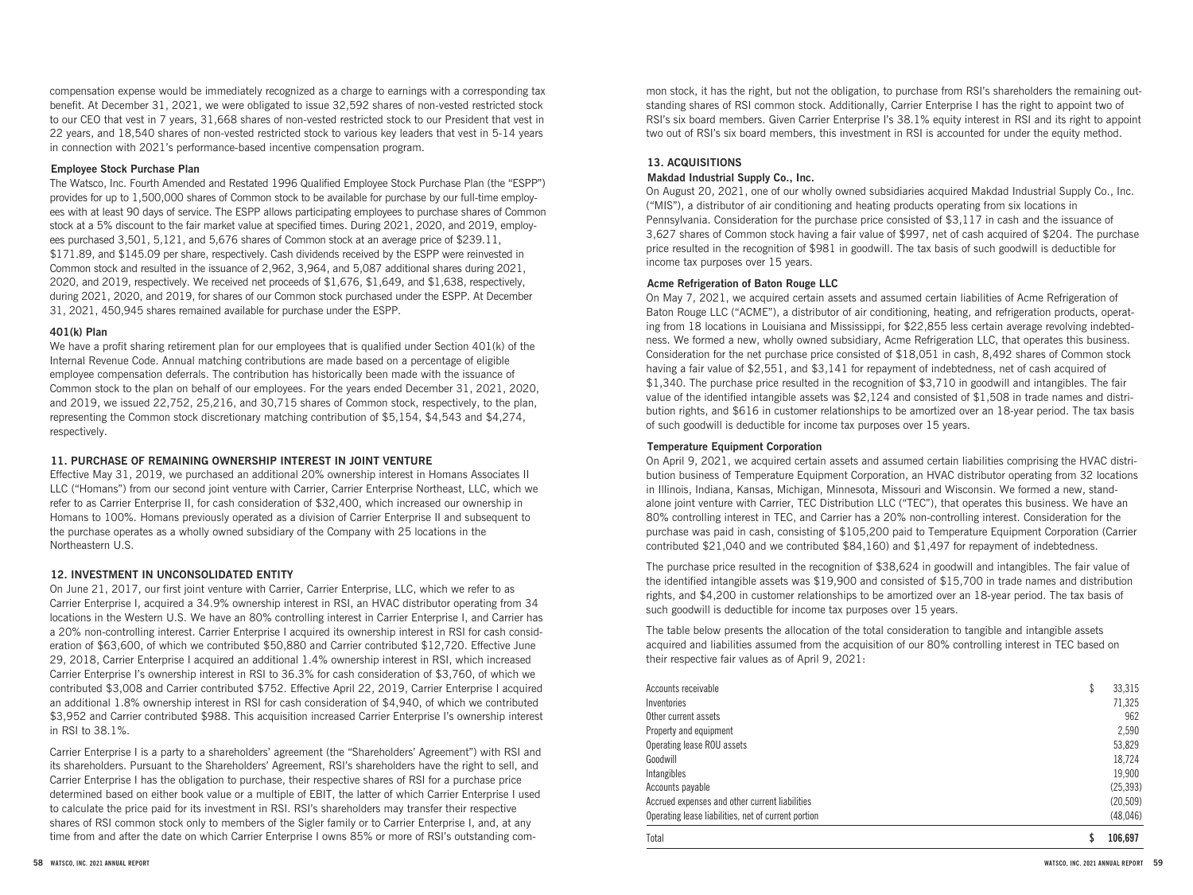compensation expense would be immediately recognized as a charge to earnings with a corresponding tax benefit. At December 31, 2021, we were obligated to issue 32,592 shares of non-vested restricted stock to our CEO that vest in 7 years, 31,668 shares of non-vested restricted stock to our President that vest in 22 years, and 18,540 shares of non-vested restricted stock to various key leaders that vest in 5-14 years in connection with 2021's performance-based incentive compensation program.

### Employee Stock Purchase Plan

The Watsco, Inc. Fourth Amended and Restated 1996 Qualified Employee Stock Purchase Plan (the "ESPP") provides for up to 1,500,000 shares of Common stock to be available for purchase by our full-time employees with at least 90 days of service. The ESPP allows participating employees to purchase shares of Common stock at a 5% discount to the fair market value at specified times. During 2021, 2020, and 2019, employees purchased 3,501, 5,121, and 5,676 shares of Common stock at an average price of $239.11, $171.89, and $145.09 per share, respectively. Cash dividends received by the ESPP were reinvested in Common stock and resulted in the issuance of 2,962, 3,964, and 5,087 additional shares during 2021, 2020, and 2019, respectively. We received net proceeds of $1,676, $1,649, and $1,638, respectively, during 2021, 2020, and 2019, for shares of our Common stock purchased under the ESPP. At December 31, 2021, 450,945 shares remained available for purchase under the ESPP.

### 401(k) Plan

We have a profit sharing retirement plan for our employees that is qualified under Section 401(k) of the Internal Revenue Code. Annual matching contributions are made based on a percentage of eligible employee compensation deferrals. The contribution has historically been made with the issuance of Common stock to the plan on behalf of our employees. For the years ended December 31, 2021, 2020, and 2019, we issued 22,752, 25,216, and 30,715 shares of Common stock, respectively, to the plan, representing the Common stock discretionary matching contribution of $5,154, $4,543 and $4,274, respectively.

## 11. PURCHASE OF REMAINING OWNERSHIP INTEREST IN JOINT VENTURE

Effective May 31, 2019, we purchased an additional 20% ownership interest in Homans Associates II LLC ("Homans") from our second joint venture with Carrier, Carrier Enterprise Northeast, LLC, which we refer to as Carrier Enterprise II, for cash consideration of $32,400, which increased our ownership in Homans to 100%. Homans previously operated as a division of Carrier Enterprise II and subsequent to the purchase operates as a wholly owned subsidiary of the Company with 25 locations in the Northeastern U.S.

## 12. INVESTMENT IN UNCONSOLIDATED ENTITY

On June 21, 2017, our first joint venture with Carrier, Carrier Enterprise, LLC, which we refer to as Carrier Enterprise I, acquired a 34.9% ownership interest in RSI, an HVAC distributor operating from 34 locations in the Western U.S. We have an 80% controlling interest in Carrier Enterprise I, and Carrier has a 20% non-controlling interest. Carrier Enterprise I acquired its ownership interest in RSI for cash consideration of $63,600, of which we contributed $50,880 and Carrier contributed $12,720. Effective June 29, 2018, Carrier Enterprise I acquired an additional 1.4% ownership interest in RSI, which increased Carrier Enterprise I's ownership interest in RSI to 36.3% for cash consideration of $3,760, of which we contributed $3,008 and Carrier contributed $752. Effective April 22, 2019, Carrier Enterprise I acquired an additional 1.8% ownership interest in RSI for cash consideration of $4,940, of which we contributed $3,952 and Carrier contributed $988. This acquisition increased Carrier Enterprise I's ownership interest in RSI to 38.1%.

Carrier Enterprise I is a party to a shareholders' agreement (the "Shareholders' Agreement") with RSI and its shareholders. Pursuant to the Shareholders' Agreement, RSI's shareholders have the right to sell, and Carrier Enterprise I has the obligation to purchase, their respective shares of RSI for a purchase price determined based on either book value or a multiple of EBIT, the latter of which Carrier Enterprise I used to calculate the price paid for its investment in RSI. RSI's shareholders may transfer their respective shares of RSI common stock only to members of the Sigler family or to Carrier Enterprise I, and, at any time from and after the date on which Carrier Enterprise I owns 85% or more of RSI's outstanding common stock, it has the right, but not the obligation, to purchase from RSI's shareholders the remaining outstanding shares of RSI common stock. Additionally, Carrier Enterprise I has the right to appoint two of RSI's six board members. Given Carrier Enterprise I's 38.1% equity interest in RSI and its right to appoint two out of RSI's six board members, this investment in RSI is accounted for under the equity method.

## 13. ACQUISITIONS

### Makdad Industrial Supply Co., Inc.

On August 20, 2021, one of our wholly owned subsidiaries acquired Makdad Industrial Supply Co., Inc. ("MIS"), a distributor of air conditioning and heating products operating from six locations in Pennsylvania. Consideration for the purchase price consisted of $3,117 in cash and the issuance of 3,627 shares of Common stock having a fair value of $997, net of cash acquired of $204. The purchase price resulted in the recognition of $981 in goodwill. The tax basis of such goodwill is deductible for income tax purposes over 15 years.

### Acme Refrigeration of Baton Rouge LLC

On May 7, 2021, we acquired certain assets and assumed certain liabilities of Acme Refrigeration of Baton Rouge LLC ("ACME"), a distributor of air conditioning, heating, and refrigeration products, operating from 18 locations in Louisiana and Mississippi, for $22,855 less certain average revolving indebtedness. We formed a new, wholly owned subsidiary, Acme Refrigeration LLC, that operates this business. Consideration for the net purchase price consisted of $18,051 in cash, 8,492 shares of Common stock having a fair value of $2,551, and $3,141 for repayment of indebtedness, net of cash acquired of $1,340. The purchase price resulted in the recognition of $3,710 in goodwill and intangibles. The fair value of the identified intangible assets was $2,124 and consisted of $1,508 in trade names and distribution rights, and $616 in customer relationships to be amortized over an 18-year period. The tax basis of such goodwill is deductible for income tax purposes over 15 years.

### Temperature Equipment Corporation

On April 9, 2021, we acquired certain assets and assumed certain liabilities comprising the HVAC distribution business of Temperature Equipment Corporation, an HVAC distributor operating from 32 locations in Illinois, Indiana, Kansas, Michigan, Minnesota, Missouri and Wisconsin. We formed a new, standalone joint venture with Carrier, TEC Distribution LLC ("TEC"), that operates this business. We have an 80% controlling interest in TEC, and Carrier has a 20% non-controlling interest. Consideration for the purchase price was paid in cash, consisting of $105,200 paid to Temperature Equipment Corporation (Carrier contributed $21,040 and we contributed $84,160) and $1,497 for repayment of indebtedness.

The purchase price resulted in the recognition of $38,624 in goodwill and intangibles. The fair value of the identified intangible assets was $19,900 and consisted of $15,700 in trade names and distribution rights, and $4,200 in customer relationships to be amortized over an 18-year period. The tax basis of such goodwill is deductible for income tax purposes over 15 years.

The table below presents the allocation of the total consideration to tangible and intangible assets acquired and liabilities assumed from the acquisition of our 80% controlling interest in TEC based on their respective fair values as of April 9, 2021:

| | |
|---|---|
| Accounts receivable | $ 33,315 |
| Inventories | 71,325 |
| Other current assets | 962 |
| Property and equipment | 2,590 |
| Operating lease ROU assets | 53,829 |
| Goodwill | 18,724 |
| Intangibles | 19,900 |
| Accounts payable | (25,393) |
| Accrued expenses and other current liabilities | (20,509) |
| Operating lease liabilities, net of current portion | (48,046) |
| Total | $ 106,697 |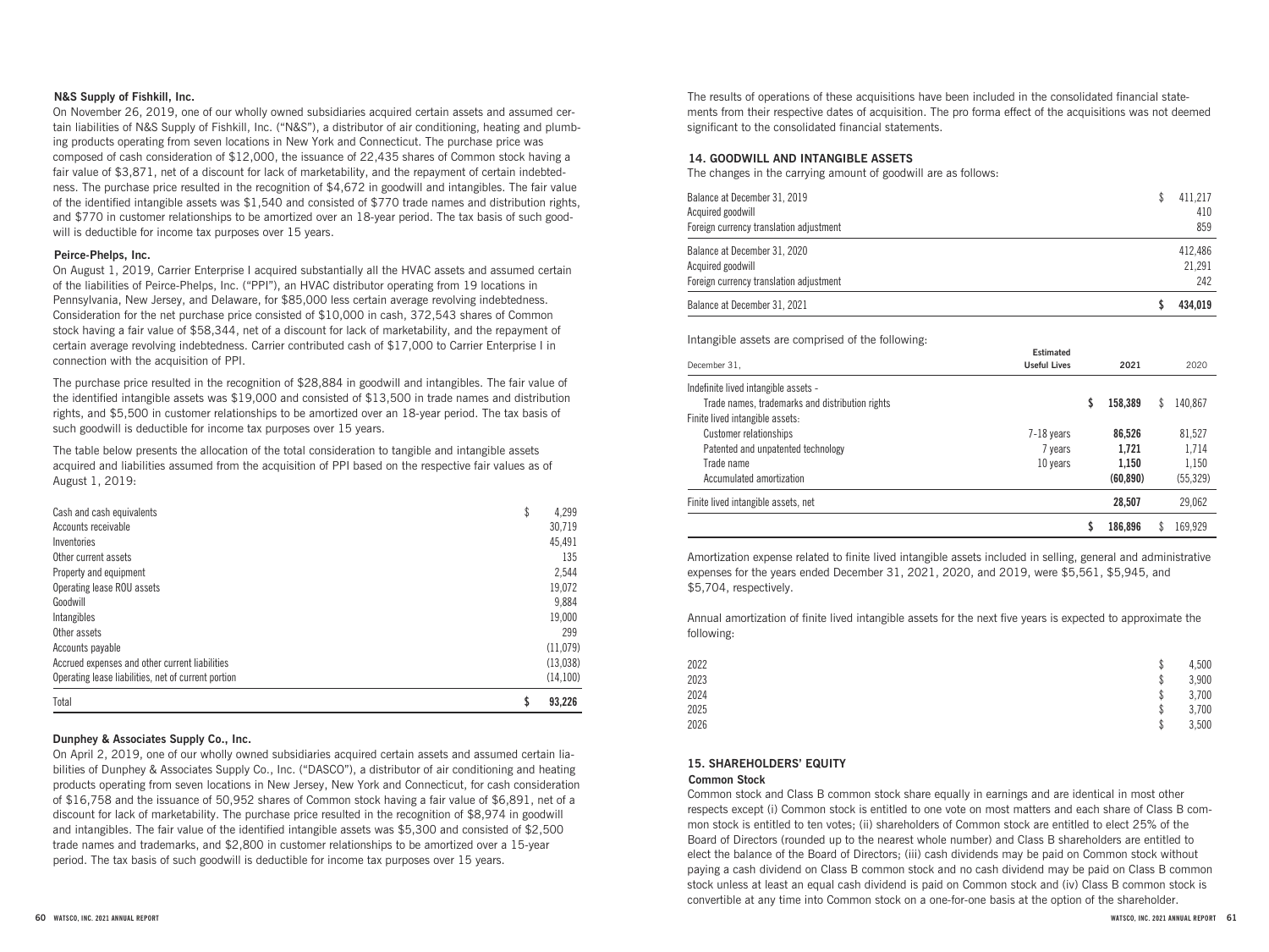### N&S Supply of Fishkill, Inc.

On November 26, 2019, one of our wholly owned subsidiaries acquired certain assets and assumed certain liabilities of N&S Supply of Fishkill, Inc. ("N&S"), a distributor of air conditioning, heating and plumbing products operating from seven locations in New York and Connecticut. The purchase price was composed of cash consideration of $12,000, the issuance of 22,435 shares of Common stock having a fair value of $3,871, net of a discount for lack of marketability, and the repayment of certain indebtedness. The purchase price resulted in the recognition of $4,672 in goodwill and intangibles. The fair value of the identified intangible assets was $1,540 and consisted of $770 trade names and distribution rights, and $770 in customer relationships to be amortized over an 18-year period. The tax basis of such goodwill is deductible for income tax purposes over 15 years.

### Peirce-Phelps, Inc.

On August 1, 2019, Carrier Enterprise I acquired substantially all the HVAC assets and assumed certain of the liabilities of Peirce-Phelps, Inc. ("PPI"), an HVAC distributor operating from 19 locations in Pennsylvania, New Jersey, and Delaware, for $85,000 less certain average revolving indebtedness. Consideration for the net purchase price consisted of $10,000 in cash, 372,543 shares of Common stock having a fair value of $58,344, net of a discount for lack of marketability, and the repayment of certain average revolving indebtedness. Carrier contributed cash of $17,000 to Carrier Enterprise I in connection with the acquisition of PPI.

The purchase price resulted in the recognition of $28,884 in goodwill and intangibles. The fair value of the identified intangible assets was $19,000 and consisted of $13,500 in trade names and distribution rights, and $5,500 in customer relationships to be amortized over an 18-year period. The tax basis of such goodwill is deductible for income tax purposes over 15 years.

The table below presents the allocation of the total consideration to tangible and intangible assets acquired and liabilities assumed from the acquisition of PPI based on the respective fair values as of August 1, 2019:

| | |
|---|---|
| Cash and cash equivalents | $ 4,299 |
| Accounts receivable | 30,719 |
| Inventories | 45,491 |
| Other current assets | 135 |
| Property and equipment | 2,544 |
| Operating lease ROU assets | 19,072 |
| Goodwill | 9,884 |
| Intangibles | 19,000 |
| Other assets | 299 |
| Accounts payable | (11,079) |
| Accrued expenses and other current liabilities | (13,038) |
| Operating lease liabilities, net of current portion | (14,100) |
| Total | **$ 93,226** |

### Dunphey & Associates Supply Co., Inc.

On April 2, 2019, one of our wholly owned subsidiaries acquired certain assets and assumed certain liabilities of Dunphey & Associates Supply Co., Inc. ("DASCO"), a distributor of air conditioning and heating products operating from seven locations in New Jersey, New York and Connecticut, for cash consideration of $16,758 and the issuance of 50,952 shares of Common stock having a fair value of $6,891, net of a discount for lack of marketability. The purchase price resulted in the recognition of $8,974 in goodwill and intangibles. The fair value of the identified intangible assets was $5,300 and consisted of $2,500 trade names and trademarks, and $2,800 in customer relationships to be amortized over a 15-year period. The tax basis of such goodwill is deductible for income tax purposes over 15 years.

The results of operations of these acquisitions have been included in the consolidated financial statements from their respective dates of acquisition. The pro forma effect of the acquisitions was not deemed significant to the consolidated financial statements.

## 14. GOODWILL AND INTANGIBLE ASSETS

The changes in the carrying amount of goodwill are as follows:

| | |
|---|---|
| Balance at December 31, 2019 | $ 411,217 |
| Acquired goodwill | 410 |
| Foreign currency translation adjustment | 859 |
| Balance at December 31, 2020 | 412,486 |
| Acquired goodwill | 21,291 |
| Foreign currency translation adjustment | 242 |
| Balance at December 31, 2021 | **$ 434,019** |

Intangible assets are comprised of the following:

| December 31, | Estimated Useful Lives | 2021 | 2020 |
|---|---|---|---|
| Indefinite lived intangible assets - | | | |
| Trade names, trademarks and distribution rights | | **$ 158,389** | $ 140,867 |
| Finite lived intangible assets: | | | |
| Customer relationships | 7–18 years | **86,526** | 81,527 |
| Patented and unpatented technology | 7 years | **1,721** | 1,714 |
| Trade name | 10 years | **1,150** | 1,150 |
| Accumulated amortization | | **(60,890)** | (55,329) |
| Finite lived intangible assets, net | | **28,507** | 29,062 |
| | | **$ 186,896** | $ 169,929 |

Amortization expense related to finite lived intangible assets included in selling, general and administrative expenses for the years ended December 31, 2021, 2020, and 2019, were $5,561, $5,945, and $5,704, respectively.

Annual amortization of finite lived intangible assets for the next five years is expected to approximate the following:

| | |
|---|---|
| 2022 | $ 4,500 |
| 2023 | $ 3,900 |
| 2024 | $ 3,700 |
| 2025 | $ 3,700 |
| 2026 | $ 3,500 |

## 15. SHAREHOLDERS' EQUITY

### Common Stock

Common stock and Class B common stock share equally in earnings and are identical in most other respects except (i) Common stock is entitled to one vote on most matters and each share of Class B common stock is entitled to ten votes; (ii) shareholders of Common stock are entitled to elect 25% of the Board of Directors (rounded up to the nearest whole number) and Class B shareholders are entitled to elect the balance of the Board of Directors; (iii) cash dividends may be paid on Common stock without paying a cash dividend on Class B common stock and no cash dividend may be paid on Class B common stock unless at least an equal cash dividend is paid on Common stock and (iv) Class B common stock is convertible at any time into Common stock on a one-for-one basis at the option of the shareholder.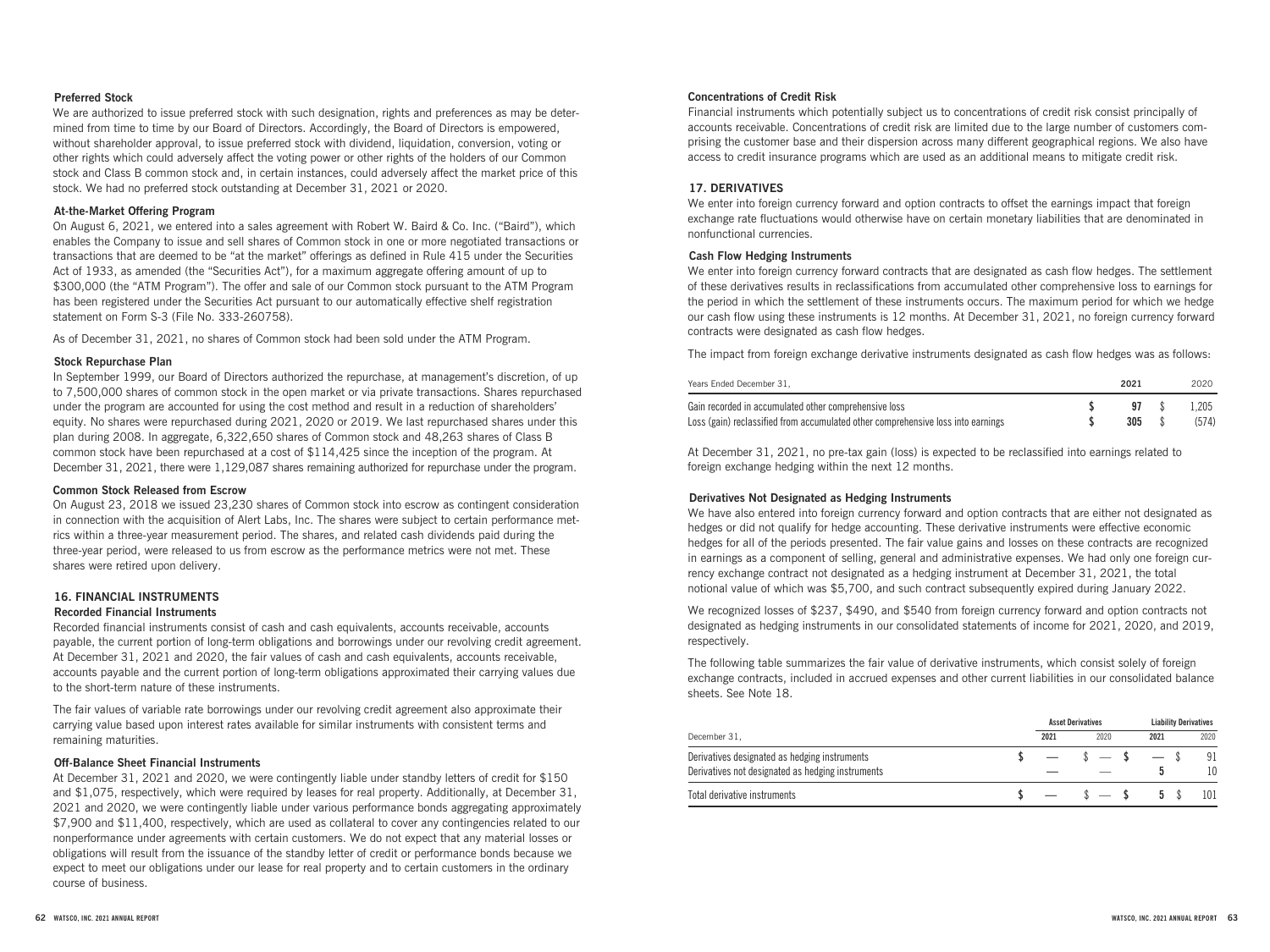### Preferred Stock

We are authorized to issue preferred stock with such designation, rights and preferences as may be determined from time to time by our Board of Directors. Accordingly, the Board of Directors is empowered, without shareholder approval, to issue preferred stock with dividend, liquidation, conversion, voting or other rights which could adversely affect the voting power or other rights of the holders of our Common stock and Class B common stock and, in certain instances, could adversely affect the market price of this stock. We had no preferred stock outstanding at December 31, 2021 or 2020.

### At-the-Market Offering Program

On August 6, 2021, we entered into a sales agreement with Robert W. Baird & Co. Inc. ("Baird"), which enables the Company to issue and sell shares of Common stock in one or more negotiated transactions or transactions that are deemed to be "at the market" offerings as defined in Rule 415 under the Securities Act of 1933, as amended (the "Securities Act"), for a maximum aggregate offering amount of up to $300,000 (the "ATM Program"). The offer and sale of our Common stock pursuant to the ATM Program has been registered under the Securities Act pursuant to our automatically effective shelf registration statement on Form S-3 (File No. 333-260758).

As of December 31, 2021, no shares of Common stock had been sold under the ATM Program.

### Stock Repurchase Plan

In September 1999, our Board of Directors authorized the repurchase, at management's discretion, of up to 7,500,000 shares of common stock in the open market or via private transactions. Shares repurchased under the program are accounted for using the cost method and result in a reduction of shareholders' equity. No shares were repurchased during 2021, 2020 or 2019. We last repurchased shares under this plan during 2008. In aggregate, 6,322,650 shares of Common stock and 48,263 shares of Class B common stock have been repurchased at a cost of $114,425 since the inception of the program. At December 31, 2021, there were 1,129,087 shares remaining authorized for repurchase under the program.

### Common Stock Released from Escrow

On August 23, 2018 we issued 23,230 shares of Common stock into escrow as contingent consideration in connection with the acquisition of Alert Labs, Inc. The shares were subject to certain performance metrics within a three-year measurement period. The shares, and related cash dividends paid during the three-year period, were released to us from escrow as the performance metrics were not met. These shares were retired upon delivery.

## 16. FINANCIAL INSTRUMENTS

### Recorded Financial Instruments

Recorded financial instruments consist of cash and cash equivalents, accounts receivable, accounts payable, the current portion of long-term obligations and borrowings under our revolving credit agreement. At December 31, 2021 and 2020, the fair values of cash and cash equivalents, accounts receivable, accounts payable and the current portion of long-term obligations approximated their carrying values due to the short-term nature of these instruments.

The fair values of variable rate borrowings under our revolving credit agreement also approximate their carrying value based upon interest rates available for similar instruments with consistent terms and remaining maturities.

### Off-Balance Sheet Financial Instruments

At December 31, 2021 and 2020, we were contingently liable under standby letters of credit for $150 and $1,075, respectively, which were required by leases for real property. Additionally, at December 31, 2021 and 2020, we were contingently liable under various performance bonds aggregating approximately $7,900 and $11,400, respectively, which are used as collateral to cover any contingencies related to our nonperformance under agreements with certain customers. We do not expect that any material losses or obligations will result from the issuance of the standby letter of credit or performance bonds because we expect to meet our obligations under our lease for real property and to certain customers in the ordinary course of business.

### Concentrations of Credit Risk

Financial instruments which potentially subject us to concentrations of credit risk consist principally of accounts receivable. Concentrations of credit risk are limited due to the large number of customers comprising the customer base and their dispersion across many different geographical regions. We also have access to credit insurance programs which are used as an additional means to mitigate credit risk.

## 17. DERIVATIVES

We enter into foreign currency forward and option contracts to offset the earnings impact that foreign exchange rate fluctuations would otherwise have on certain monetary liabilities that are denominated in nonfunctional currencies.

### Cash Flow Hedging Instruments

We enter into foreign currency forward contracts that are designated as cash flow hedges. The settlement of these derivatives results in reclassifications from accumulated other comprehensive loss to earnings for the period in which the settlement of these instruments occurs. The maximum period for which we hedge our cash flow using these instruments is 12 months. At December 31, 2021, no foreign currency forward contracts were designated as cash flow hedges.

The impact from foreign exchange derivative instruments designated as cash flow hedges was as follows:

| Years Ended December 31, | 2021 | 2020 |
|---|---|---|
| Gain recorded in accumulated other comprehensive loss | **$ 97** | $ 1,205 |
| Loss (gain) reclassified from accumulated other comprehensive loss into earnings | **$ 305** | $ (574) |

At December 31, 2021, no pre-tax gain (loss) is expected to be reclassified into earnings related to foreign exchange hedging within the next 12 months.

### Derivatives Not Designated as Hedging Instruments

We have also entered into foreign currency forward and option contracts that are either not designated as hedges or did not qualify for hedge accounting. These derivative instruments were effective economic hedges for all of the periods presented. The fair value gains and losses on these contracts are recognized in earnings as a component of selling, general and administrative expenses. We had only one foreign currency exchange contract not designated as a hedging instrument at December 31, 2021, the total notional value of which was $5,700, and such contract subsequently expired during January 2022.

We recognized losses of $237, $490, and $540 from foreign currency forward and option contracts not designated as hedging instruments in our consolidated statements of income for 2021, 2020, and 2019, respectively.

The following table summarizes the fair value of derivative instruments, which consist solely of foreign exchange contracts, included in accrued expenses and other current liabilities in our consolidated balance sheets. See Note 18.

| | Asset Derivatives | | Liability Derivatives | |
|---|---|---|---|---|
| December 31, | 2021 | 2020 | 2021 | 2020 |
| Derivatives designated as hedging instruments | **$ —** | $ — | **$ —** | $ 91 |
| Derivatives not designated as hedging instruments | **—** | — | **5** | 10 |
| Total derivative instruments | **$ —** | $ — | **$ 5** | $ 101 |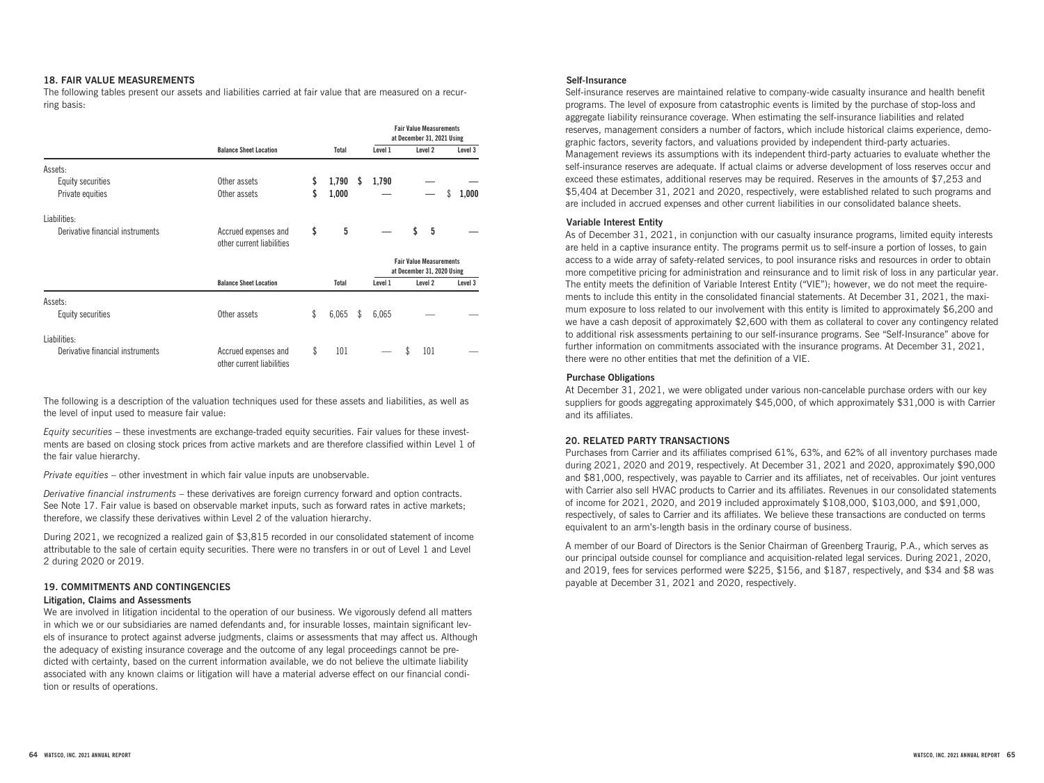## 18. FAIR VALUE MEASUREMENTS

The following tables present our assets and liabilities carried at fair value that are measured on a recurring basis:

| | Balance Sheet Location | Total | Fair Value Measurements at December 31, 2021 Using Level 1 | Level 2 | Level 3 |
|---|---|---|---|---|---|
| Assets: | | | | | |
| Equity securities | Other assets | $ 1,790 | $ 1,790 | — | — |
| Private equities | Other assets | $ 1,000 | — | — | $ 1,000 |
| Liabilities: | | | | | |
| Derivative financial instruments | Accrued expenses and other current liabilities | $ 5 | — | $ 5 | — |

| | Balance Sheet Location | Total | Fair Value Measurements at December 31, 2020 Using Level 1 | Level 2 | Level 3 |
|---|---|---|---|---|---|
| Assets: | | | | | |
| Equity securities | Other assets | $ 6,065 | $ 6,065 | — | — |
| Liabilities: | | | | | |
| Derivative financial instruments | Accrued expenses and other current liabilities | $ 101 | — | $ 101 | — |

The following is a description of the valuation techniques used for these assets and liabilities, as well as the level of input used to measure fair value:

*Equity securities* – these investments are exchange-traded equity securities. Fair values for these investments are based on closing stock prices from active markets and are therefore classified within Level 1 of the fair value hierarchy.

*Private equities* – other investment in which fair value inputs are unobservable.

*Derivative financial instruments* – these derivatives are foreign currency forward and option contracts. See Note 17. Fair value is based on observable market inputs, such as forward rates in active markets; therefore, we classify these derivatives within Level 2 of the valuation hierarchy.

During 2021, we recognized a realized gain of $3,815 recorded in our consolidated statement of income attributable to the sale of certain equity securities. There were no transfers in or out of Level 1 and Level 2 during 2020 or 2019.

## 19. COMMITMENTS AND CONTINGENCIES

### Litigation, Claims and Assessments

We are involved in litigation incidental to the operation of our business. We vigorously defend all matters in which we or our subsidiaries are named defendants and, for insurable losses, maintain significant levels of insurance to protect against adverse judgments, claims or assessments that may affect us. Although the adequacy of existing insurance coverage and the outcome of any legal proceedings cannot be predicted with certainty, based on the current information available, we do not believe the ultimate liability associated with any known claims or litigation will have a material adverse effect on our financial condition or results of operations.

### Self-Insurance

Self-insurance reserves are maintained relative to company-wide casualty insurance and health benefit programs. The level of exposure from catastrophic events is limited by the purchase of stop-loss and aggregate liability reinsurance coverage. When estimating the self-insurance liabilities and related reserves, management considers a number of factors, which include historical claims experience, demographic factors, severity factors, and valuations provided by independent third-party actuaries. Management reviews its assumptions with its independent third-party actuaries to evaluate whether the self-insurance reserves are adequate. If actual claims or adverse development of loss reserves occur and exceed these estimates, additional reserves may be required. Reserves in the amounts of $7,253 and $5,404 at December 31, 2021 and 2020, respectively, were established related to such programs and are included in accrued expenses and other current liabilities in our consolidated balance sheets.

### Variable Interest Entity

As of December 31, 2021, in conjunction with our casualty insurance programs, limited equity interests are held in a captive insurance entity. The programs permit us to self-insure a portion of losses, to gain access to a wide array of safety-related services, to pool insurance risks and resources in order to obtain more competitive pricing for administration and reinsurance and to limit risk of loss in any particular year. The entity meets the definition of Variable Interest Entity ("VIE"); however, we do not meet the requirements to include this entity in the consolidated financial statements. At December 31, 2021, the maximum exposure to loss related to our involvement with this entity is limited to approximately $6,200 and we have a cash deposit of approximately $2,600 with them as collateral to cover any contingency related to additional risk assessments pertaining to our self-insurance programs. See "Self-Insurance" above for further information on commitments associated with the insurance programs. At December 31, 2021, there were no other entities that met the definition of a VIE.

### Purchase Obligations

At December 31, 2021, we were obligated under various non-cancelable purchase orders with our key suppliers for goods aggregating approximately $45,000, of which approximately $31,000 is with Carrier and its affiliates.

## 20. RELATED PARTY TRANSACTIONS

Purchases from Carrier and its affiliates comprised 61%, 63%, and 62% of all inventory purchases made during 2021, 2020 and 2019, respectively. At December 31, 2021 and 2020, approximately $90,000 and $81,000, respectively, was payable to Carrier and its affiliates, net of receivables. Our joint ventures with Carrier also sell HVAC products to Carrier and its affiliates. Revenues in our consolidated statements of income for 2021, 2020, and 2019 included approximately $108,000, $103,000, and $91,000, respectively, of sales to Carrier and its affiliates. We believe these transactions are conducted on terms equivalent to an arm's-length basis in the ordinary course of business.

A member of our Board of Directors is the Senior Chairman of Greenberg Traurig, P.A., which serves as our principal outside counsel for compliance and acquisition-related legal services. During 2021, 2020, and 2019, fees for services performed were $225, $156, and $187, respectively, and $34 and $8 was payable at December 31, 2021 and 2020, respectively.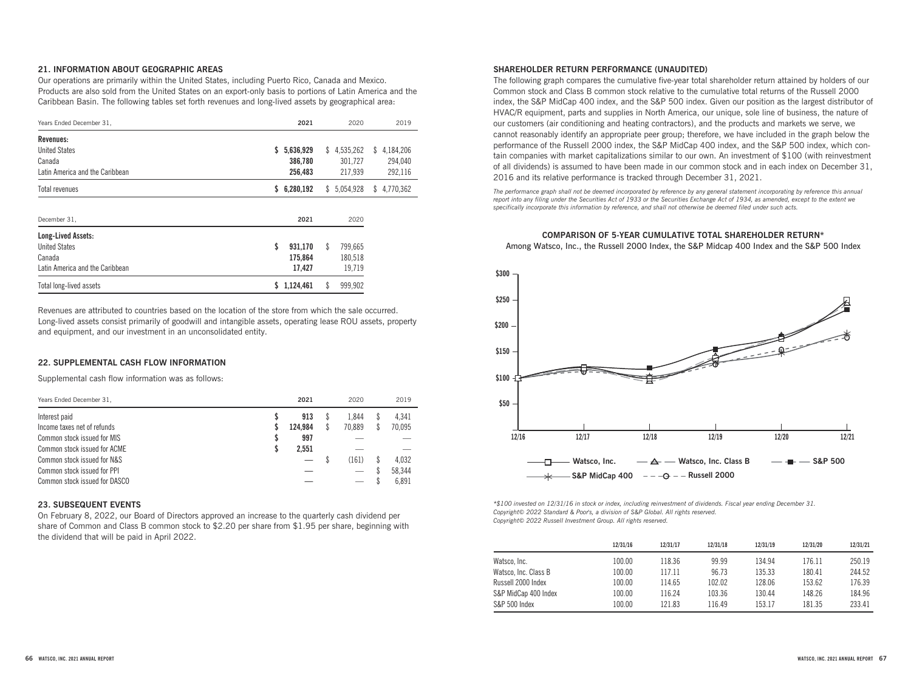## 21. INFORMATION ABOUT GEOGRAPHIC AREAS

Our operations are primarily within the United States, including Puerto Rico, Canada and Mexico. Products are also sold from the United States on an export-only basis to portions of Latin America and the Caribbean Basin. The following tables set forth revenues and long-lived assets by geographical area:

| Years Ended December 31, | 2021 | 2020 | 2019 |
|---|---|---|---|
| **Revenues:** | | | |
| United States | **$ 5,636,929** | $ 4,535,262 | $ 4,184,206 |
| Canada | **386,780** | 301,727 | 294,040 |
| Latin America and the Caribbean | **256,483** | 217,939 | 292,116 |
| Total revenues | **$ 6,280,192** | $ 5,054,928 | $ 4,770,362 |

| December 31, | 2021 | 2020 |
|---|---|---|
| **Long-Lived Assets:** | | |
| United States | **$ 931,170** | $ 799,665 |
| Canada | **175,864** | 180,518 |
| Latin America and the Caribbean | **17,427** | 19,719 |
| Total long-lived assets | **$ 1,124,461** | $ 999,902 |

Revenues are attributed to countries based on the location of the store from which the sale occurred. Long-lived assets consist primarily of goodwill and intangible assets, operating lease ROU assets, property and equipment, and our investment in an unconsolidated entity.

## 22. SUPPLEMENTAL CASH FLOW INFORMATION

Supplemental cash flow information was as follows:

| Years Ended December 31, | 2021 | 2020 | 2019 |
|---|---|---|---|
| Interest paid | **$ 913** | $ 1,844 | $ 4,341 |
| Income taxes net of refunds | **$ 124,984** | $ 70,889 | $ 70,095 |
| Common stock issued for MIS | **$ 997** | — | — |
| Common stock issued for ACME | **$ 2,551** | — | — |
| Common stock issued for N&S | **—** | $ (161) | $ 4,032 |
| Common stock issued for PPI | **—** | — | $ 58,344 |
| Common stock issued for DASCO | **—** | — | $ 6,891 |

## 23. SUBSEQUENT EVENTS

On February 8, 2022, our Board of Directors approved an increase to the quarterly cash dividend per share of Common and Class B common stock to $2.20 per share from $1.95 per share, beginning with the dividend that will be paid in April 2022.

## SHAREHOLDER RETURN PERFORMANCE (UNAUDITED)

The following graph compares the cumulative five-year total shareholder return attained by holders of our Common stock and Class B common stock relative to the cumulative total returns of the Russell 2000 index, the S&P MidCap 400 index, and the S&P 500 index. Given our position as the largest distributor of HVAC/R equipment, parts and supplies in North America, our unique, sole line of business, the nature of our customers (air conditioning and heating contractors), and the products and markets we serve, we cannot reasonably identify an appropriate peer group; therefore, we have included in the graph below the performance of the Russell 2000 index, the S&P MidCap 400 index, and the S&P 500 index, which contain companies with market capitalizations similar to our own. An investment of $100 (with reinvestment of all dividends) is assumed to have been made in our common stock and in each index on December 31, 2016 and its relative performance is tracked through December 31, 2021.

*The performance graph shall not be deemed incorporated by reference by any general statement incorporating by reference this annual report into any filing under the Securities Act of 1933 or the Securities Exchange Act of 1934, as amended, except to the extent we specifically incorporate this information by reference, and shall not otherwise be deemed filed under such acts.*

**COMPARISON OF 5-YEAR CUMULATIVE TOTAL SHAREHOLDER RETURN***

Among Watsco, Inc., the Russell 2000 Index, the S&P Midcap 400 Index and the S&P 500 Index

*\*$100 invested on 12/31/16 in stock or index, including reinvestment of dividends. Fiscal year ending December 31.*
*Copyright© 2022 Standard & Poor's, a division of S&P Global. All rights reserved.*
*Copyright© 2022 Russell Investment Group. All rights reserved.*

| | 12/31/16 | 12/31/17 | 12/31/18 | 12/31/19 | 12/31/20 | 12/31/21 |
|---|---|---|---|---|---|---|
| Watsco, Inc. | 100.00 | 118.36 | 99.99 | 134.94 | 176.11 | 250.19 |
| Watsco, Inc. Class B | 100.00 | 117.11 | 96.73 | 135.33 | 180.41 | 244.52 |
| Russell 2000 Index | 100.00 | 114.65 | 102.02 | 128.06 | 153.62 | 176.39 |
| S&P MidCap 400 Index | 100.00 | 116.24 | 103.36 | 130.44 | 148.26 | 184.96 |
| S&P 500 Index | 100.00 | 121.83 | 116.49 | 153.17 | 181.35 | 233.41 |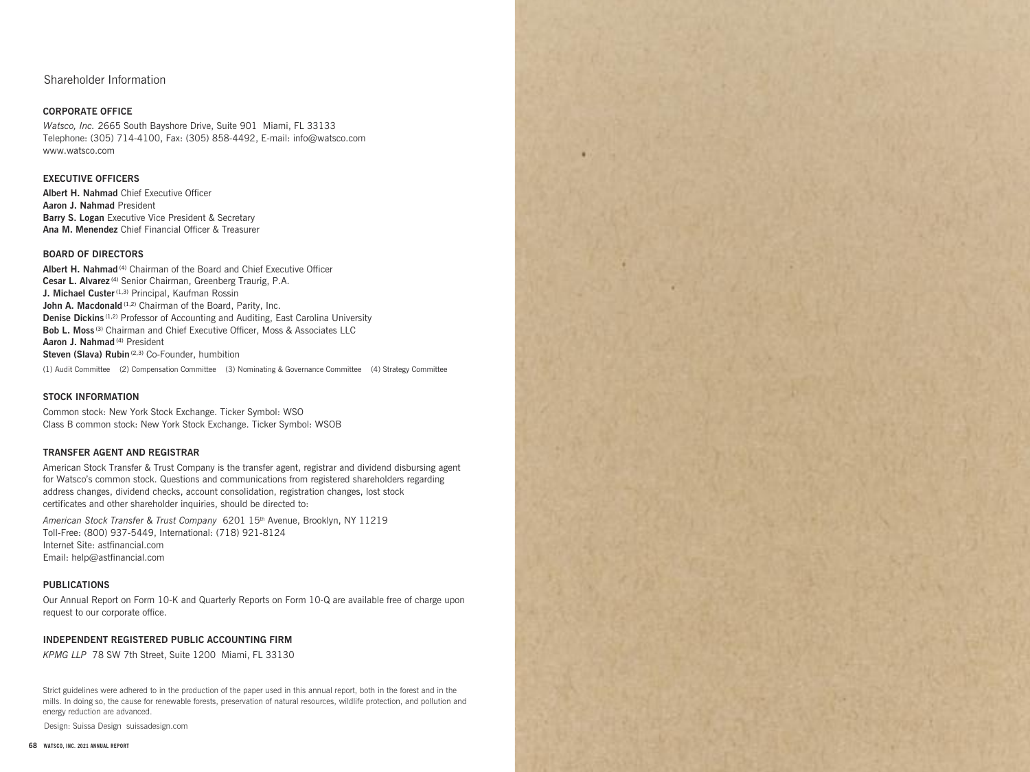# Shareholder Information

## CORPORATE OFFICE

*Watsco, Inc.* 2665 South Bayshore Drive, Suite 901 Miami, FL 33133
Telephone: (305) 714-4100, Fax: (305) 858-4492, E-mail: info@watsco.com
www.watsco.com

## EXECUTIVE OFFICERS

**Albert H. Nahmad** Chief Executive Officer
**Aaron J. Nahmad** President
**Barry S. Logan** Executive Vice President & Secretary
**Ana M. Menendez** Chief Financial Officer & Treasurer

## BOARD OF DIRECTORS

**Albert H. Nahmad** (4) Chairman of the Board and Chief Executive Officer
**Cesar L. Alvarez** (4) Senior Chairman, Greenberg Traurig, P.A.
**J. Michael Custer** (1,3) Principal, Kaufman Rossin
**John A. Macdonald** (1,2) Chairman of the Board, Parity, Inc.
**Denise Dickins** (1,2) Professor of Accounting and Auditing, East Carolina University
**Bob L. Moss** (3) Chairman and Chief Executive Officer, Moss & Associates LLC
**Aaron J. Nahmad** (4) President
**Steven (Slava) Rubin** (2,3) Co-Founder, humbition

(1) Audit Committee (2) Compensation Committee (3) Nominating & Governance Committee (4) Strategy Committee

## STOCK INFORMATION

Common stock: New York Stock Exchange. Ticker Symbol: WSO
Class B common stock: New York Stock Exchange. Ticker Symbol: WSOB

## TRANSFER AGENT AND REGISTRAR

American Stock Transfer & Trust Company is the transfer agent, registrar and dividend disbursing agent for Watsco's common stock. Questions and communications from registered shareholders regarding address changes, dividend checks, account consolidation, registration changes, lost stock certificates and other shareholder inquiries, should be directed to:

*American Stock Transfer & Trust Company* 6201 15th Avenue, Brooklyn, NY 11219
Toll-Free: (800) 937-5449, International: (718) 921-8124
Internet Site: astfinancial.com
Email: help@astfinancial.com

## PUBLICATIONS

Our Annual Report on Form 10-K and Quarterly Reports on Form 10-Q are available free of charge upon request to our corporate office.

## INDEPENDENT REGISTERED PUBLIC ACCOUNTING FIRM

*KPMG LLP* 78 SW 7th Street, Suite 1200 Miami, FL 33130

Strict guidelines were adhered to in the production of the paper used in this annual report, both in the forest and in the mills. In doing so, the cause for renewable forests, preservation of natural resources, wildlife protection, and pollution and energy reduction are advanced.

Design: Suissa Design suissadesign.com